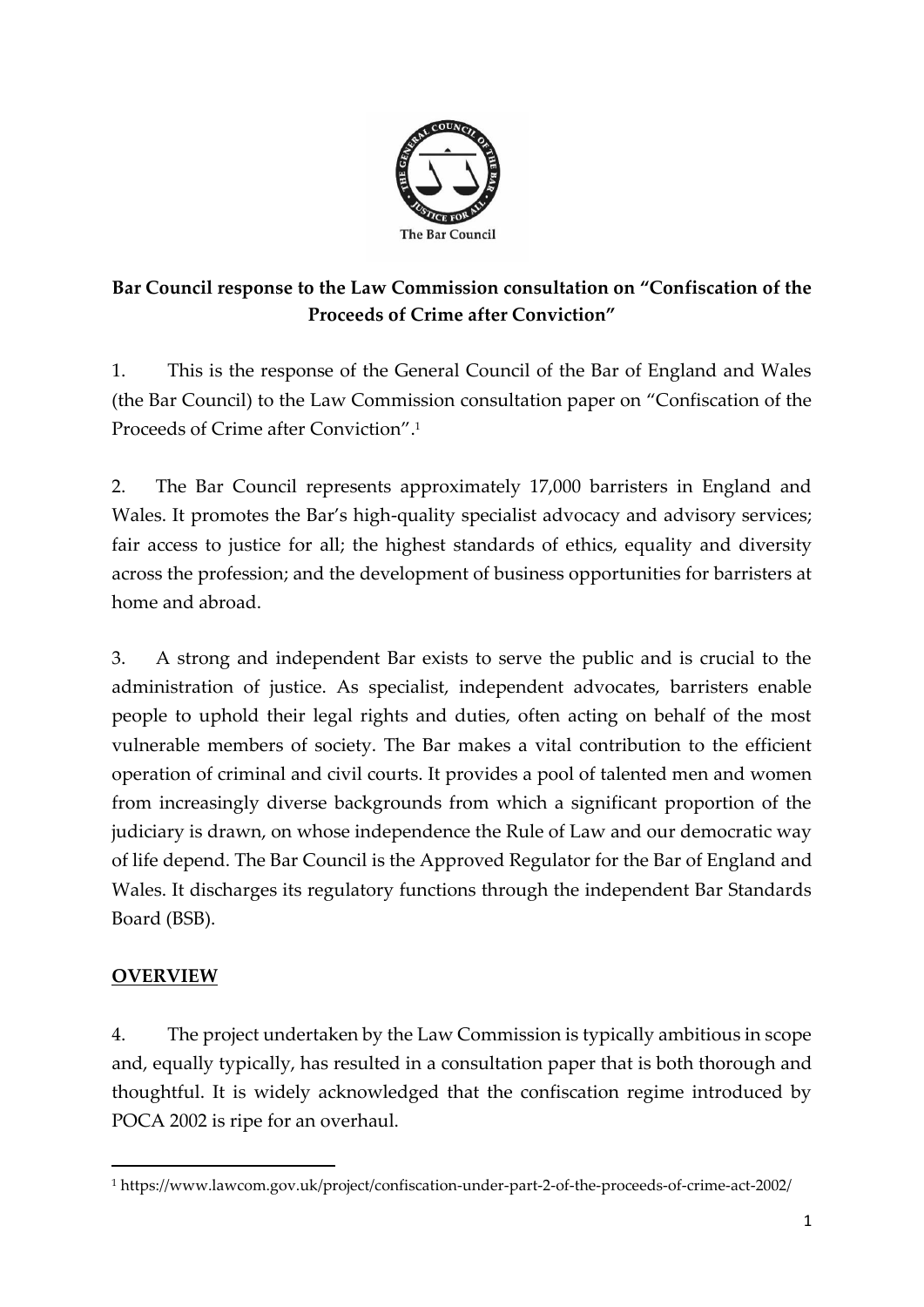**Bar Council response to the Law Commission consultation on "Confiscation of the Proceeds of Crime after Conviction"**

1. This is the response of the General Council of the Bar of England and Wales (the Bar Council) to the Law Commission consultation paper on "Confiscation of the Proceeds of Crime after Conviction".[1]

2. The Bar Council represents approximately 17,000 barristers in England and Wales. It promotes the Bar's high-quality specialist advocacy and advisory services; fair access to justice for all; the highest standards of ethics, equality and diversity across the profession; and the development of business opportunities for barristers at home and abroad.

3. A strong and independent Bar exists to serve the public and is crucial to the administration of justice. As specialist, independent advocates, barristers enable people to uphold their legal rights and duties, often acting on behalf of the most vulnerable members of society. The Bar makes a vital contribution to the efficient operation of criminal and civil courts. It provides a pool of talented men and women from increasingly diverse backgrounds from which a significant proportion of the judiciary is drawn, on whose independence the Rule of Law and our democratic way of life depend. The Bar Council is the Approved Regulator for the Bar of England and Wales. It discharges its regulatory functions through the independent Bar Standards Board (BSB).

## OVERVIEW

4. The project undertaken by the Law Commission is typically ambitious in scope and, equally typically, has resulted in a consultation paper that is both thorough and thoughtful. It is widely acknowledged that the confiscation regime introduced by POCA 2002 is ripe for an overhaul.

---

[1] https://www.lawcom.gov.uk/project/confiscation-under-part-2-of-the-proceeds-of-crime-act-2002/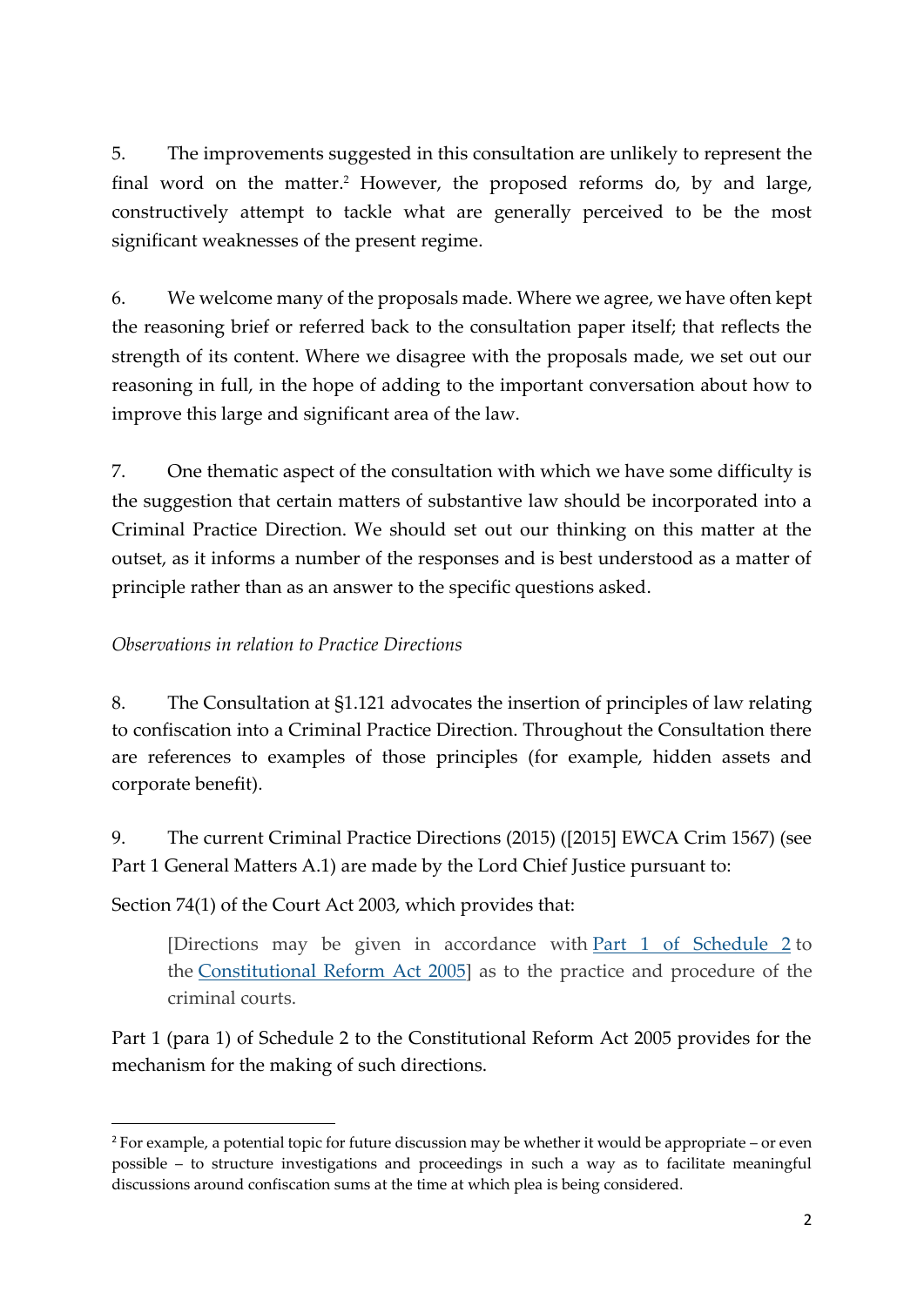5. The improvements suggested in this consultation are unlikely to represent the final word on the matter.[2] However, the proposed reforms do, by and large, constructively attempt to tackle what are generally perceived to be the most significant weaknesses of the present regime.

6. We welcome many of the proposals made. Where we agree, we have often kept the reasoning brief or referred back to the consultation paper itself; that reflects the strength of its content. Where we disagree with the proposals made, we set out our reasoning in full, in the hope of adding to the important conversation about how to improve this large and significant area of the law.

7. One thematic aspect of the consultation with which we have some difficulty is the suggestion that certain matters of substantive law should be incorporated into a Criminal Practice Direction. We should set out our thinking on this matter at the outset, as it informs a number of the responses and is best understood as a matter of principle rather than as an answer to the specific questions asked.

*Observations in relation to Practice Directions*

8. The Consultation at §1.121 advocates the insertion of principles of law relating to confiscation into a Criminal Practice Direction. Throughout the Consultation there are references to examples of those principles (for example, hidden assets and corporate benefit).

9. The current Criminal Practice Directions (2015) ([2015] EWCA Crim 1567) (see Part 1 General Matters A.1) are made by the Lord Chief Justice pursuant to:

Section 74(1) of the Court Act 2003, which provides that:

> [Directions may be given in accordance with Part 1 of Schedule 2 to the Constitutional Reform Act 2005] as to the practice and procedure of the criminal courts.

Part 1 (para 1) of Schedule 2 to the Constitutional Reform Act 2005 provides for the mechanism for the making of such directions.

---

[2] For example, a potential topic for future discussion may be whether it would be appropriate – or even possible – to structure investigations and proceedings in such a way as to facilitate meaningful discussions around confiscation sums at the time at which plea is being considered.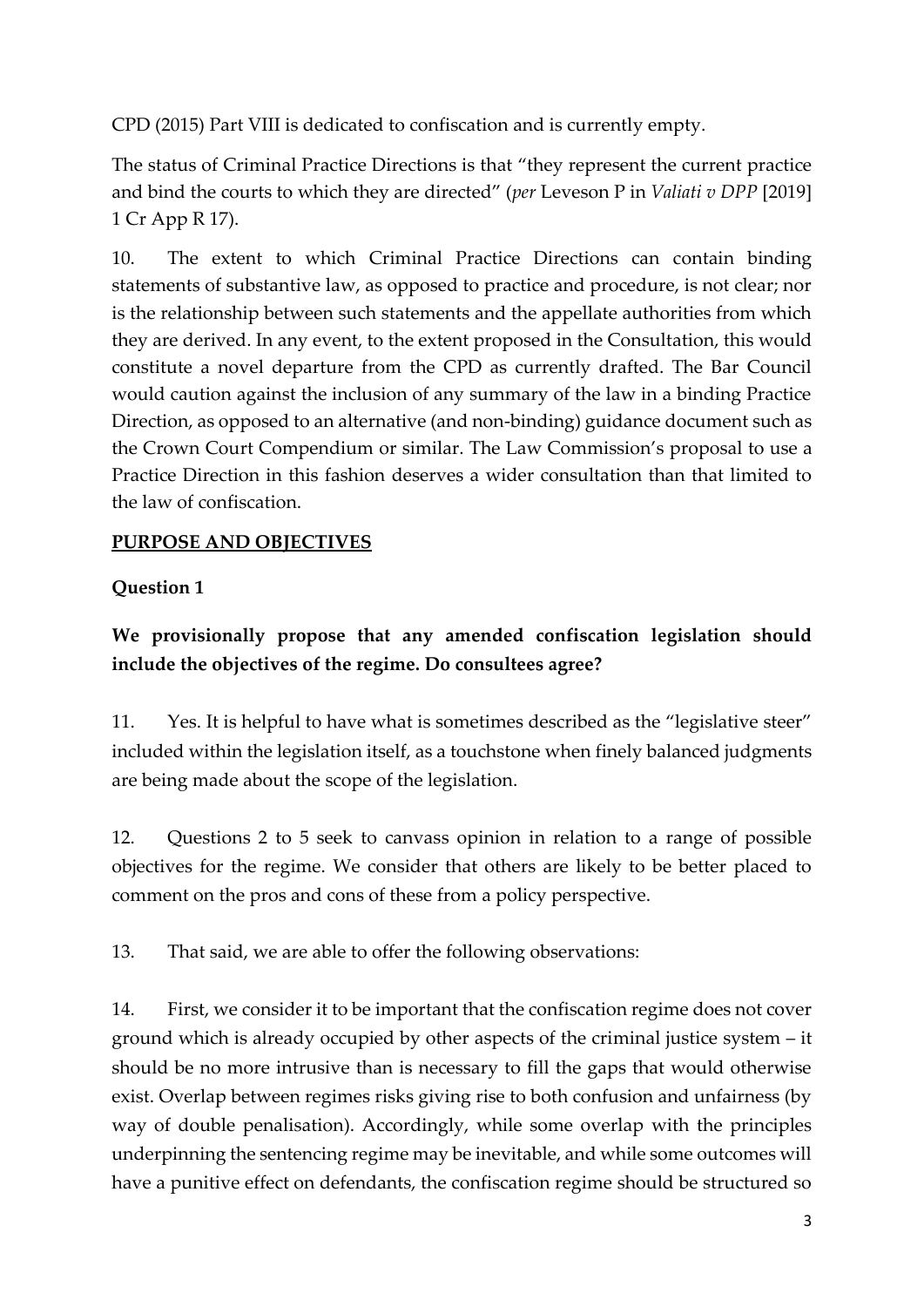CPD (2015) Part VIII is dedicated to confiscation and is currently empty.

The status of Criminal Practice Directions is that "they represent the current practice and bind the courts to which they are directed" (*per* Leveson P in *Valiati v DPP* [2019] 1 Cr App R 17).

10. The extent to which Criminal Practice Directions can contain binding statements of substantive law, as opposed to practice and procedure, is not clear; nor is the relationship between such statements and the appellate authorities from which they are derived. In any event, to the extent proposed in the Consultation, this would constitute a novel departure from the CPD as currently drafted. The Bar Council would caution against the inclusion of any summary of the law in a binding Practice Direction, as opposed to an alternative (and non-binding) guidance document such as the Crown Court Compendium or similar. The Law Commission's proposal to use a Practice Direction in this fashion deserves a wider consultation than that limited to the law of confiscation.

## PURPOSE AND OBJECTIVES

### Question 1

**We provisionally propose that any amended confiscation legislation should include the objectives of the regime. Do consultees agree?**

11. Yes. It is helpful to have what is sometimes described as the "legislative steer" included within the legislation itself, as a touchstone when finely balanced judgments are being made about the scope of the legislation.

12. Questions 2 to 5 seek to canvass opinion in relation to a range of possible objectives for the regime. We consider that others are likely to be better placed to comment on the pros and cons of these from a policy perspective.

13. That said, we are able to offer the following observations:

14. First, we consider it to be important that the confiscation regime does not cover ground which is already occupied by other aspects of the criminal justice system – it should be no more intrusive than is necessary to fill the gaps that would otherwise exist. Overlap between regimes risks giving rise to both confusion and unfairness (by way of double penalisation). Accordingly, while some overlap with the principles underpinning the sentencing regime may be inevitable, and while some outcomes will have a punitive effect on defendants, the confiscation regime should be structured so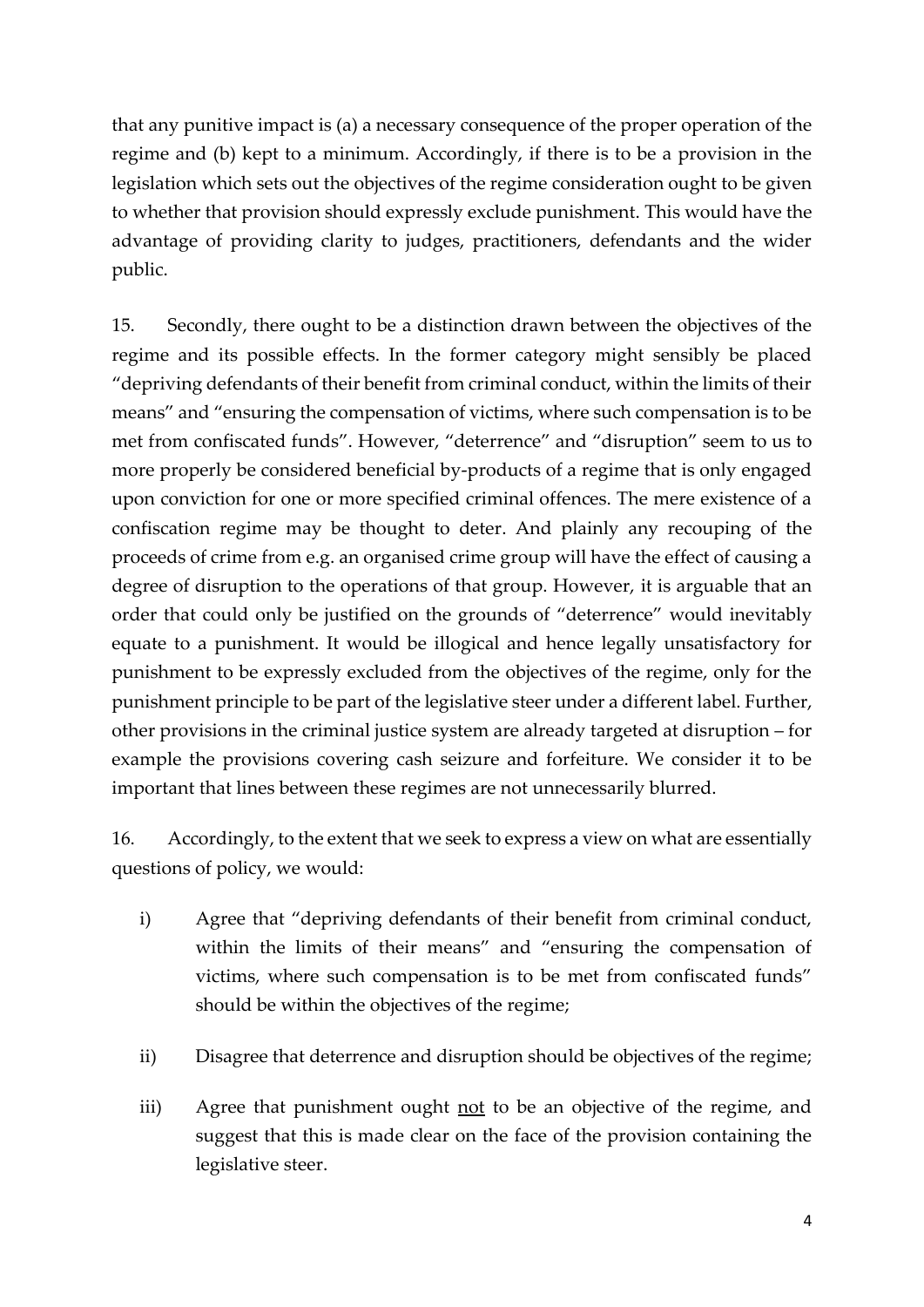that any punitive impact is (a) a necessary consequence of the proper operation of the regime and (b) kept to a minimum. Accordingly, if there is to be a provision in the legislation which sets out the objectives of the regime consideration ought to be given to whether that provision should expressly exclude punishment. This would have the advantage of providing clarity to judges, practitioners, defendants and the wider public.

15. Secondly, there ought to be a distinction drawn between the objectives of the regime and its possible effects. In the former category might sensibly be placed "depriving defendants of their benefit from criminal conduct, within the limits of their means" and "ensuring the compensation of victims, where such compensation is to be met from confiscated funds". However, "deterrence" and "disruption" seem to us to more properly be considered beneficial by-products of a regime that is only engaged upon conviction for one or more specified criminal offences. The mere existence of a confiscation regime may be thought to deter. And plainly any recouping of the proceeds of crime from e.g. an organised crime group will have the effect of causing a degree of disruption to the operations of that group. However, it is arguable that an order that could only be justified on the grounds of "deterrence" would inevitably equate to a punishment. It would be illogical and hence legally unsatisfactory for punishment to be expressly excluded from the objectives of the regime, only for the punishment principle to be part of the legislative steer under a different label. Further, other provisions in the criminal justice system are already targeted at disruption – for example the provisions covering cash seizure and forfeiture. We consider it to be important that lines between these regimes are not unnecessarily blurred.

16. Accordingly, to the extent that we seek to express a view on what are essentially questions of policy, we would:

i) Agree that "depriving defendants of their benefit from criminal conduct, within the limits of their means" and "ensuring the compensation of victims, where such compensation is to be met from confiscated funds" should be within the objectives of the regime;

ii) Disagree that deterrence and disruption should be objectives of the regime;

iii) Agree that punishment ought <u>not</u> to be an objective of the regime, and suggest that this is made clear on the face of the provision containing the legislative steer.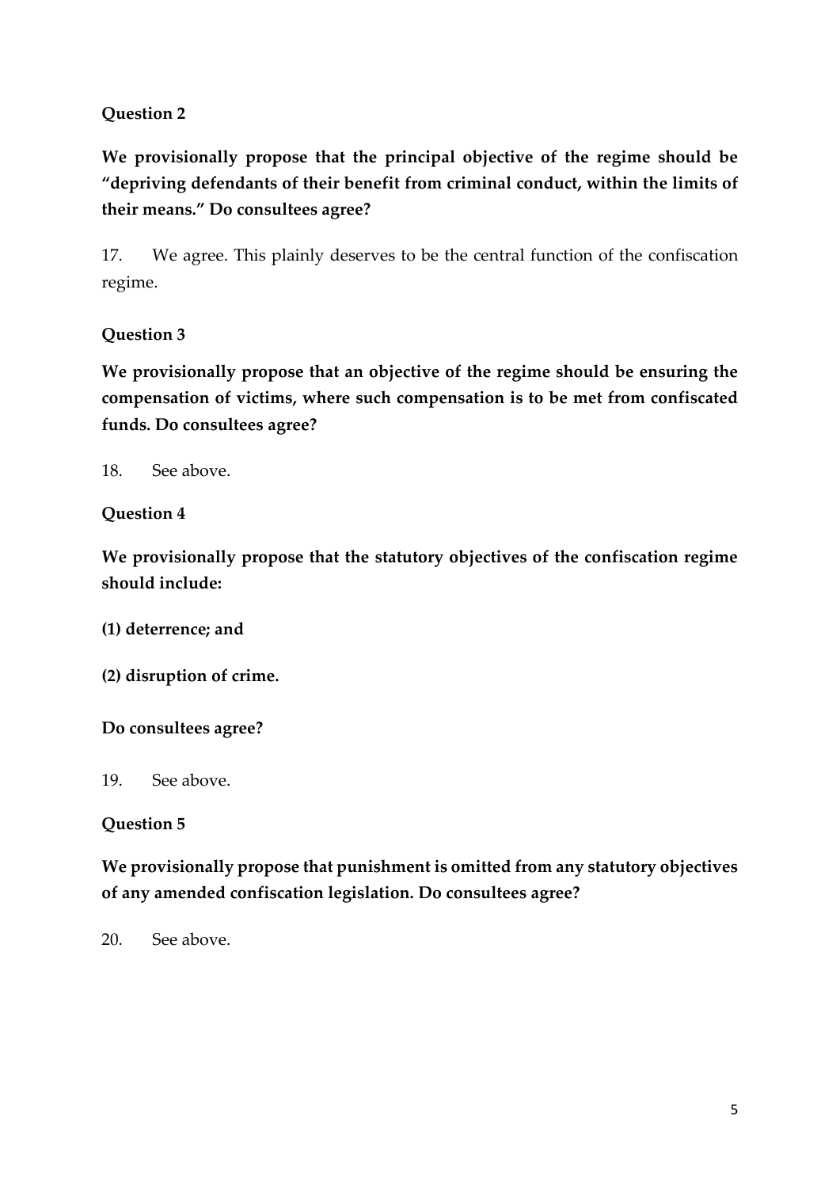**Question 2**

**We provisionally propose that the principal objective of the regime should be "depriving defendants of their benefit from criminal conduct, within the limits of their means." Do consultees agree?**

17. We agree. This plainly deserves to be the central function of the confiscation regime.

**Question 3**

**We provisionally propose that an objective of the regime should be ensuring the compensation of victims, where such compensation is to be met from confiscated funds. Do consultees agree?**

18. See above.

**Question 4**

**We provisionally propose that the statutory objectives of the confiscation regime should include:**

**(1) deterrence; and**

**(2) disruption of crime.**

**Do consultees agree?**

19. See above.

**Question 5**

**We provisionally propose that punishment is omitted from any statutory objectives of any amended confiscation legislation. Do consultees agree?**

20. See above.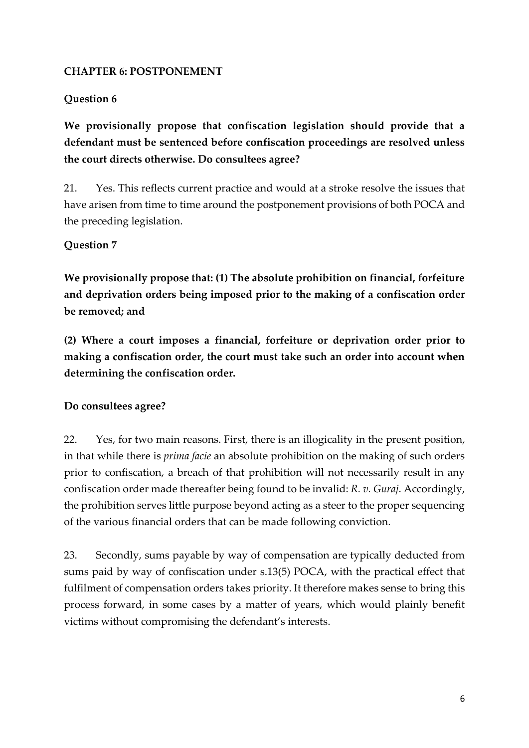## CHAPTER 6: POSTPONEMENT

### Question 6

**We provisionally propose that confiscation legislation should provide that a defendant must be sentenced before confiscation proceedings are resolved unless the court directs otherwise. Do consultees agree?**

21. Yes. This reflects current practice and would at a stroke resolve the issues that have arisen from time to time around the postponement provisions of both POCA and the preceding legislation.

### Question 7

**We provisionally propose that: (1) The absolute prohibition on financial, forfeiture and deprivation orders being imposed prior to the making of a confiscation order be removed; and**

**(2) Where a court imposes a financial, forfeiture or deprivation order prior to making a confiscation order, the court must take such an order into account when determining the confiscation order.**

**Do consultees agree?**

22. Yes, for two main reasons. First, there is an illogicality in the present position, in that while there is *prima facie* an absolute prohibition on the making of such orders prior to confiscation, a breach of that prohibition will not necessarily result in any confiscation order made thereafter being found to be invalid: *R. v. Guraj*. Accordingly, the prohibition serves little purpose beyond acting as a steer to the proper sequencing of the various financial orders that can be made following conviction.

23. Secondly, sums payable by way of compensation are typically deducted from sums paid by way of confiscation under s.13(5) POCA, with the practical effect that fulfilment of compensation orders takes priority. It therefore makes sense to bring this process forward, in some cases by a matter of years, which would plainly benefit victims without compromising the defendant's interests.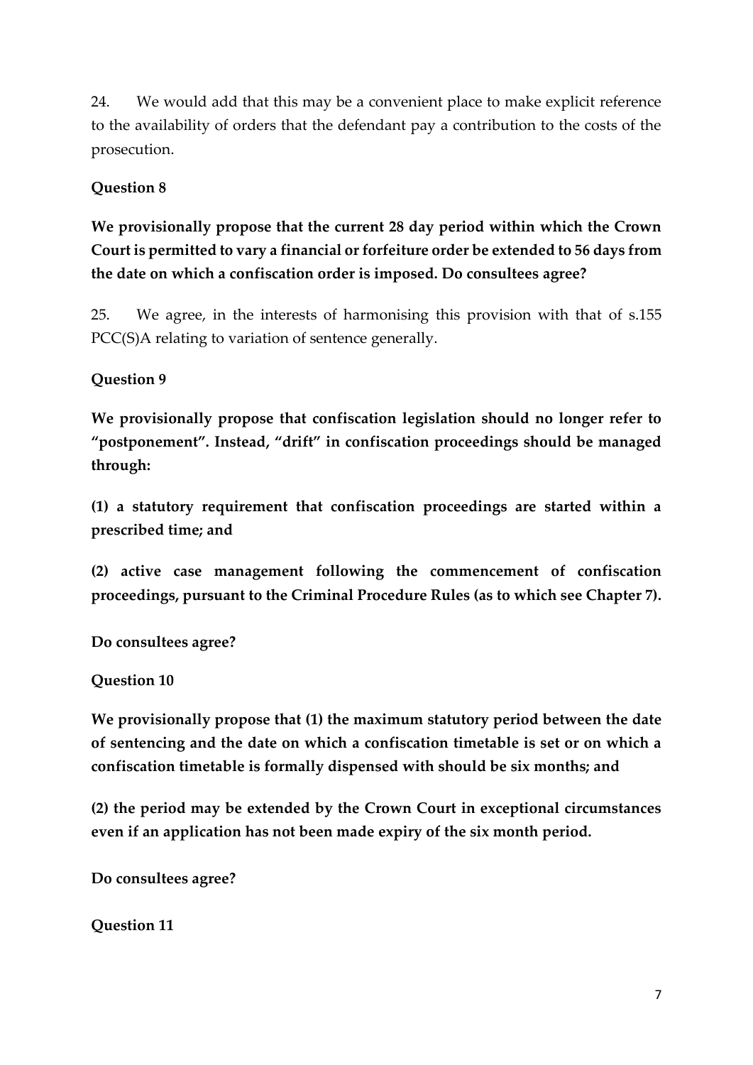24. We would add that this may be a convenient place to make explicit reference to the availability of orders that the defendant pay a contribution to the costs of the prosecution.

**Question 8**

**We provisionally propose that the current 28 day period within which the Crown Court is permitted to vary a financial or forfeiture order be extended to 56 days from the date on which a confiscation order is imposed. Do consultees agree?**

25. We agree, in the interests of harmonising this provision with that of s.155 PCC(S)A relating to variation of sentence generally.

**Question 9**

**We provisionally propose that confiscation legislation should no longer refer to "postponement". Instead, "drift" in confiscation proceedings should be managed through:**

**(1) a statutory requirement that confiscation proceedings are started within a prescribed time; and**

**(2) active case management following the commencement of confiscation proceedings, pursuant to the Criminal Procedure Rules (as to which see Chapter 7).**

**Do consultees agree?**

**Question 10**

**We provisionally propose that (1) the maximum statutory period between the date of sentencing and the date on which a confiscation timetable is set or on which a confiscation timetable is formally dispensed with should be six months; and**

**(2) the period may be extended by the Crown Court in exceptional circumstances even if an application has not been made expiry of the six month period.**

**Do consultees agree?**

**Question 11**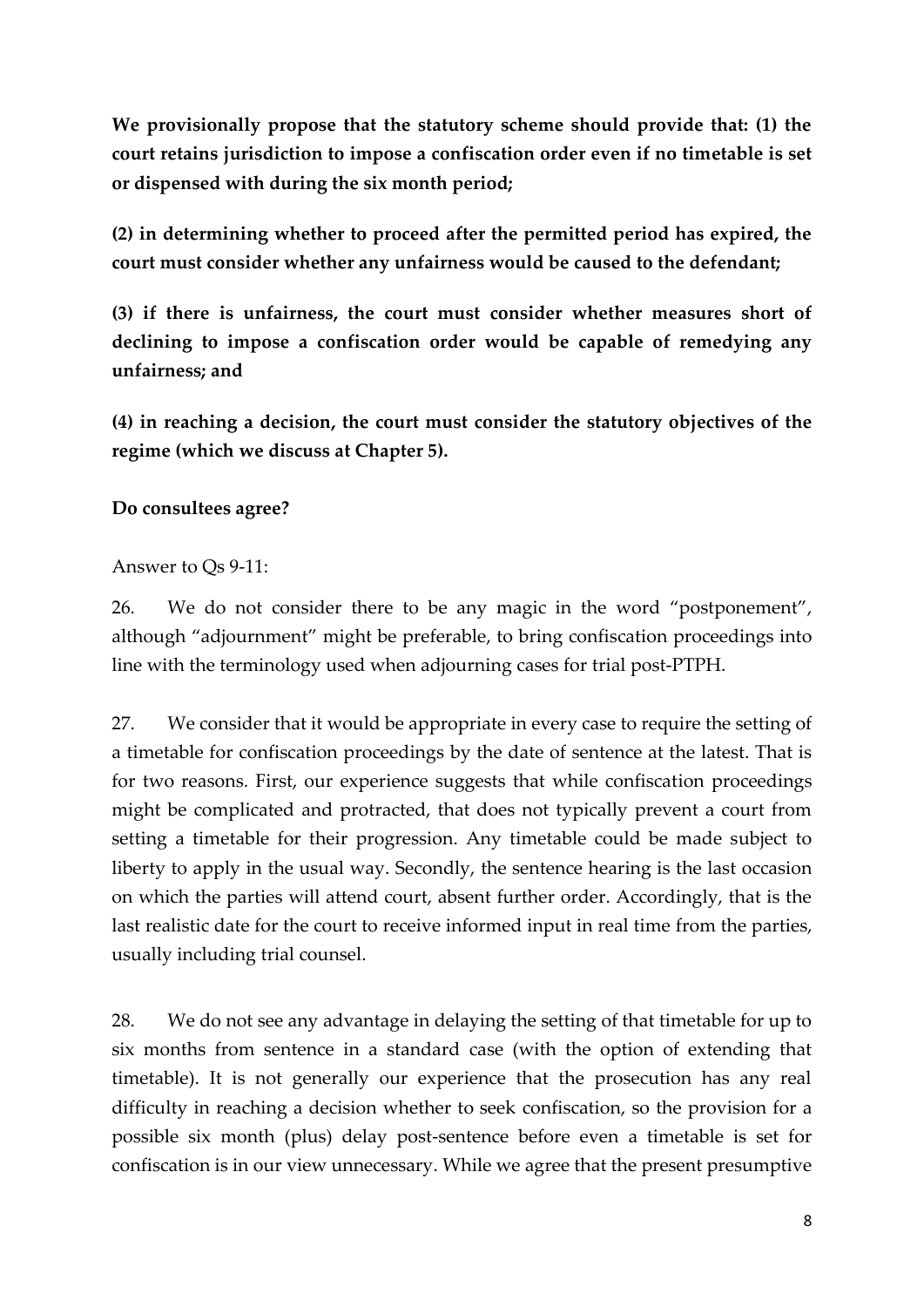**We provisionally propose that the statutory scheme should provide that: (1) the court retains jurisdiction to impose a confiscation order even if no timetable is set or dispensed with during the six month period;**

**(2) in determining whether to proceed after the permitted period has expired, the court must consider whether any unfairness would be caused to the defendant;**

**(3) if there is unfairness, the court must consider whether measures short of declining to impose a confiscation order would be capable of remedying any unfairness; and**

**(4) in reaching a decision, the court must consider the statutory objectives of the regime (which we discuss at Chapter 5).**

**Do consultees agree?**

Answer to Qs 9-11:

26. We do not consider there to be any magic in the word "postponement", although "adjournment" might be preferable, to bring confiscation proceedings into line with the terminology used when adjourning cases for trial post-PTPH.

27. We consider that it would be appropriate in every case to require the setting of a timetable for confiscation proceedings by the date of sentence at the latest. That is for two reasons. First, our experience suggests that while confiscation proceedings might be complicated and protracted, that does not typically prevent a court from setting a timetable for their progression. Any timetable could be made subject to liberty to apply in the usual way. Secondly, the sentence hearing is the last occasion on which the parties will attend court, absent further order. Accordingly, that is the last realistic date for the court to receive informed input in real time from the parties, usually including trial counsel.

28. We do not see any advantage in delaying the setting of that timetable for up to six months from sentence in a standard case (with the option of extending that timetable). It is not generally our experience that the prosecution has any real difficulty in reaching a decision whether to seek confiscation, so the provision for a possible six month (plus) delay post-sentence before even a timetable is set for confiscation is in our view unnecessary. While we agree that the present presumptive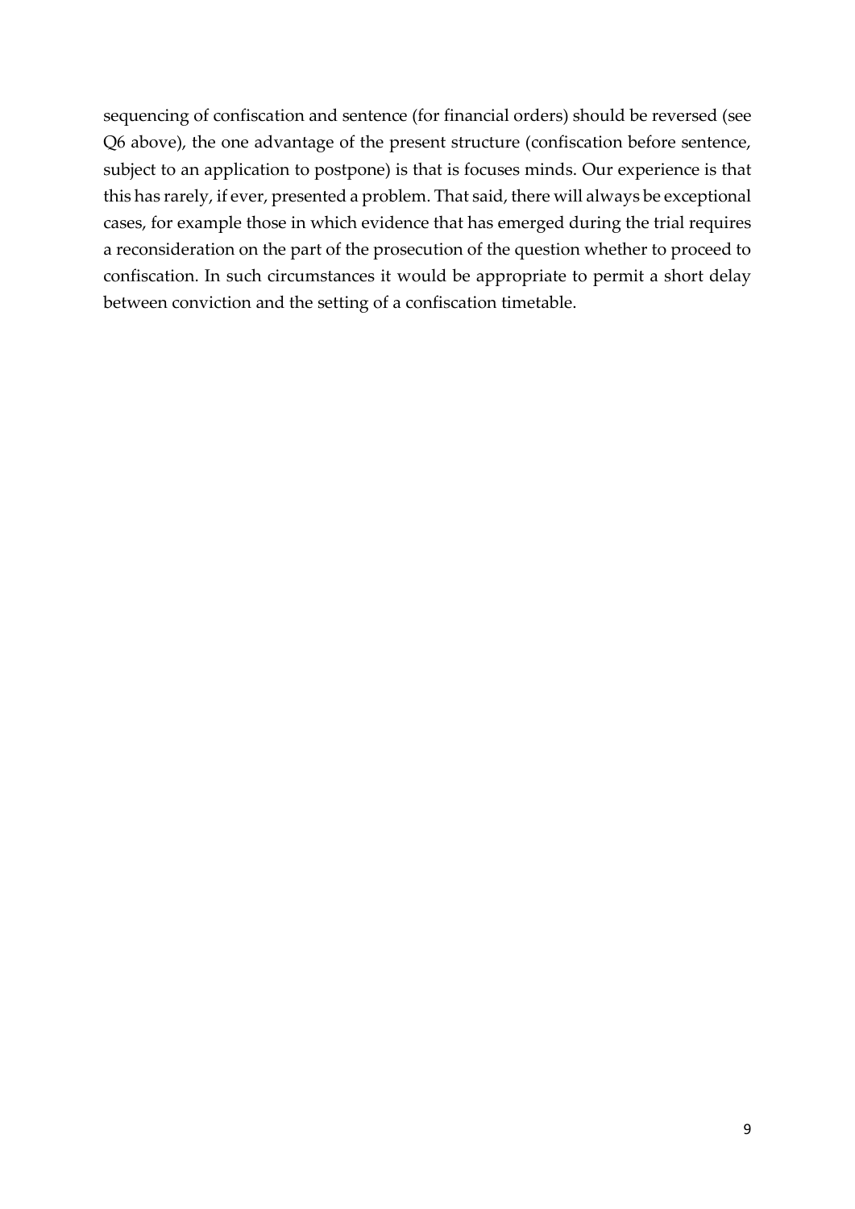sequencing of confiscation and sentence (for financial orders) should be reversed (see Q6 above), the one advantage of the present structure (confiscation before sentence, subject to an application to postpone) is that is focuses minds. Our experience is that this has rarely, if ever, presented a problem. That said, there will always be exceptional cases, for example those in which evidence that has emerged during the trial requires a reconsideration on the part of the prosecution of the question whether to proceed to confiscation. In such circumstances it would be appropriate to permit a short delay between conviction and the setting of a confiscation timetable.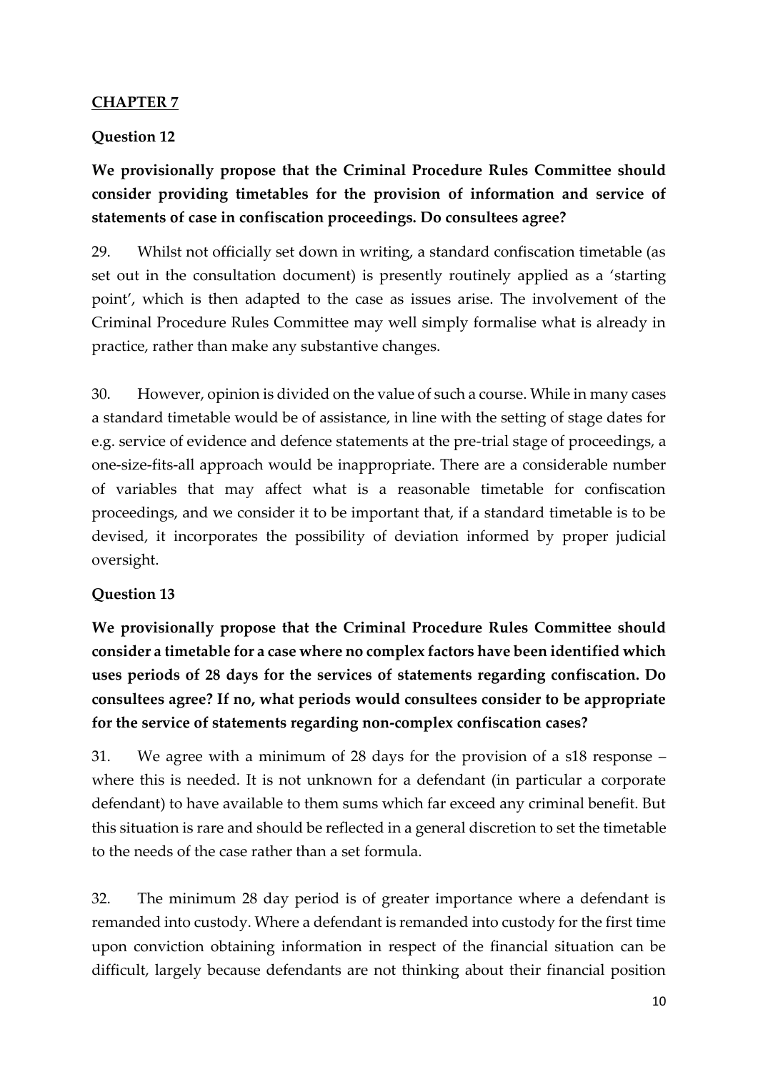## CHAPTER 7

### Question 12

**We provisionally propose that the Criminal Procedure Rules Committee should consider providing timetables for the provision of information and service of statements of case in confiscation proceedings. Do consultees agree?**

29. Whilst not officially set down in writing, a standard confiscation timetable (as set out in the consultation document) is presently routinely applied as a 'starting point', which is then adapted to the case as issues arise. The involvement of the Criminal Procedure Rules Committee may well simply formalise what is already in practice, rather than make any substantive changes.

30. However, opinion is divided on the value of such a course. While in many cases a standard timetable would be of assistance, in line with the setting of stage dates for e.g. service of evidence and defence statements at the pre-trial stage of proceedings, a one-size-fits-all approach would be inappropriate. There are a considerable number of variables that may affect what is a reasonable timetable for confiscation proceedings, and we consider it to be important that, if a standard timetable is to be devised, it incorporates the possibility of deviation informed by proper judicial oversight.

### Question 13

**We provisionally propose that the Criminal Procedure Rules Committee should consider a timetable for a case where no complex factors have been identified which uses periods of 28 days for the services of statements regarding confiscation. Do consultees agree? If no, what periods would consultees consider to be appropriate for the service of statements regarding non-complex confiscation cases?**

31. We agree with a minimum of 28 days for the provision of a s18 response – where this is needed. It is not unknown for a defendant (in particular a corporate defendant) to have available to them sums which far exceed any criminal benefit. But this situation is rare and should be reflected in a general discretion to set the timetable to the needs of the case rather than a set formula.

32. The minimum 28 day period is of greater importance where a defendant is remanded into custody. Where a defendant is remanded into custody for the first time upon conviction obtaining information in respect of the financial situation can be difficult, largely because defendants are not thinking about their financial position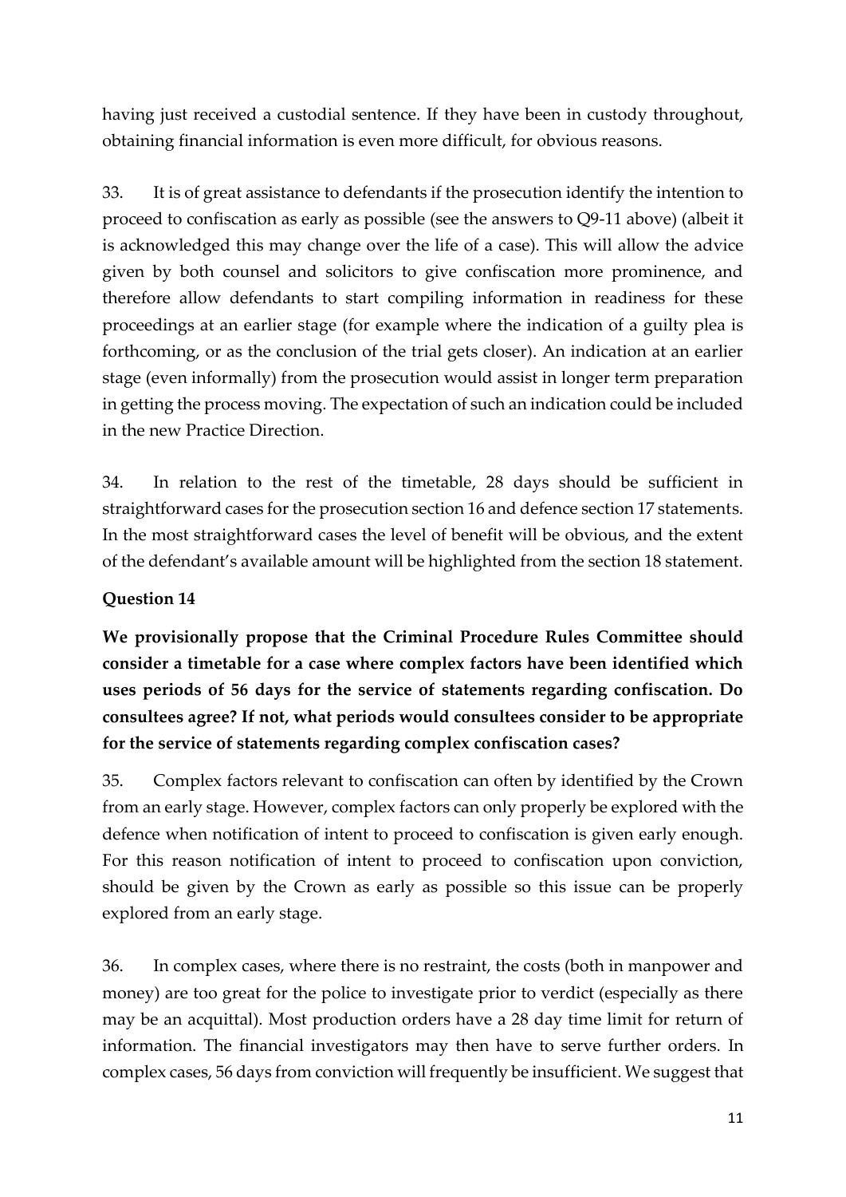having just received a custodial sentence. If they have been in custody throughout, obtaining financial information is even more difficult, for obvious reasons.

33. It is of great assistance to defendants if the prosecution identify the intention to proceed to confiscation as early as possible (see the answers to Q9-11 above) (albeit it is acknowledged this may change over the life of a case). This will allow the advice given by both counsel and solicitors to give confiscation more prominence, and therefore allow defendants to start compiling information in readiness for these proceedings at an earlier stage (for example where the indication of a guilty plea is forthcoming, or as the conclusion of the trial gets closer). An indication at an earlier stage (even informally) from the prosecution would assist in longer term preparation in getting the process moving. The expectation of such an indication could be included in the new Practice Direction.

34. In relation to the rest of the timetable, 28 days should be sufficient in straightforward cases for the prosecution section 16 and defence section 17 statements. In the most straightforward cases the level of benefit will be obvious, and the extent of the defendant's available amount will be highlighted from the section 18 statement.

**Question 14**

**We provisionally propose that the Criminal Procedure Rules Committee should consider a timetable for a case where complex factors have been identified which uses periods of 56 days for the service of statements regarding confiscation. Do consultees agree? If not, what periods would consultees consider to be appropriate for the service of statements regarding complex confiscation cases?**

35. Complex factors relevant to confiscation can often by identified by the Crown from an early stage. However, complex factors can only properly be explored with the defence when notification of intent to proceed to confiscation is given early enough. For this reason notification of intent to proceed to confiscation upon conviction, should be given by the Crown as early as possible so this issue can be properly explored from an early stage.

36. In complex cases, where there is no restraint, the costs (both in manpower and money) are too great for the police to investigate prior to verdict (especially as there may be an acquittal). Most production orders have a 28 day time limit for return of information. The financial investigators may then have to serve further orders. In complex cases, 56 days from conviction will frequently be insufficient. We suggest that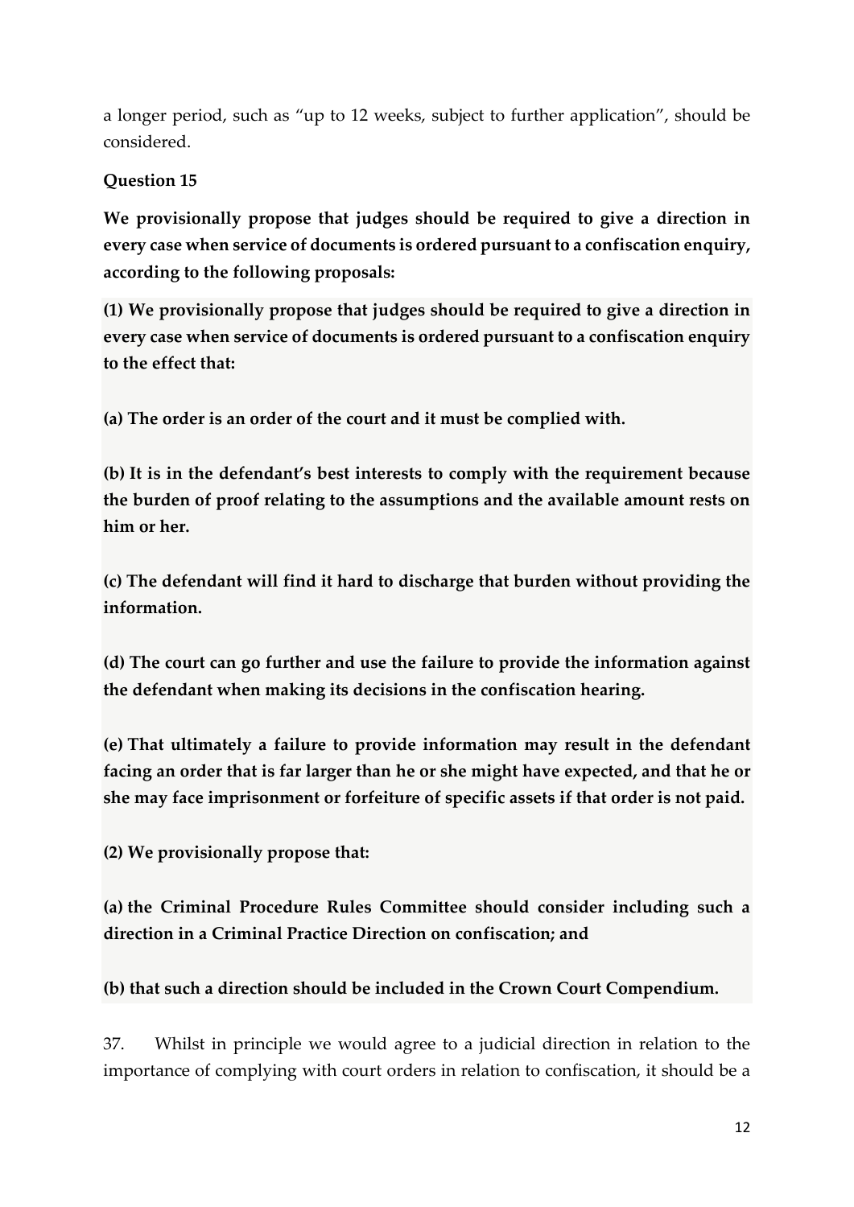a longer period, such as "up to 12 weeks, subject to further application", should be considered.

**Question 15**

**We provisionally propose that judges should be required to give a direction in every case when service of documents is ordered pursuant to a confiscation enquiry, according to the following proposals:**

**(1) We provisionally propose that judges should be required to give a direction in every case when service of documents is ordered pursuant to a confiscation enquiry to the effect that:**

**(a) The order is an order of the court and it must be complied with.**

**(b) It is in the defendant's best interests to comply with the requirement because the burden of proof relating to the assumptions and the available amount rests on him or her.**

**(c) The defendant will find it hard to discharge that burden without providing the information.**

**(d) The court can go further and use the failure to provide the information against the defendant when making its decisions in the confiscation hearing.**

**(e) That ultimately a failure to provide information may result in the defendant facing an order that is far larger than he or she might have expected, and that he or she may face imprisonment or forfeiture of specific assets if that order is not paid.**

**(2) We provisionally propose that:**

**(a) the Criminal Procedure Rules Committee should consider including such a direction in a Criminal Practice Direction on confiscation; and**

**(b) that such a direction should be included in the Crown Court Compendium.**

37. Whilst in principle we would agree to a judicial direction in relation to the importance of complying with court orders in relation to confiscation, it should be a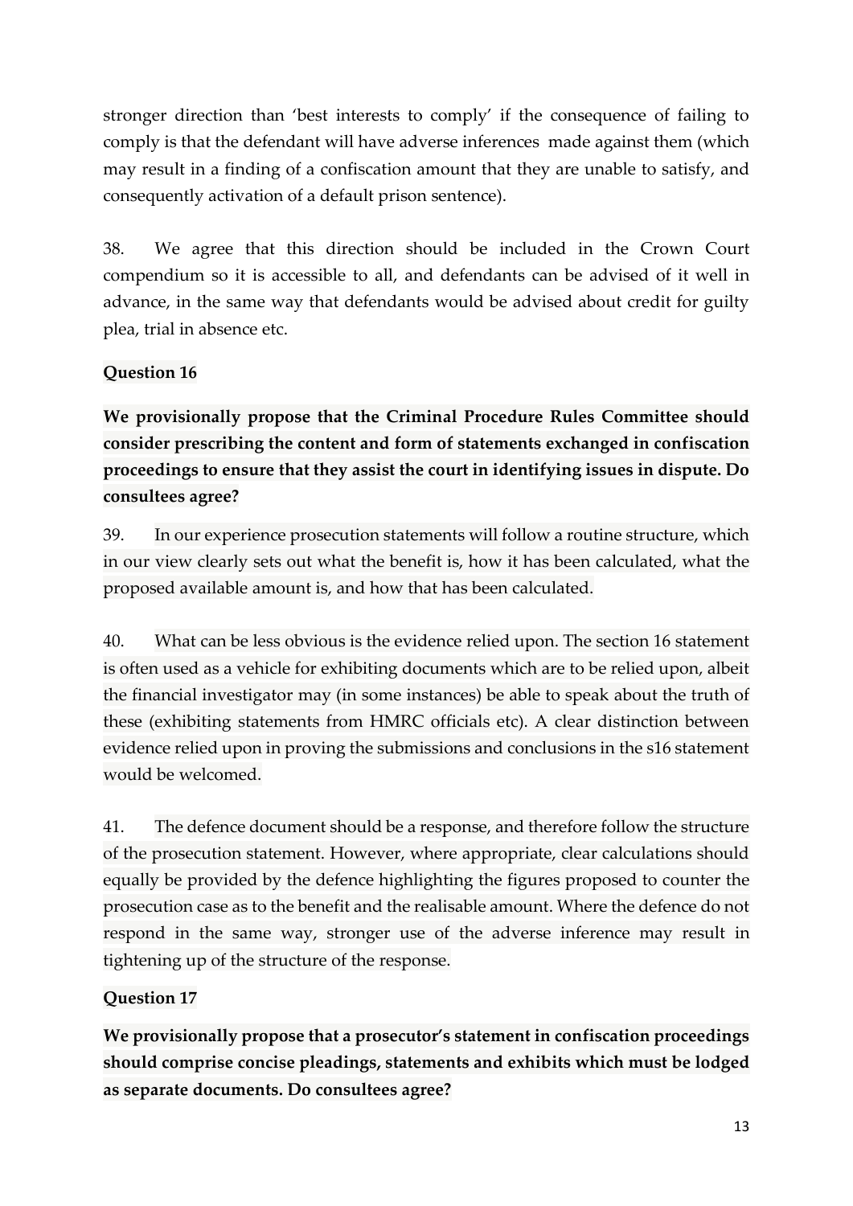stronger direction than 'best interests to comply' if the consequence of failing to comply is that the defendant will have adverse inferences made against them (which may result in a finding of a confiscation amount that they are unable to satisfy, and consequently activation of a default prison sentence).

38. We agree that this direction should be included in the Crown Court compendium so it is accessible to all, and defendants can be advised of it well in advance, in the same way that defendants would be advised about credit for guilty plea, trial in absence etc.

**Question 16**

**We provisionally propose that the Criminal Procedure Rules Committee should consider prescribing the content and form of statements exchanged in confiscation proceedings to ensure that they assist the court in identifying issues in dispute. Do consultees agree?**

39. In our experience prosecution statements will follow a routine structure, which in our view clearly sets out what the benefit is, how it has been calculated, what the proposed available amount is, and how that has been calculated.

40. What can be less obvious is the evidence relied upon. The section 16 statement is often used as a vehicle for exhibiting documents which are to be relied upon, albeit the financial investigator may (in some instances) be able to speak about the truth of these (exhibiting statements from HMRC officials etc). A clear distinction between evidence relied upon in proving the submissions and conclusions in the s16 statement would be welcomed.

41. The defence document should be a response, and therefore follow the structure of the prosecution statement. However, where appropriate, clear calculations should equally be provided by the defence highlighting the figures proposed to counter the prosecution case as to the benefit and the realisable amount. Where the defence do not respond in the same way, stronger use of the adverse inference may result in tightening up of the structure of the response.

**Question 17**

**We provisionally propose that a prosecutor's statement in confiscation proceedings should comprise concise pleadings, statements and exhibits which must be lodged as separate documents. Do consultees agree?**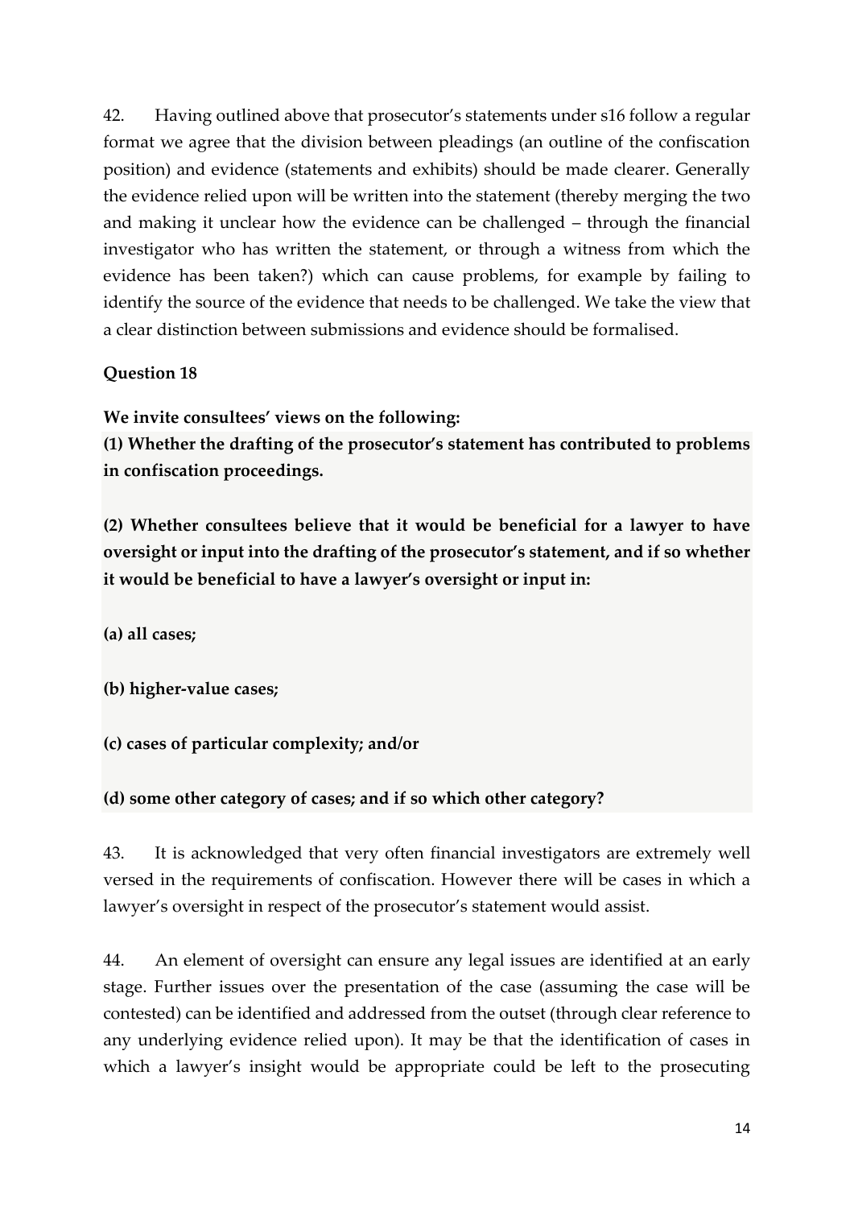42. Having outlined above that prosecutor's statements under s16 follow a regular format we agree that the division between pleadings (an outline of the confiscation position) and evidence (statements and exhibits) should be made clearer. Generally the evidence relied upon will be written into the statement (thereby merging the two and making it unclear how the evidence can be challenged – through the financial investigator who has written the statement, or through a witness from which the evidence has been taken?) which can cause problems, for example by failing to identify the source of the evidence that needs to be challenged. We take the view that a clear distinction between submissions and evidence should be formalised.

**Question 18**

**We invite consultees' views on the following:**

**(1) Whether the drafting of the prosecutor's statement has contributed to problems in confiscation proceedings.**

**(2) Whether consultees believe that it would be beneficial for a lawyer to have oversight or input into the drafting of the prosecutor's statement, and if so whether it would be beneficial to have a lawyer's oversight or input in:**

**(a) all cases;**

**(b) higher-value cases;**

**(c) cases of particular complexity; and/or**

**(d) some other category of cases; and if so which other category?**

43. It is acknowledged that very often financial investigators are extremely well versed in the requirements of confiscation. However there will be cases in which a lawyer's oversight in respect of the prosecutor's statement would assist.

44. An element of oversight can ensure any legal issues are identified at an early stage. Further issues over the presentation of the case (assuming the case will be contested) can be identified and addressed from the outset (through clear reference to any underlying evidence relied upon). It may be that the identification of cases in which a lawyer's insight would be appropriate could be left to the prosecuting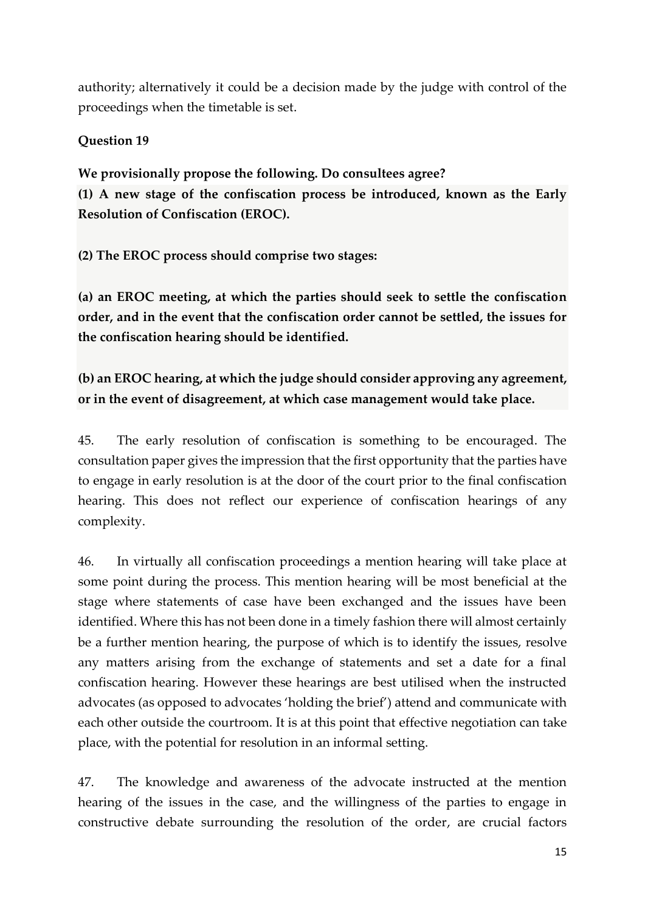authority; alternatively it could be a decision made by the judge with control of the proceedings when the timetable is set.

**Question 19**

**We provisionally propose the following. Do consultees agree?**

**(1) A new stage of the confiscation process be introduced, known as the Early Resolution of Confiscation (EROC).**

**(2) The EROC process should comprise two stages:**

**(a) an EROC meeting, at which the parties should seek to settle the confiscation order, and in the event that the confiscation order cannot be settled, the issues for the confiscation hearing should be identified.**

**(b) an EROC hearing, at which the judge should consider approving any agreement, or in the event of disagreement, at which case management would take place.**

45. The early resolution of confiscation is something to be encouraged. The consultation paper gives the impression that the first opportunity that the parties have to engage in early resolution is at the door of the court prior to the final confiscation hearing. This does not reflect our experience of confiscation hearings of any complexity.

46. In virtually all confiscation proceedings a mention hearing will take place at some point during the process. This mention hearing will be most beneficial at the stage where statements of case have been exchanged and the issues have been identified. Where this has not been done in a timely fashion there will almost certainly be a further mention hearing, the purpose of which is to identify the issues, resolve any matters arising from the exchange of statements and set a date for a final confiscation hearing. However these hearings are best utilised when the instructed advocates (as opposed to advocates 'holding the brief') attend and communicate with each other outside the courtroom. It is at this point that effective negotiation can take place, with the potential for resolution in an informal setting.

47. The knowledge and awareness of the advocate instructed at the mention hearing of the issues in the case, and the willingness of the parties to engage in constructive debate surrounding the resolution of the order, are crucial factors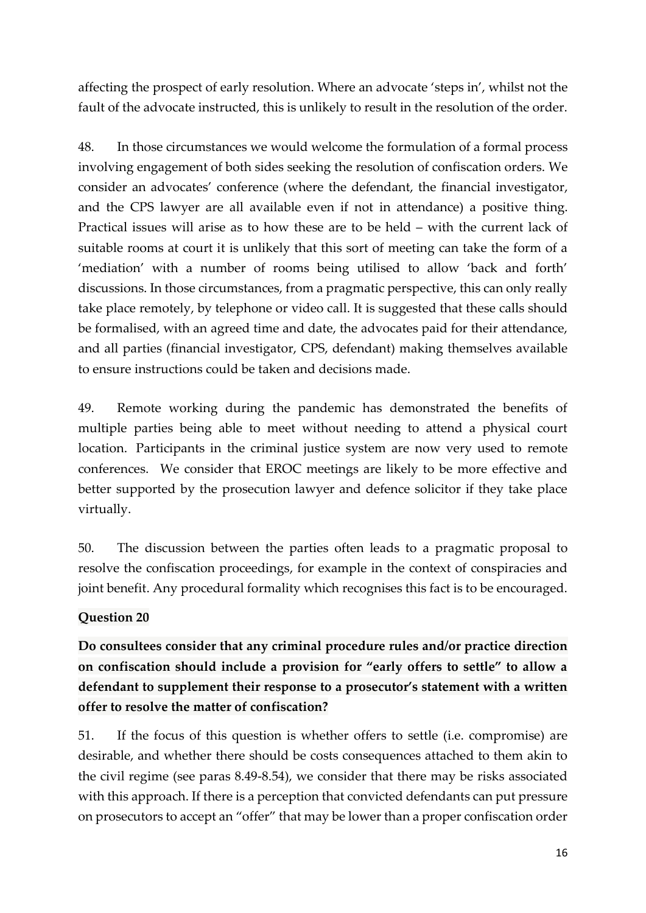affecting the prospect of early resolution. Where an advocate 'steps in', whilst not the fault of the advocate instructed, this is unlikely to result in the resolution of the order.

48. In those circumstances we would welcome the formulation of a formal process involving engagement of both sides seeking the resolution of confiscation orders. We consider an advocates' conference (where the defendant, the financial investigator, and the CPS lawyer are all available even if not in attendance) a positive thing. Practical issues will arise as to how these are to be held – with the current lack of suitable rooms at court it is unlikely that this sort of meeting can take the form of a 'mediation' with a number of rooms being utilised to allow 'back and forth' discussions. In those circumstances, from a pragmatic perspective, this can only really take place remotely, by telephone or video call. It is suggested that these calls should be formalised, with an agreed time and date, the advocates paid for their attendance, and all parties (financial investigator, CPS, defendant) making themselves available to ensure instructions could be taken and decisions made.

49. Remote working during the pandemic has demonstrated the benefits of multiple parties being able to meet without needing to attend a physical court location. Participants in the criminal justice system are now very used to remote conferences. We consider that EROC meetings are likely to be more effective and better supported by the prosecution lawyer and defence solicitor if they take place virtually.

50. The discussion between the parties often leads to a pragmatic proposal to resolve the confiscation proceedings, for example in the context of conspiracies and joint benefit. Any procedural formality which recognises this fact is to be encouraged.

**Question 20**

**Do consultees consider that any criminal procedure rules and/or practice direction on confiscation should include a provision for "early offers to settle" to allow a defendant to supplement their response to a prosecutor's statement with a written offer to resolve the matter of confiscation?**

51. If the focus of this question is whether offers to settle (i.e. compromise) are desirable, and whether there should be costs consequences attached to them akin to the civil regime (see paras 8.49-8.54), we consider that there may be risks associated with this approach. If there is a perception that convicted defendants can put pressure on prosecutors to accept an "offer" that may be lower than a proper confiscation order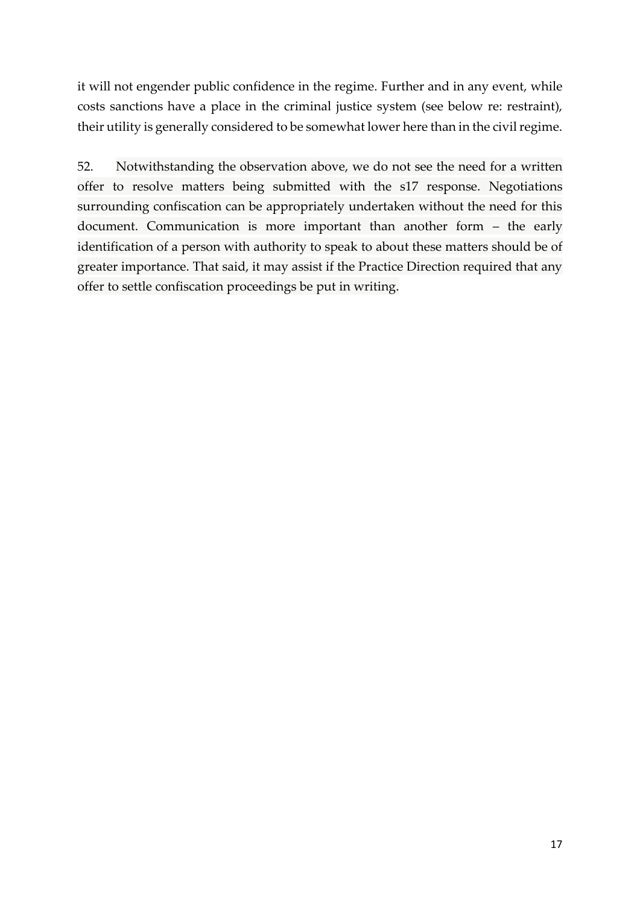it will not engender public confidence in the regime. Further and in any event, while costs sanctions have a place in the criminal justice system (see below re: restraint), their utility is generally considered to be somewhat lower here than in the civil regime.

52. Notwithstanding the observation above, we do not see the need for a written offer to resolve matters being submitted with the s17 response. Negotiations surrounding confiscation can be appropriately undertaken without the need for this document. Communication is more important than another form – the early identification of a person with authority to speak to about these matters should be of greater importance. That said, it may assist if the Practice Direction required that any offer to settle confiscation proceedings be put in writing.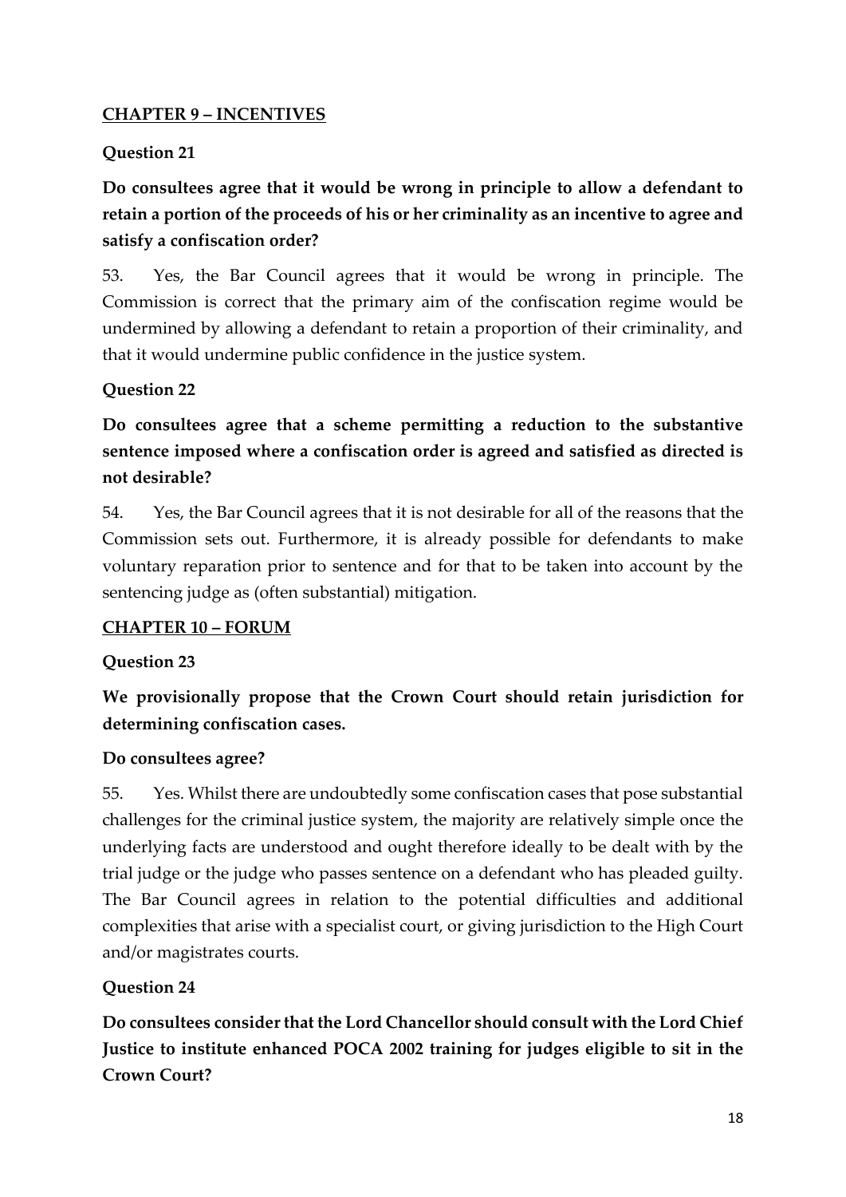## CHAPTER 9 – INCENTIVES

### Question 21

**Do consultees agree that it would be wrong in principle to allow a defendant to retain a portion of the proceeds of his or her criminality as an incentive to agree and satisfy a confiscation order?**

53. Yes, the Bar Council agrees that it would be wrong in principle. The Commission is correct that the primary aim of the confiscation regime would be undermined by allowing a defendant to retain a proportion of their criminality, and that it would undermine public confidence in the justice system.

### Question 22

**Do consultees agree that a scheme permitting a reduction to the substantive sentence imposed where a confiscation order is agreed and satisfied as directed is not desirable?**

54. Yes, the Bar Council agrees that it is not desirable for all of the reasons that the Commission sets out. Furthermore, it is already possible for defendants to make voluntary reparation prior to sentence and for that to be taken into account by the sentencing judge as (often substantial) mitigation.

## CHAPTER 10 – FORUM

### Question 23

**We provisionally propose that the Crown Court should retain jurisdiction for determining confiscation cases.**

**Do consultees agree?**

55. Yes. Whilst there are undoubtedly some confiscation cases that pose substantial challenges for the criminal justice system, the majority are relatively simple once the underlying facts are understood and ought therefore ideally to be dealt with by the trial judge or the judge who passes sentence on a defendant who has pleaded guilty. The Bar Council agrees in relation to the potential difficulties and additional complexities that arise with a specialist court, or giving jurisdiction to the High Court and/or magistrates courts.

### Question 24

**Do consultees consider that the Lord Chancellor should consult with the Lord Chief Justice to institute enhanced POCA 2002 training for judges eligible to sit in the Crown Court?**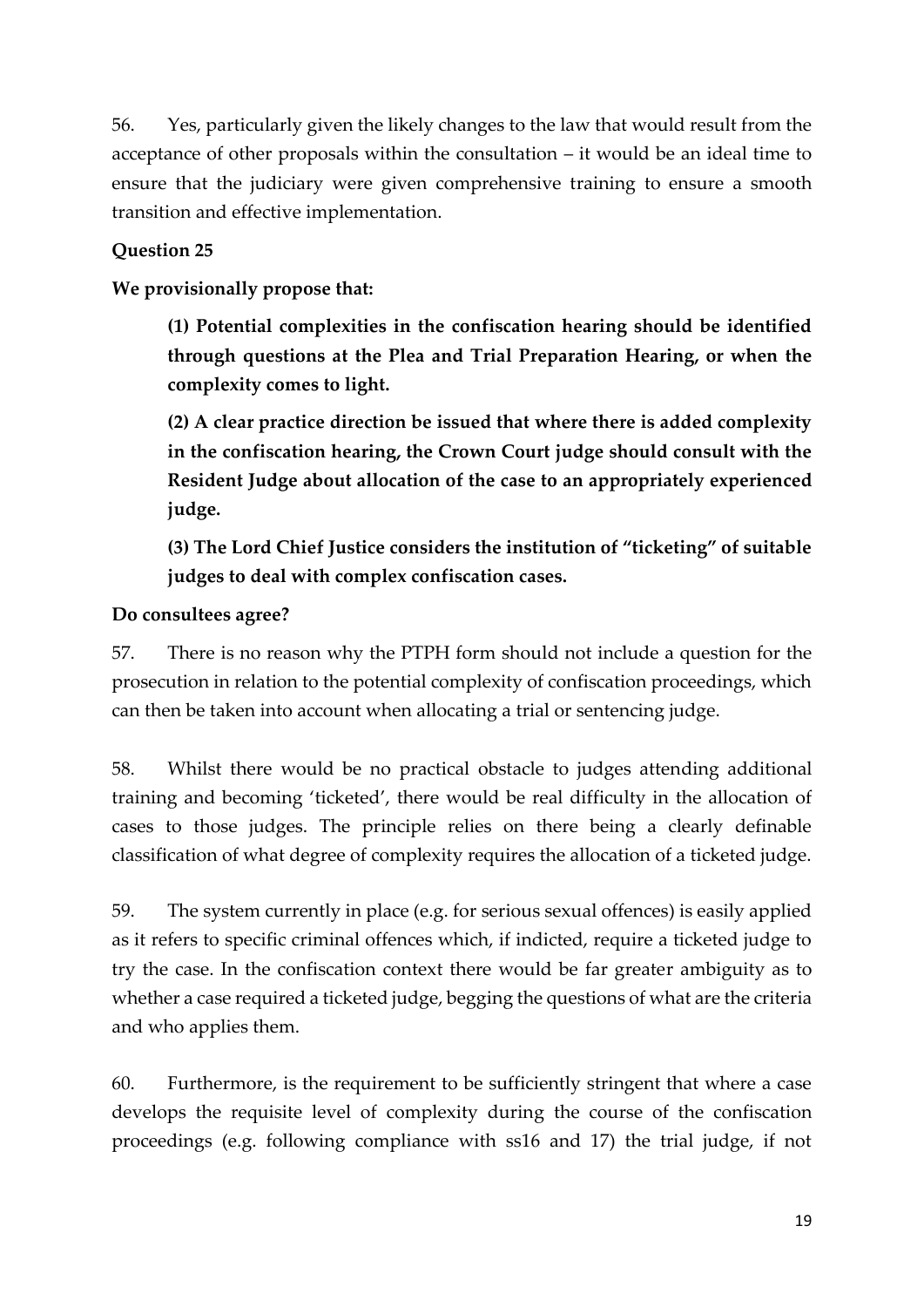56. Yes, particularly given the likely changes to the law that would result from the acceptance of other proposals within the consultation – it would be an ideal time to ensure that the judiciary were given comprehensive training to ensure a smooth transition and effective implementation.

**Question 25**

**We provisionally propose that:**

> **(1) Potential complexities in the confiscation hearing should be identified through questions at the Plea and Trial Preparation Hearing, or when the complexity comes to light.**
>
> **(2) A clear practice direction be issued that where there is added complexity in the confiscation hearing, the Crown Court judge should consult with the Resident Judge about allocation of the case to an appropriately experienced judge.**
>
> **(3) The Lord Chief Justice considers the institution of "ticketing" of suitable judges to deal with complex confiscation cases.**

**Do consultees agree?**

57. There is no reason why the PTPH form should not include a question for the prosecution in relation to the potential complexity of confiscation proceedings, which can then be taken into account when allocating a trial or sentencing judge.

58. Whilst there would be no practical obstacle to judges attending additional training and becoming 'ticketed', there would be real difficulty in the allocation of cases to those judges. The principle relies on there being a clearly definable classification of what degree of complexity requires the allocation of a ticketed judge.

59. The system currently in place (e.g. for serious sexual offences) is easily applied as it refers to specific criminal offences which, if indicted, require a ticketed judge to try the case. In the confiscation context there would be far greater ambiguity as to whether a case required a ticketed judge, begging the questions of what are the criteria and who applies them.

60. Furthermore, is the requirement to be sufficiently stringent that where a case develops the requisite level of complexity during the course of the confiscation proceedings (e.g. following compliance with ss16 and 17) the trial judge, if not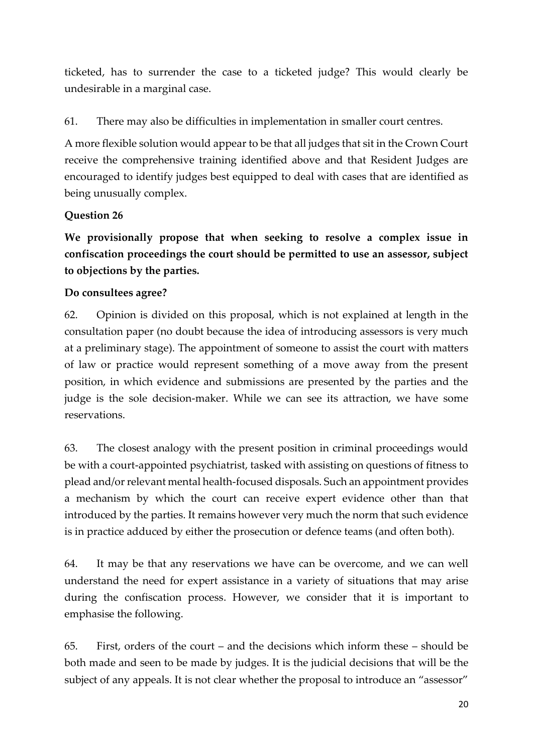ticketed, has to surrender the case to a ticketed judge? This would clearly be undesirable in a marginal case.

61. There may also be difficulties in implementation in smaller court centres.

A more flexible solution would appear to be that all judges that sit in the Crown Court receive the comprehensive training identified above and that Resident Judges are encouraged to identify judges best equipped to deal with cases that are identified as being unusually complex.

**Question 26**

**We provisionally propose that when seeking to resolve a complex issue in confiscation proceedings the court should be permitted to use an assessor, subject to objections by the parties.**

**Do consultees agree?**

62. Opinion is divided on this proposal, which is not explained at length in the consultation paper (no doubt because the idea of introducing assessors is very much at a preliminary stage). The appointment of someone to assist the court with matters of law or practice would represent something of a move away from the present position, in which evidence and submissions are presented by the parties and the judge is the sole decision-maker. While we can see its attraction, we have some reservations.

63. The closest analogy with the present position in criminal proceedings would be with a court-appointed psychiatrist, tasked with assisting on questions of fitness to plead and/or relevant mental health-focused disposals. Such an appointment provides a mechanism by which the court can receive expert evidence other than that introduced by the parties. It remains however very much the norm that such evidence is in practice adduced by either the prosecution or defence teams (and often both).

64. It may be that any reservations we have can be overcome, and we can well understand the need for expert assistance in a variety of situations that may arise during the confiscation process. However, we consider that it is important to emphasise the following.

65. First, orders of the court – and the decisions which inform these – should be both made and seen to be made by judges. It is the judicial decisions that will be the subject of any appeals. It is not clear whether the proposal to introduce an "assessor"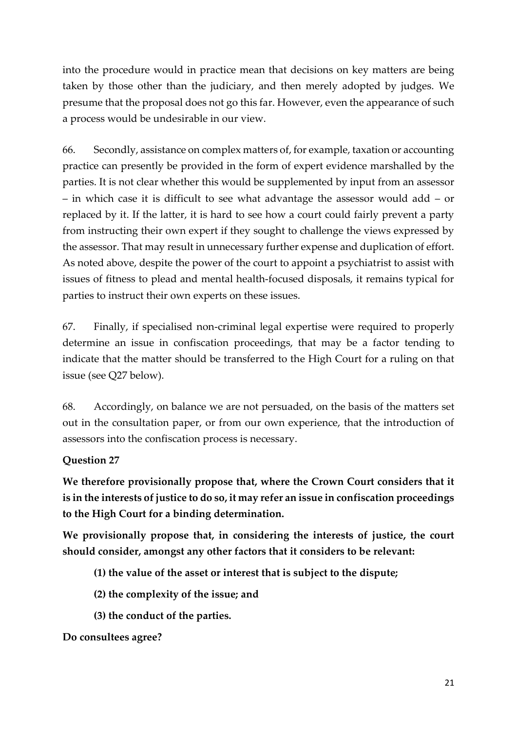into the procedure would in practice mean that decisions on key matters are being taken by those other than the judiciary, and then merely adopted by judges. We presume that the proposal does not go this far. However, even the appearance of such a process would be undesirable in our view.

66. Secondly, assistance on complex matters of, for example, taxation or accounting practice can presently be provided in the form of expert evidence marshalled by the parties. It is not clear whether this would be supplemented by input from an assessor – in which case it is difficult to see what advantage the assessor would add – or replaced by it. If the latter, it is hard to see how a court could fairly prevent a party from instructing their own expert if they sought to challenge the views expressed by the assessor. That may result in unnecessary further expense and duplication of effort. As noted above, despite the power of the court to appoint a psychiatrist to assist with issues of fitness to plead and mental health-focused disposals, it remains typical for parties to instruct their own experts on these issues.

67. Finally, if specialised non-criminal legal expertise were required to properly determine an issue in confiscation proceedings, that may be a factor tending to indicate that the matter should be transferred to the High Court for a ruling on that issue (see Q27 below).

68. Accordingly, on balance we are not persuaded, on the basis of the matters set out in the consultation paper, or from our own experience, that the introduction of assessors into the confiscation process is necessary.

**Question 27**

**We therefore provisionally propose that, where the Crown Court considers that it is in the interests of justice to do so, it may refer an issue in confiscation proceedings to the High Court for a binding determination.**

**We provisionally propose that, in considering the interests of justice, the court should consider, amongst any other factors that it considers to be relevant:**

**(1) the value of the asset or interest that is subject to the dispute;**

**(2) the complexity of the issue; and**

**(3) the conduct of the parties.**

**Do consultees agree?**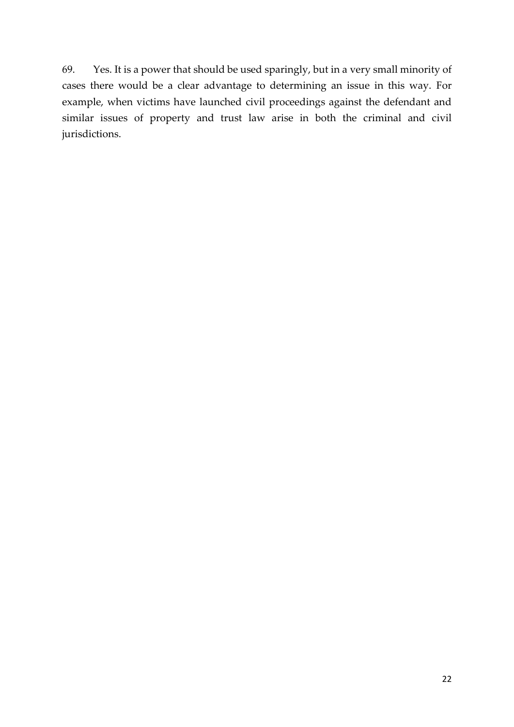69. Yes. It is a power that should be used sparingly, but in a very small minority of cases there would be a clear advantage to determining an issue in this way. For example, when victims have launched civil proceedings against the defendant and similar issues of property and trust law arise in both the criminal and civil jurisdictions.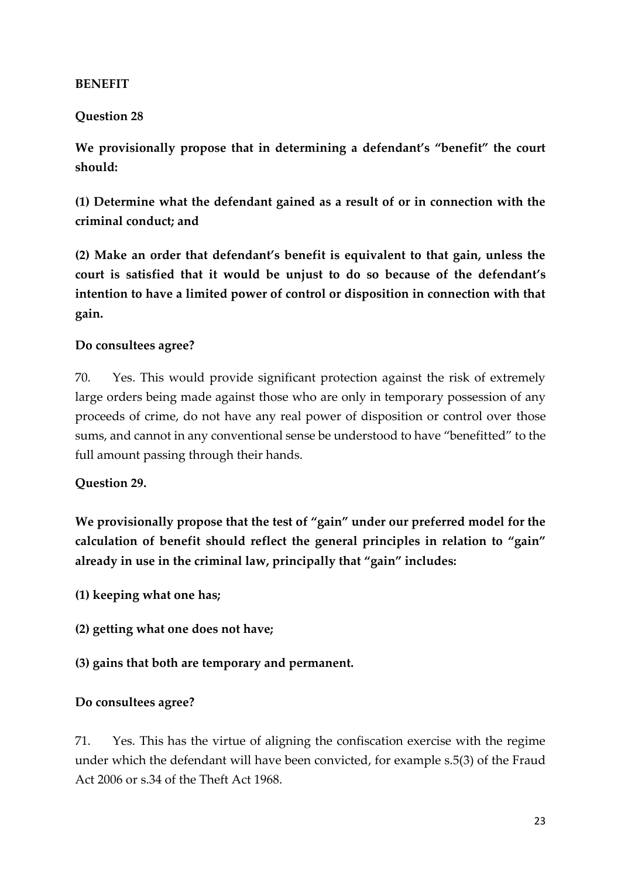**BENEFIT**

**Question 28**

**We provisionally propose that in determining a defendant's "benefit" the court should:**

**(1) Determine what the defendant gained as a result of or in connection with the criminal conduct; and**

**(2) Make an order that defendant's benefit is equivalent to that gain, unless the court is satisfied that it would be unjust to do so because of the defendant's intention to have a limited power of control or disposition in connection with that gain.**

**Do consultees agree?**

70. Yes. This would provide significant protection against the risk of extremely large orders being made against those who are only in temporary possession of any proceeds of crime, do not have any real power of disposition or control over those sums, and cannot in any conventional sense be understood to have "benefitted" to the full amount passing through their hands.

**Question 29.**

**We provisionally propose that the test of "gain" under our preferred model for the calculation of benefit should reflect the general principles in relation to "gain" already in use in the criminal law, principally that "gain" includes:**

**(1) keeping what one has;**

**(2) getting what one does not have;**

**(3) gains that both are temporary and permanent.**

**Do consultees agree?**

71. Yes. This has the virtue of aligning the confiscation exercise with the regime under which the defendant will have been convicted, for example s.5(3) of the Fraud Act 2006 or s.34 of the Theft Act 1968.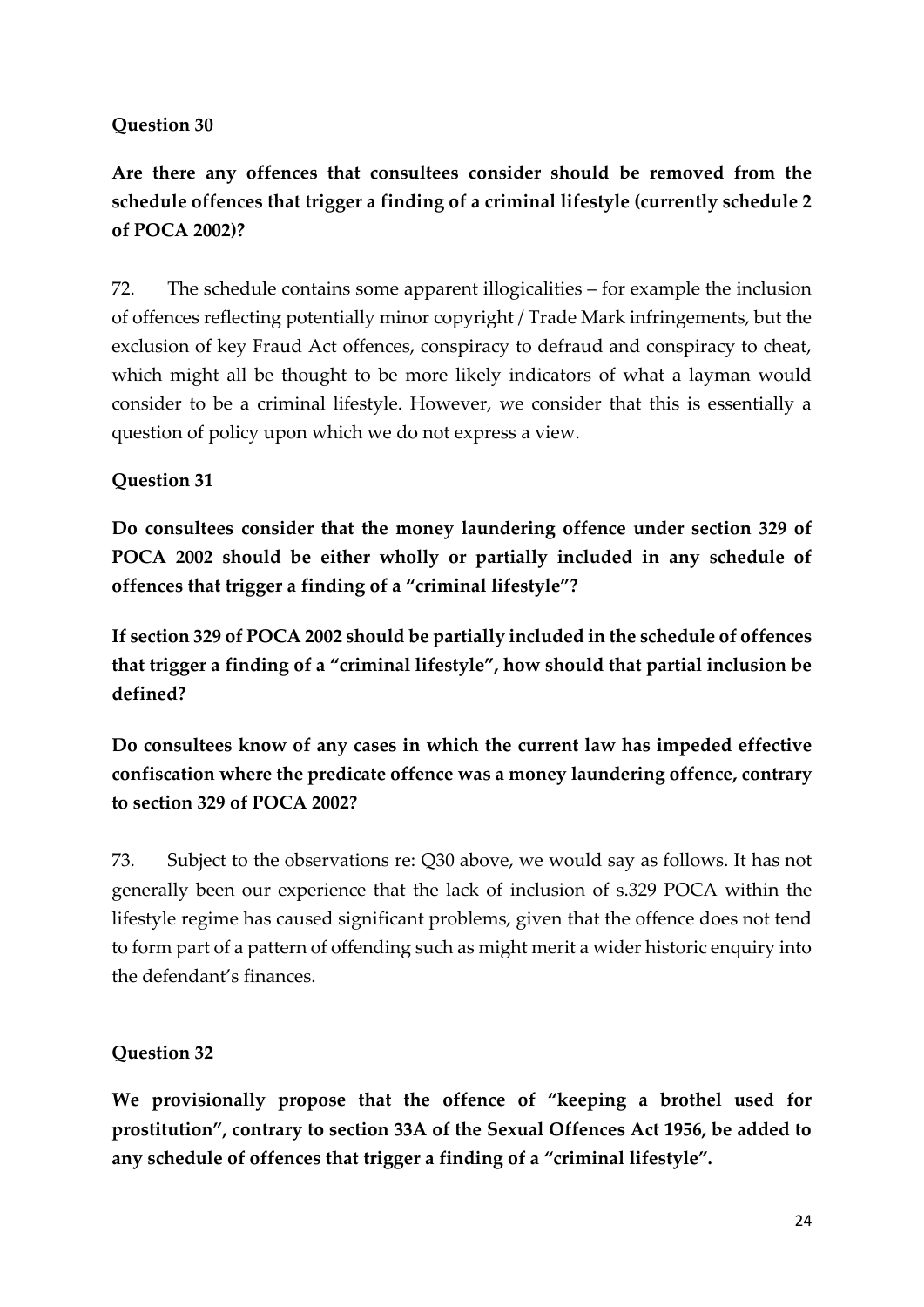**Question 30**

**Are there any offences that consultees consider should be removed from the schedule offences that trigger a finding of a criminal lifestyle (currently schedule 2 of POCA 2002)?**

72. The schedule contains some apparent illogicalities – for example the inclusion of offences reflecting potentially minor copyright / Trade Mark infringements, but the exclusion of key Fraud Act offences, conspiracy to defraud and conspiracy to cheat, which might all be thought to be more likely indicators of what a layman would consider to be a criminal lifestyle. However, we consider that this is essentially a question of policy upon which we do not express a view.

**Question 31**

**Do consultees consider that the money laundering offence under section 329 of POCA 2002 should be either wholly or partially included in any schedule of offences that trigger a finding of a "criminal lifestyle"?**

**If section 329 of POCA 2002 should be partially included in the schedule of offences that trigger a finding of a "criminal lifestyle", how should that partial inclusion be defined?**

**Do consultees know of any cases in which the current law has impeded effective confiscation where the predicate offence was a money laundering offence, contrary to section 329 of POCA 2002?**

73. Subject to the observations re: Q30 above, we would say as follows. It has not generally been our experience that the lack of inclusion of s.329 POCA within the lifestyle regime has caused significant problems, given that the offence does not tend to form part of a pattern of offending such as might merit a wider historic enquiry into the defendant's finances.

**Question 32**

**We provisionally propose that the offence of "keeping a brothel used for prostitution", contrary to section 33A of the Sexual Offences Act 1956, be added to any schedule of offences that trigger a finding of a "criminal lifestyle".**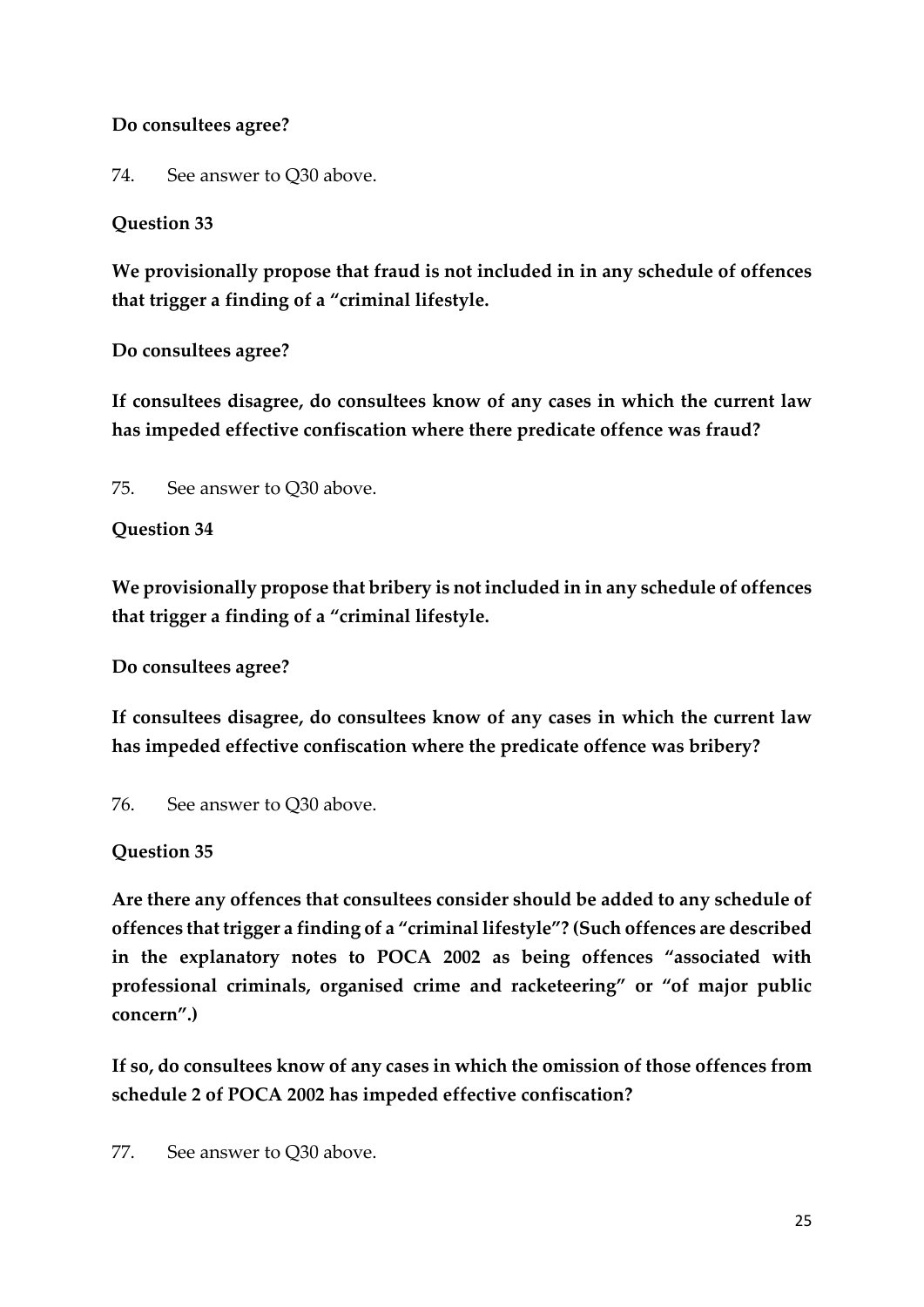**Do consultees agree?**

74. See answer to Q30 above.

**Question 33**

**We provisionally propose that fraud is not included in in any schedule of offences that trigger a finding of a "criminal lifestyle.**

**Do consultees agree?**

**If consultees disagree, do consultees know of any cases in which the current law has impeded effective confiscation where there predicate offence was fraud?**

75. See answer to Q30 above.

**Question 34**

**We provisionally propose that bribery is not included in in any schedule of offences that trigger a finding of a "criminal lifestyle.**

**Do consultees agree?**

**If consultees disagree, do consultees know of any cases in which the current law has impeded effective confiscation where the predicate offence was bribery?**

76. See answer to Q30 above.

**Question 35**

**Are there any offences that consultees consider should be added to any schedule of offences that trigger a finding of a "criminal lifestyle"? (Such offences are described in the explanatory notes to POCA 2002 as being offences "associated with professional criminals, organised crime and racketeering" or "of major public concern".)**

**If so, do consultees know of any cases in which the omission of those offences from schedule 2 of POCA 2002 has impeded effective confiscation?**

77. See answer to Q30 above.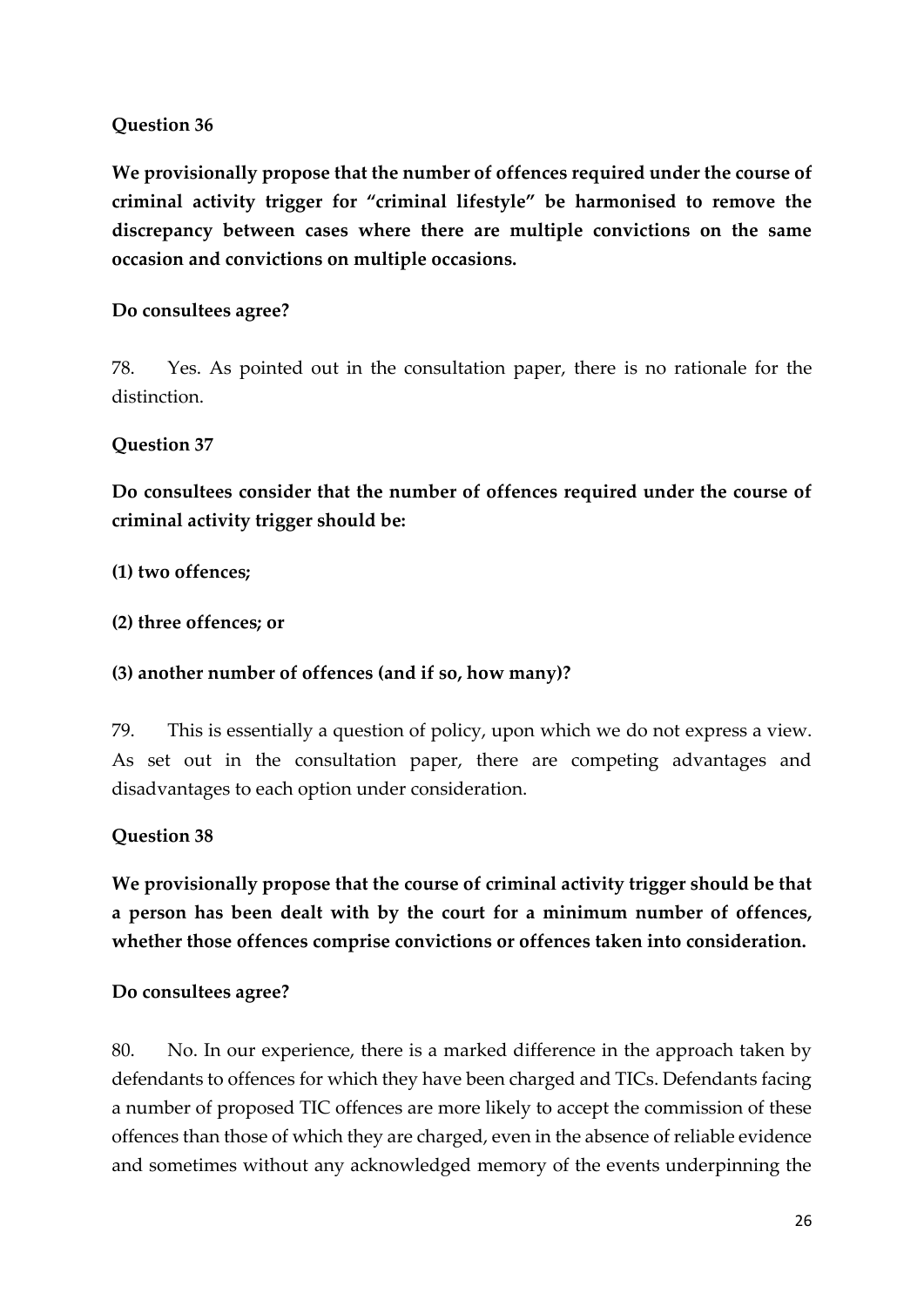**Question 36**

**We provisionally propose that the number of offences required under the course of criminal activity trigger for "criminal lifestyle" be harmonised to remove the discrepancy between cases where there are multiple convictions on the same occasion and convictions on multiple occasions.**

**Do consultees agree?**

78. Yes. As pointed out in the consultation paper, there is no rationale for the distinction.

**Question 37**

**Do consultees consider that the number of offences required under the course of criminal activity trigger should be:**

**(1) two offences;**

**(2) three offences; or**

**(3) another number of offences (and if so, how many)?**

79. This is essentially a question of policy, upon which we do not express a view. As set out in the consultation paper, there are competing advantages and disadvantages to each option under consideration.

**Question 38**

**We provisionally propose that the course of criminal activity trigger should be that a person has been dealt with by the court for a minimum number of offences, whether those offences comprise convictions or offences taken into consideration.**

**Do consultees agree?**

80. No. In our experience, there is a marked difference in the approach taken by defendants to offences for which they have been charged and TICs. Defendants facing a number of proposed TIC offences are more likely to accept the commission of these offences than those of which they are charged, even in the absence of reliable evidence and sometimes without any acknowledged memory of the events underpinning the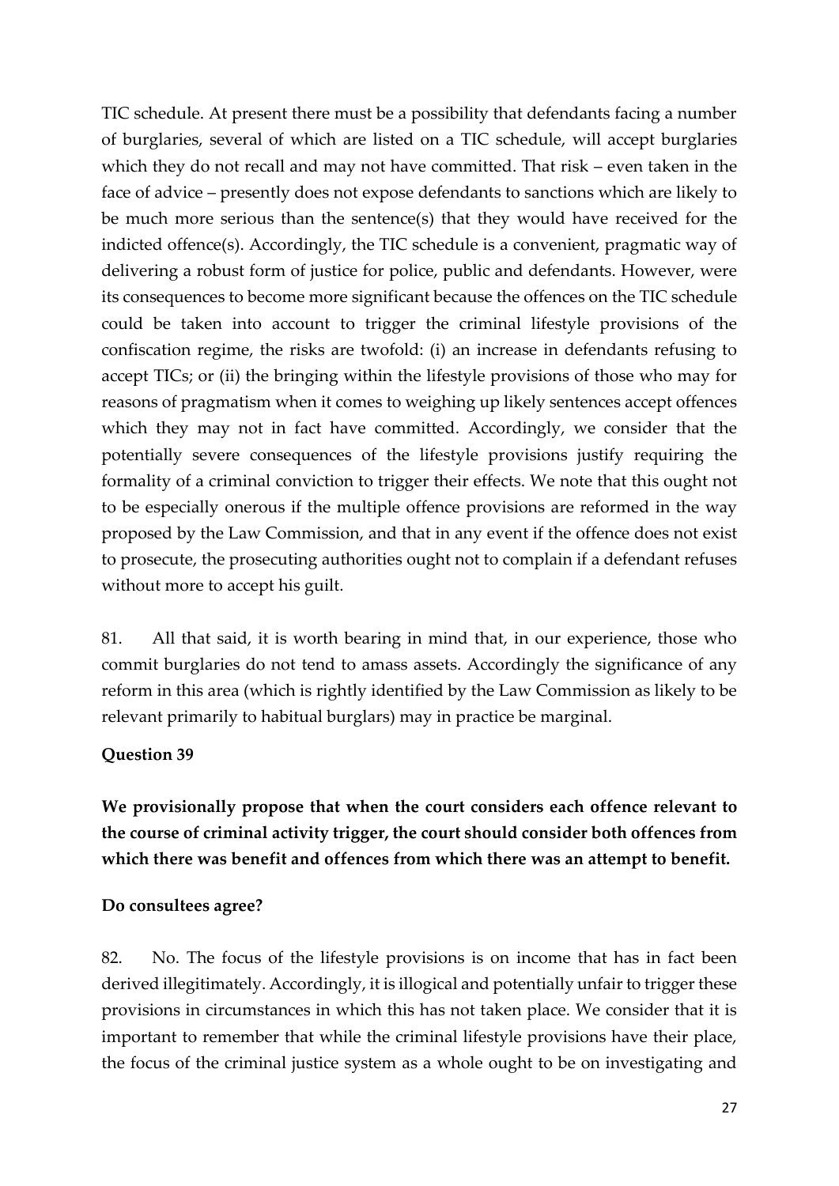TIC schedule. At present there must be a possibility that defendants facing a number of burglaries, several of which are listed on a TIC schedule, will accept burglaries which they do not recall and may not have committed. That risk – even taken in the face of advice – presently does not expose defendants to sanctions which are likely to be much more serious than the sentence(s) that they would have received for the indicted offence(s). Accordingly, the TIC schedule is a convenient, pragmatic way of delivering a robust form of justice for police, public and defendants. However, were its consequences to become more significant because the offences on the TIC schedule could be taken into account to trigger the criminal lifestyle provisions of the confiscation regime, the risks are twofold: (i) an increase in defendants refusing to accept TICs; or (ii) the bringing within the lifestyle provisions of those who may for reasons of pragmatism when it comes to weighing up likely sentences accept offences which they may not in fact have committed. Accordingly, we consider that the potentially severe consequences of the lifestyle provisions justify requiring the formality of a criminal conviction to trigger their effects. We note that this ought not to be especially onerous if the multiple offence provisions are reformed in the way proposed by the Law Commission, and that in any event if the offence does not exist to prosecute, the prosecuting authorities ought not to complain if a defendant refuses without more to accept his guilt.

81. All that said, it is worth bearing in mind that, in our experience, those who commit burglaries do not tend to amass assets. Accordingly the significance of any reform in this area (which is rightly identified by the Law Commission as likely to be relevant primarily to habitual burglars) may in practice be marginal.

**Question 39**

**We provisionally propose that when the court considers each offence relevant to the course of criminal activity trigger, the court should consider both offences from which there was benefit and offences from which there was an attempt to benefit.**

**Do consultees agree?**

82. No. The focus of the lifestyle provisions is on income that has in fact been derived illegitimately. Accordingly, it is illogical and potentially unfair to trigger these provisions in circumstances in which this has not taken place. We consider that it is important to remember that while the criminal lifestyle provisions have their place, the focus of the criminal justice system as a whole ought to be on investigating and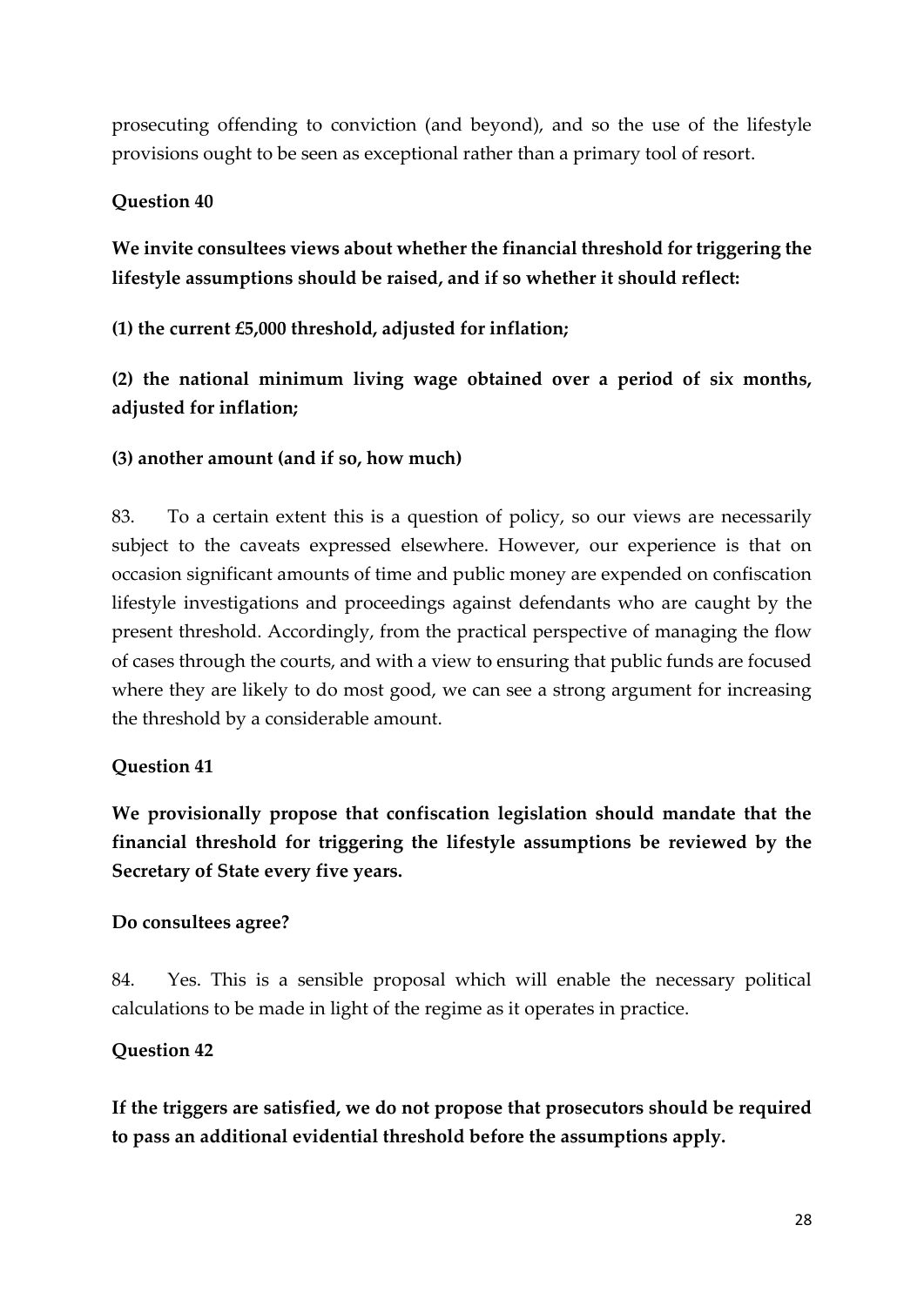prosecuting offending to conviction (and beyond), and so the use of the lifestyle provisions ought to be seen as exceptional rather than a primary tool of resort.

**Question 40**

**We invite consultees views about whether the financial threshold for triggering the lifestyle assumptions should be raised, and if so whether it should reflect:**

**(1) the current £5,000 threshold, adjusted for inflation;**

**(2) the national minimum living wage obtained over a period of six months, adjusted for inflation;**

**(3) another amount (and if so, how much)**

83. To a certain extent this is a question of policy, so our views are necessarily subject to the caveats expressed elsewhere. However, our experience is that on occasion significant amounts of time and public money are expended on confiscation lifestyle investigations and proceedings against defendants who are caught by the present threshold. Accordingly, from the practical perspective of managing the flow of cases through the courts, and with a view to ensuring that public funds are focused where they are likely to do most good, we can see a strong argument for increasing the threshold by a considerable amount.

**Question 41**

**We provisionally propose that confiscation legislation should mandate that the financial threshold for triggering the lifestyle assumptions be reviewed by the Secretary of State every five years.**

**Do consultees agree?**

84. Yes. This is a sensible proposal which will enable the necessary political calculations to be made in light of the regime as it operates in practice.

**Question 42**

**If the triggers are satisfied, we do not propose that prosecutors should be required to pass an additional evidential threshold before the assumptions apply.**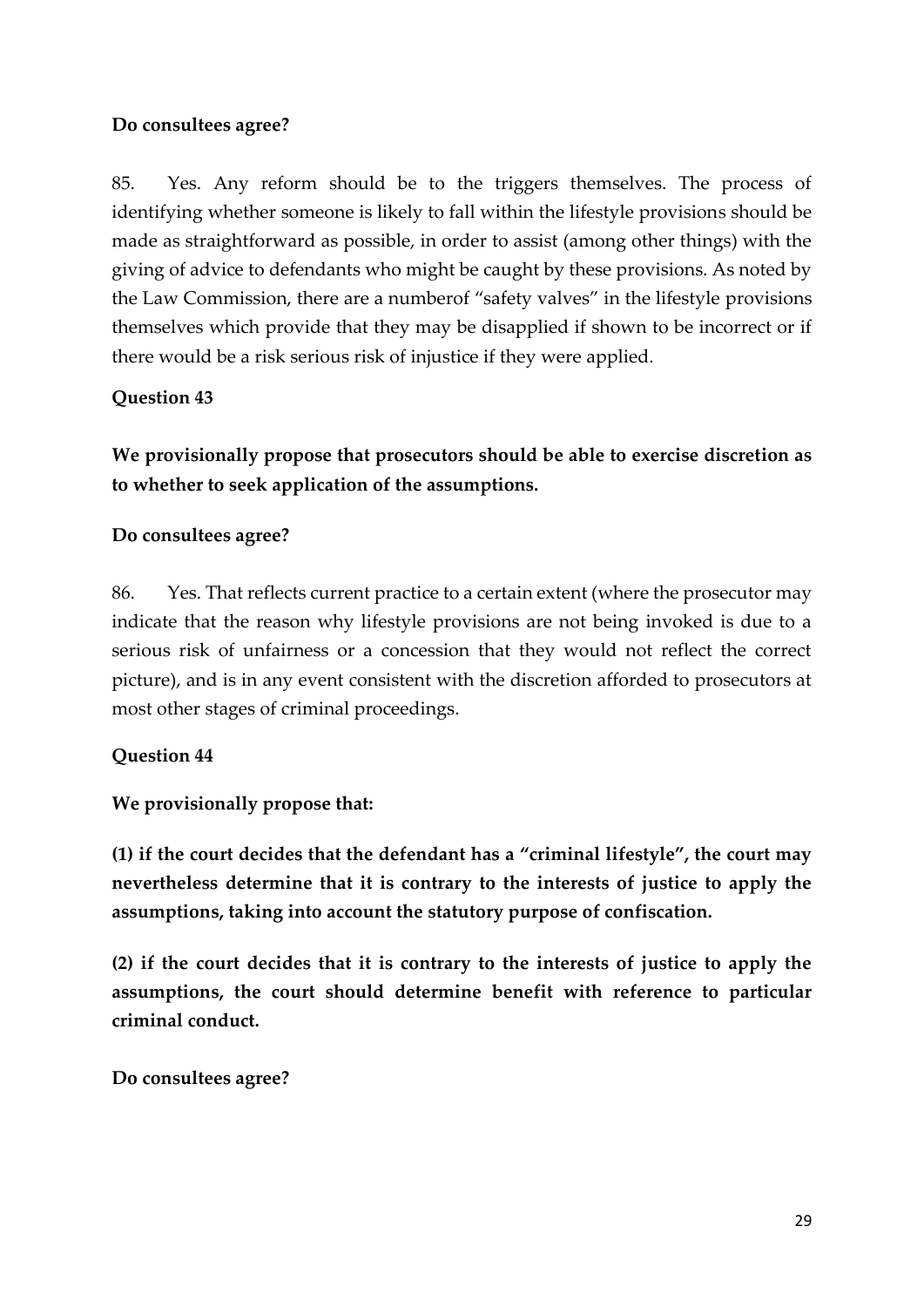**Do consultees agree?**

85. Yes. Any reform should be to the triggers themselves. The process of identifying whether someone is likely to fall within the lifestyle provisions should be made as straightforward as possible, in order to assist (among other things) with the giving of advice to defendants who might be caught by these provisions. As noted by the Law Commission, there are a numberof "safety valves" in the lifestyle provisions themselves which provide that they may be disapplied if shown to be incorrect or if there would be a risk serious risk of injustice if they were applied.

**Question 43**

**We provisionally propose that prosecutors should be able to exercise discretion as to whether to seek application of the assumptions.**

**Do consultees agree?**

86. Yes. That reflects current practice to a certain extent (where the prosecutor may indicate that the reason why lifestyle provisions are not being invoked is due to a serious risk of unfairness or a concession that they would not reflect the correct picture), and is in any event consistent with the discretion afforded to prosecutors at most other stages of criminal proceedings.

**Question 44**

**We provisionally propose that:**

**(1) if the court decides that the defendant has a "criminal lifestyle", the court may nevertheless determine that it is contrary to the interests of justice to apply the assumptions, taking into account the statutory purpose of confiscation.**

**(2) if the court decides that it is contrary to the interests of justice to apply the assumptions, the court should determine benefit with reference to particular criminal conduct.**

**Do consultees agree?**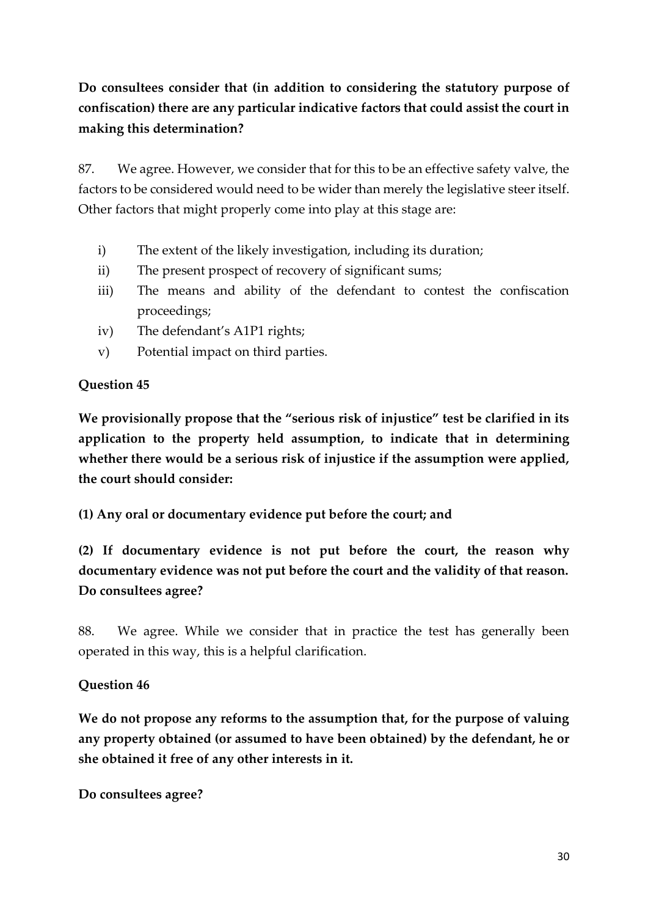**Do consultees consider that (in addition to considering the statutory purpose of confiscation) there are any particular indicative factors that could assist the court in making this determination?**

87. We agree. However, we consider that for this to be an effective safety valve, the factors to be considered would need to be wider than merely the legislative steer itself. Other factors that might properly come into play at this stage are:

i) The extent of the likely investigation, including its duration;
ii) The present prospect of recovery of significant sums;
iii) The means and ability of the defendant to contest the confiscation proceedings;
iv) The defendant's A1P1 rights;
v) Potential impact on third parties.

**Question 45**

**We provisionally propose that the "serious risk of injustice" test be clarified in its application to the property held assumption, to indicate that in determining whether there would be a serious risk of injustice if the assumption were applied, the court should consider:**

**(1) Any oral or documentary evidence put before the court; and**

**(2) If documentary evidence is not put before the court, the reason why documentary evidence was not put before the court and the validity of that reason. Do consultees agree?**

88. We agree. While we consider that in practice the test has generally been operated in this way, this is a helpful clarification.

**Question 46**

**We do not propose any reforms to the assumption that, for the purpose of valuing any property obtained (or assumed to have been obtained) by the defendant, he or she obtained it free of any other interests in it.**

**Do consultees agree?**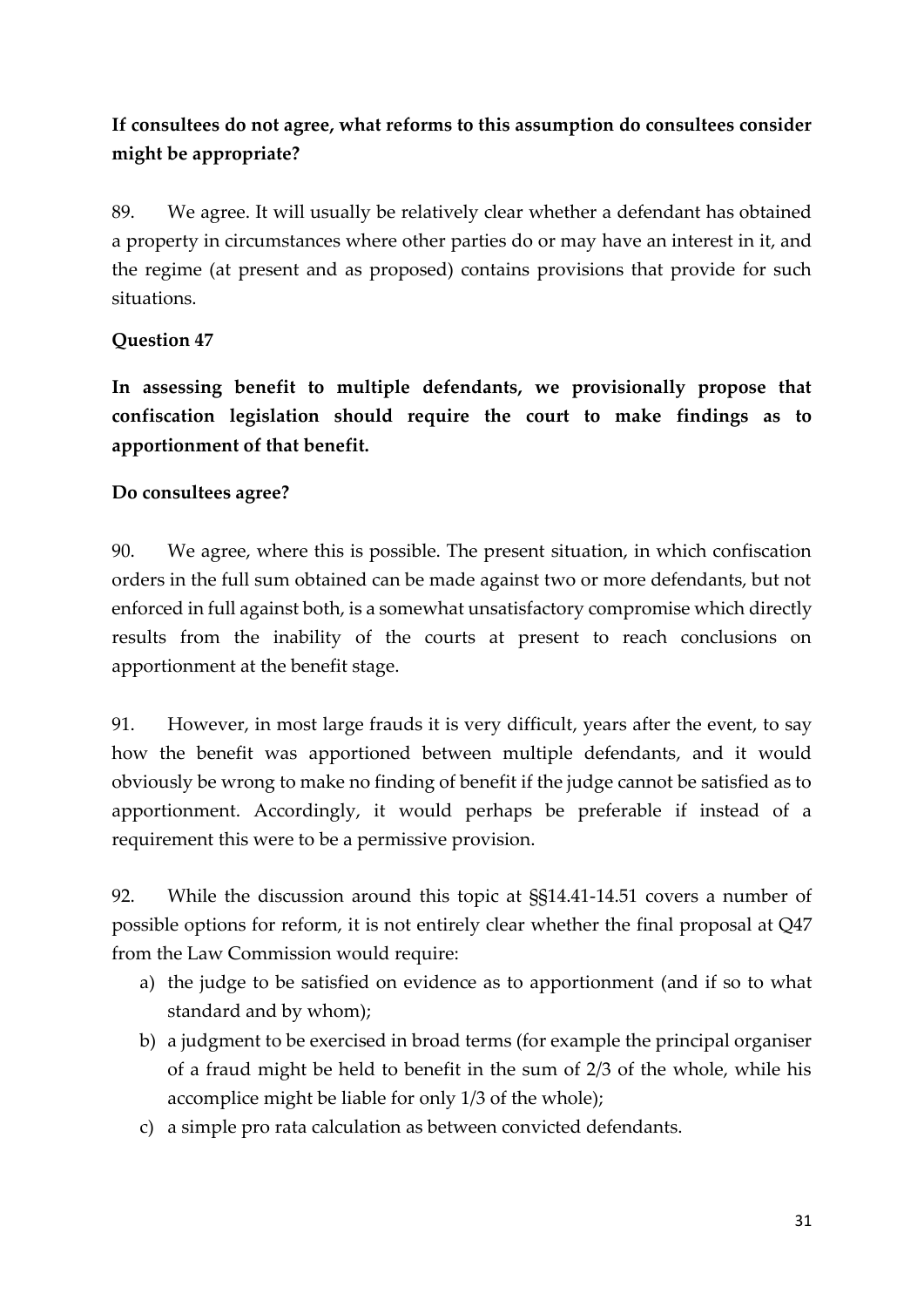**If consultees do not agree, what reforms to this assumption do consultees consider might be appropriate?**

89. We agree. It will usually be relatively clear whether a defendant has obtained a property in circumstances where other parties do or may have an interest in it, and the regime (at present and as proposed) contains provisions that provide for such situations.

**Question 47**

**In assessing benefit to multiple defendants, we provisionally propose that confiscation legislation should require the court to make findings as to apportionment of that benefit.**

**Do consultees agree?**

90. We agree, where this is possible. The present situation, in which confiscation orders in the full sum obtained can be made against two or more defendants, but not enforced in full against both, is a somewhat unsatisfactory compromise which directly results from the inability of the courts at present to reach conclusions on apportionment at the benefit stage.

91. However, in most large frauds it is very difficult, years after the event, to say how the benefit was apportioned between multiple defendants, and it would obviously be wrong to make no finding of benefit if the judge cannot be satisfied as to apportionment. Accordingly, it would perhaps be preferable if instead of a requirement this were to be a permissive provision.

92. While the discussion around this topic at §§14.41-14.51 covers a number of possible options for reform, it is not entirely clear whether the final proposal at Q47 from the Law Commission would require:

a) the judge to be satisfied on evidence as to apportionment (and if so to what standard and by whom);
b) a judgment to be exercised in broad terms (for example the principal organiser of a fraud might be held to benefit in the sum of 2/3 of the whole, while his accomplice might be liable for only 1/3 of the whole);
c) a simple pro rata calculation as between convicted defendants.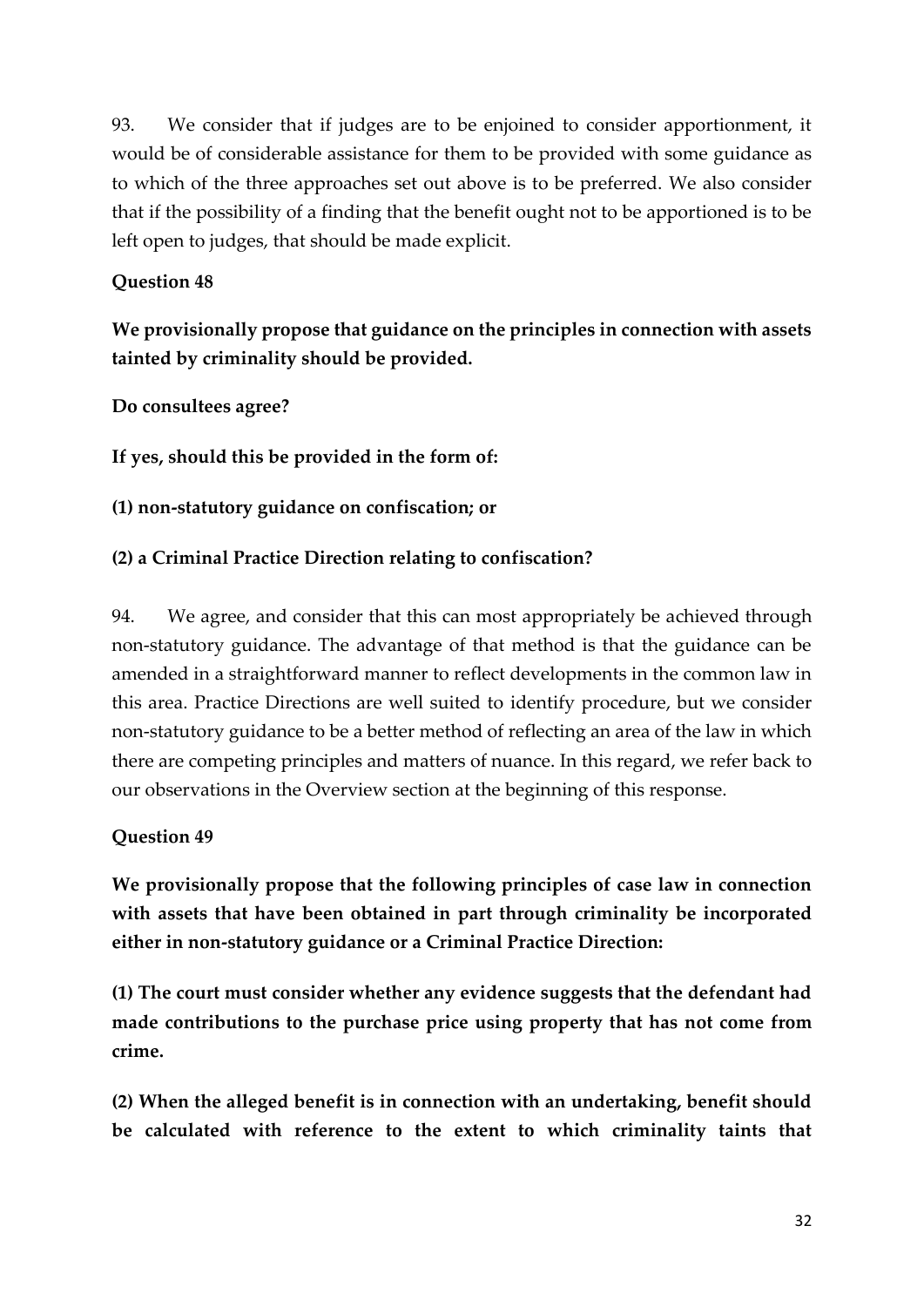93. We consider that if judges are to be enjoined to consider apportionment, it would be of considerable assistance for them to be provided with some guidance as to which of the three approaches set out above is to be preferred. We also consider that if the possibility of a finding that the benefit ought not to be apportioned is to be left open to judges, that should be made explicit.

**Question 48**

**We provisionally propose that guidance on the principles in connection with assets tainted by criminality should be provided.**

**Do consultees agree?**

**If yes, should this be provided in the form of:**

**(1) non-statutory guidance on confiscation; or**

**(2) a Criminal Practice Direction relating to confiscation?**

94. We agree, and consider that this can most appropriately be achieved through non-statutory guidance. The advantage of that method is that the guidance can be amended in a straightforward manner to reflect developments in the common law in this area. Practice Directions are well suited to identify procedure, but we consider non-statutory guidance to be a better method of reflecting an area of the law in which there are competing principles and matters of nuance. In this regard, we refer back to our observations in the Overview section at the beginning of this response.

**Question 49**

**We provisionally propose that the following principles of case law in connection with assets that have been obtained in part through criminality be incorporated either in non-statutory guidance or a Criminal Practice Direction:**

**(1) The court must consider whether any evidence suggests that the defendant had made contributions to the purchase price using property that has not come from crime.**

**(2) When the alleged benefit is in connection with an undertaking, benefit should be calculated with reference to the extent to which criminality taints that**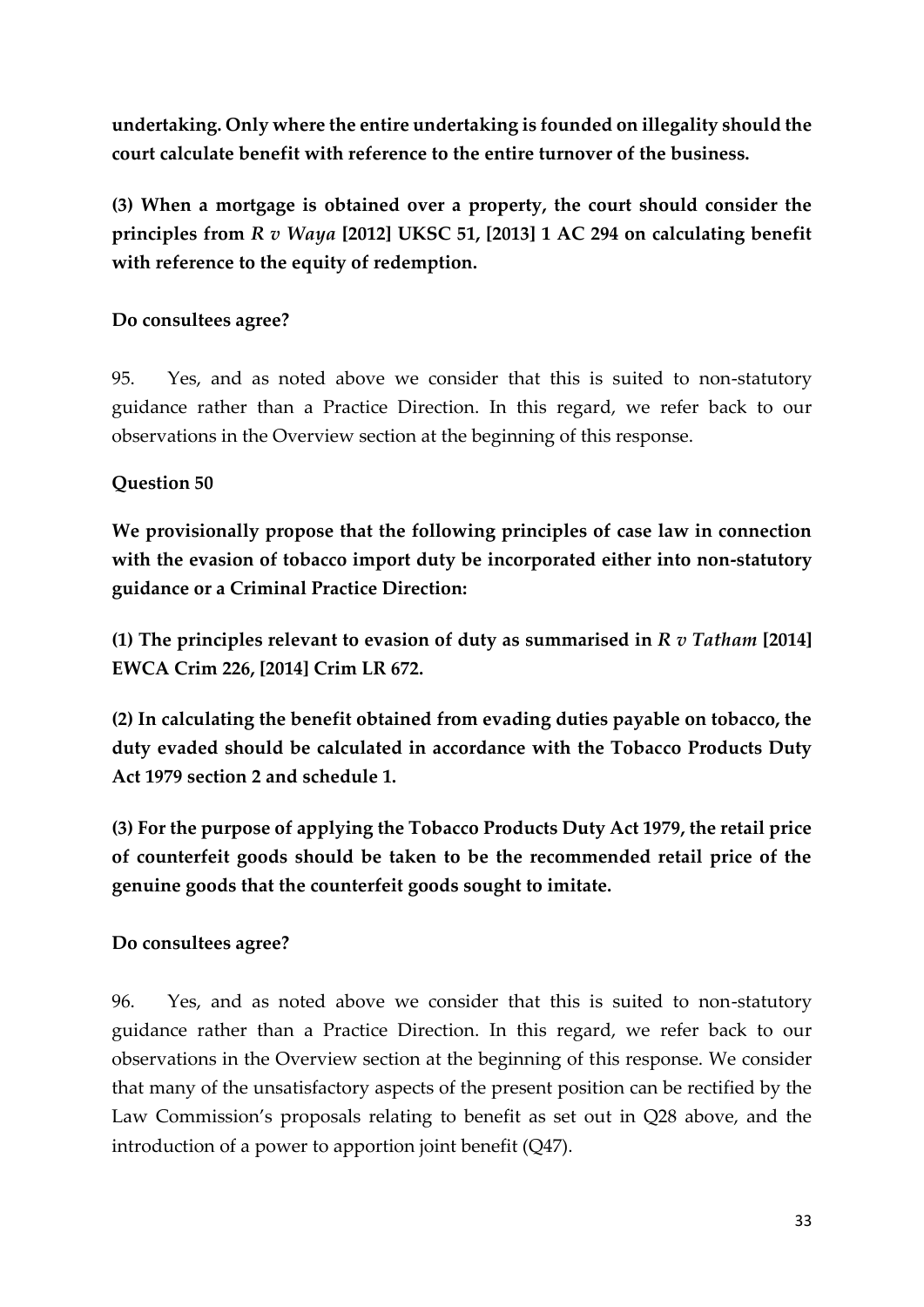**undertaking. Only where the entire undertaking is founded on illegality should the court calculate benefit with reference to the entire turnover of the business.**

**(3) When a mortgage is obtained over a property, the court should consider the principles from *R v Waya* [2012] UKSC 51, [2013] 1 AC 294 on calculating benefit with reference to the equity of redemption.**

**Do consultees agree?**

95. Yes, and as noted above we consider that this is suited to non-statutory guidance rather than a Practice Direction. In this regard, we refer back to our observations in the Overview section at the beginning of this response.

**Question 50**

**We provisionally propose that the following principles of case law in connection with the evasion of tobacco import duty be incorporated either into non-statutory guidance or a Criminal Practice Direction:**

**(1) The principles relevant to evasion of duty as summarised in *R v Tatham* [2014] EWCA Crim 226, [2014] Crim LR 672.**

**(2) In calculating the benefit obtained from evading duties payable on tobacco, the duty evaded should be calculated in accordance with the Tobacco Products Duty Act 1979 section 2 and schedule 1.**

**(3) For the purpose of applying the Tobacco Products Duty Act 1979, the retail price of counterfeit goods should be taken to be the recommended retail price of the genuine goods that the counterfeit goods sought to imitate.**

**Do consultees agree?**

96. Yes, and as noted above we consider that this is suited to non-statutory guidance rather than a Practice Direction. In this regard, we refer back to our observations in the Overview section at the beginning of this response. We consider that many of the unsatisfactory aspects of the present position can be rectified by the Law Commission's proposals relating to benefit as set out in Q28 above, and the introduction of a power to apportion joint benefit (Q47).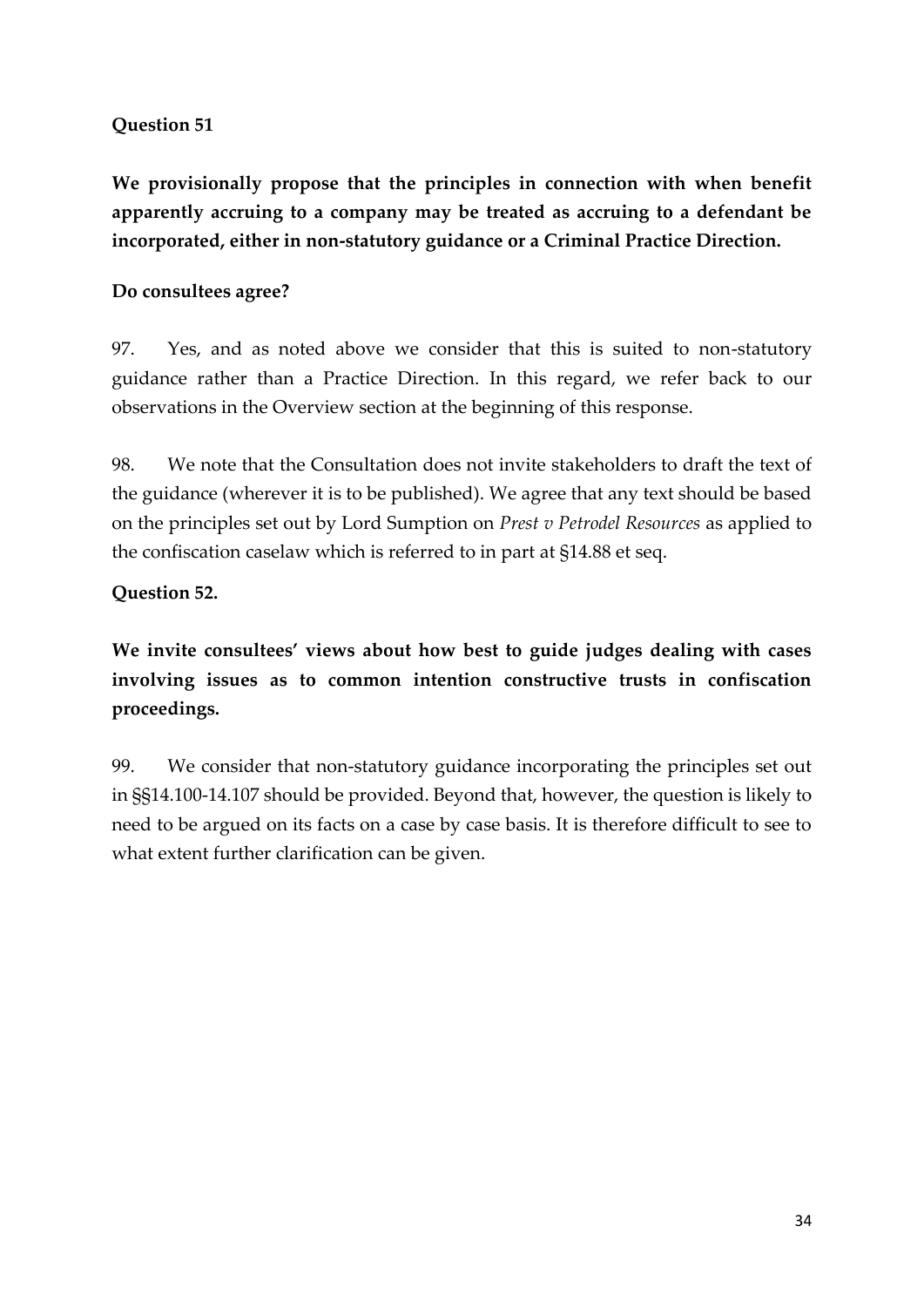**Question 51**

**We provisionally propose that the principles in connection with when benefit apparently accruing to a company may be treated as accruing to a defendant be incorporated, either in non-statutory guidance or a Criminal Practice Direction.**

**Do consultees agree?**

97. Yes, and as noted above we consider that this is suited to non-statutory guidance rather than a Practice Direction. In this regard, we refer back to our observations in the Overview section at the beginning of this response.

98. We note that the Consultation does not invite stakeholders to draft the text of the guidance (wherever it is to be published). We agree that any text should be based on the principles set out by Lord Sumption on *Prest v Petrodel Resources* as applied to the confiscation caselaw which is referred to in part at §14.88 et seq.

**Question 52.**

**We invite consultees' views about how best to guide judges dealing with cases involving issues as to common intention constructive trusts in confiscation proceedings.**

99. We consider that non-statutory guidance incorporating the principles set out in §§14.100-14.107 should be provided. Beyond that, however, the question is likely to need to be argued on its facts on a case by case basis. It is therefore difficult to see to what extent further clarification can be given.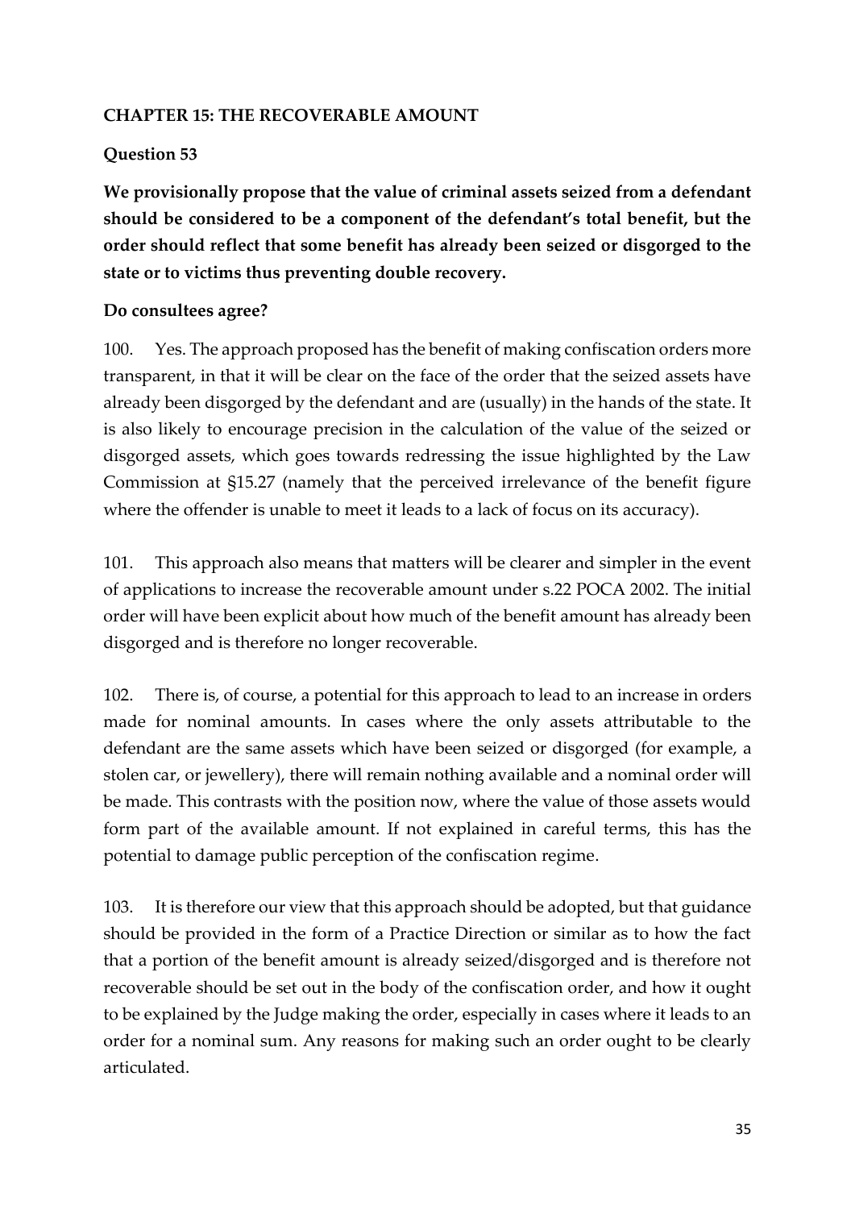## CHAPTER 15: THE RECOVERABLE AMOUNT

### Question 53

**We provisionally propose that the value of criminal assets seized from a defendant should be considered to be a component of the defendant's total benefit, but the order should reflect that some benefit has already been seized or disgorged to the state or to victims thus preventing double recovery.**

**Do consultees agree?**

100. Yes. The approach proposed has the benefit of making confiscation orders more transparent, in that it will be clear on the face of the order that the seized assets have already been disgorged by the defendant and are (usually) in the hands of the state. It is also likely to encourage precision in the calculation of the value of the seized or disgorged assets, which goes towards redressing the issue highlighted by the Law Commission at §15.27 (namely that the perceived irrelevance of the benefit figure where the offender is unable to meet it leads to a lack of focus on its accuracy).

101. This approach also means that matters will be clearer and simpler in the event of applications to increase the recoverable amount under s.22 POCA 2002. The initial order will have been explicit about how much of the benefit amount has already been disgorged and is therefore no longer recoverable.

102. There is, of course, a potential for this approach to lead to an increase in orders made for nominal amounts. In cases where the only assets attributable to the defendant are the same assets which have been seized or disgorged (for example, a stolen car, or jewellery), there will remain nothing available and a nominal order will be made. This contrasts with the position now, where the value of those assets would form part of the available amount. If not explained in careful terms, this has the potential to damage public perception of the confiscation regime.

103. It is therefore our view that this approach should be adopted, but that guidance should be provided in the form of a Practice Direction or similar as to how the fact that a portion of the benefit amount is already seized/disgorged and is therefore not recoverable should be set out in the body of the confiscation order, and how it ought to be explained by the Judge making the order, especially in cases where it leads to an order for a nominal sum. Any reasons for making such an order ought to be clearly articulated.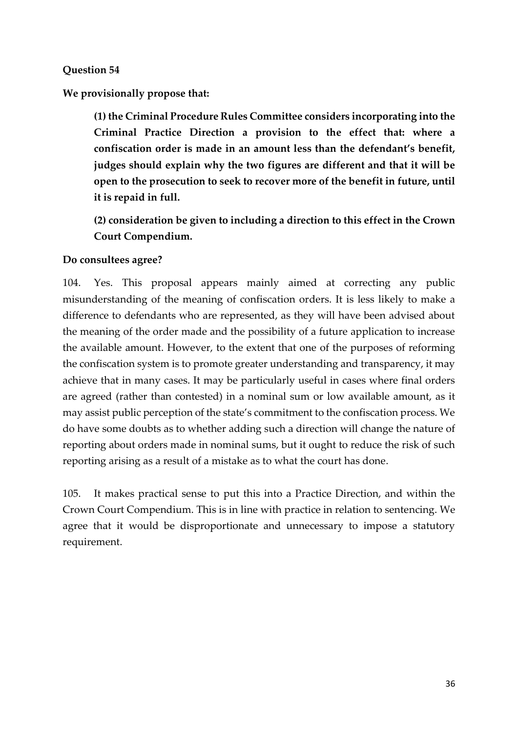**Question 54**

**We provisionally propose that:**

> **(1) the Criminal Procedure Rules Committee considers incorporating into the Criminal Practice Direction a provision to the effect that: where a confiscation order is made in an amount less than the defendant's benefit, judges should explain why the two figures are different and that it will be open to the prosecution to seek to recover more of the benefit in future, until it is repaid in full.**
>
> **(2) consideration be given to including a direction to this effect in the Crown Court Compendium.**

**Do consultees agree?**

104. Yes. This proposal appears mainly aimed at correcting any public misunderstanding of the meaning of confiscation orders. It is less likely to make a difference to defendants who are represented, as they will have been advised about the meaning of the order made and the possibility of a future application to increase the available amount. However, to the extent that one of the purposes of reforming the confiscation system is to promote greater understanding and transparency, it may achieve that in many cases. It may be particularly useful in cases where final orders are agreed (rather than contested) in a nominal sum or low available amount, as it may assist public perception of the state's commitment to the confiscation process. We do have some doubts as to whether adding such a direction will change the nature of reporting about orders made in nominal sums, but it ought to reduce the risk of such reporting arising as a result of a mistake as to what the court has done.

105. It makes practical sense to put this into a Practice Direction, and within the Crown Court Compendium. This is in line with practice in relation to sentencing. We agree that it would be disproportionate and unnecessary to impose a statutory requirement.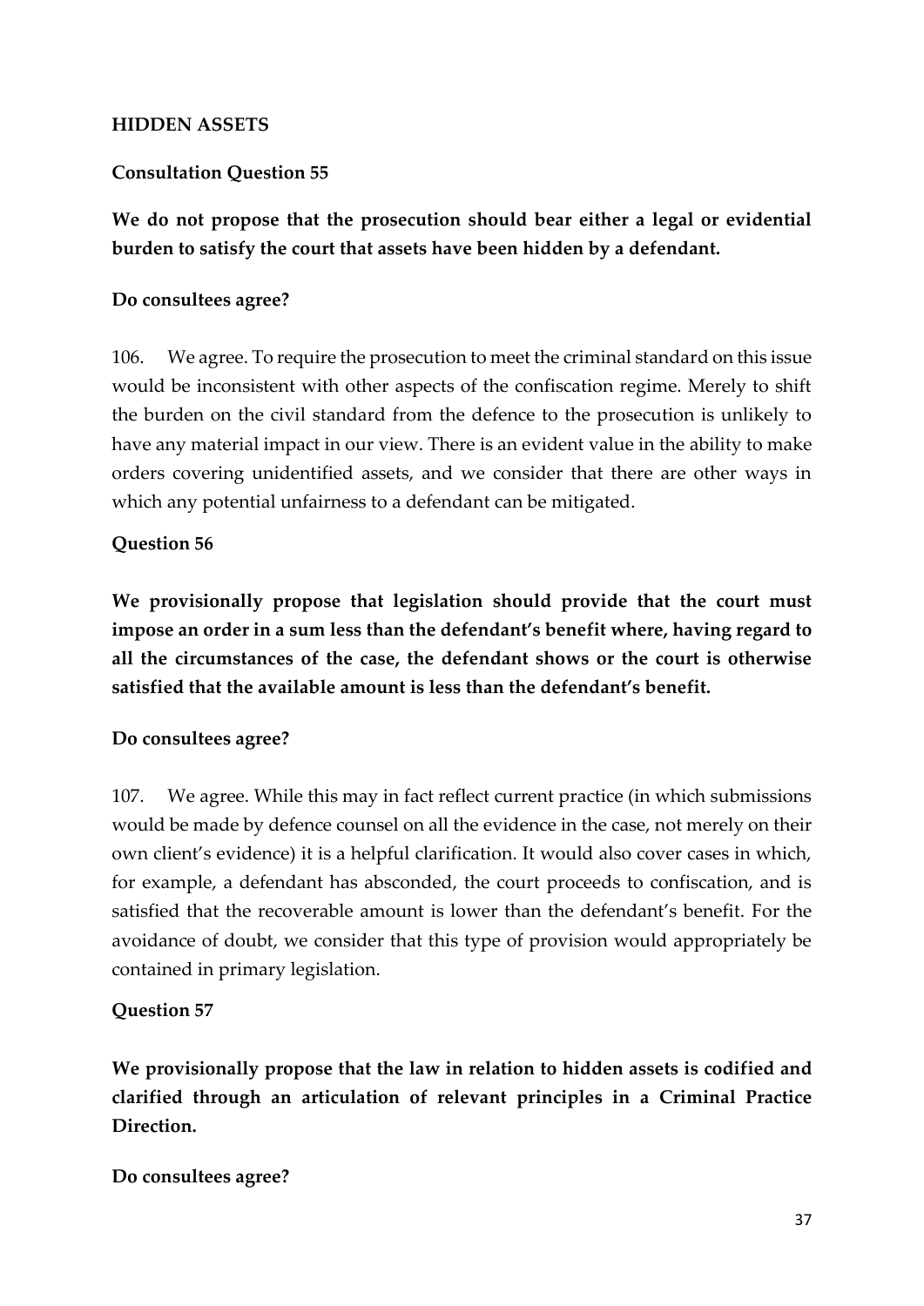**HIDDEN ASSETS**

**Consultation Question 55**

**We do not propose that the prosecution should bear either a legal or evidential burden to satisfy the court that assets have been hidden by a defendant.**

**Do consultees agree?**

106. We agree. To require the prosecution to meet the criminal standard on this issue would be inconsistent with other aspects of the confiscation regime. Merely to shift the burden on the civil standard from the defence to the prosecution is unlikely to have any material impact in our view. There is an evident value in the ability to make orders covering unidentified assets, and we consider that there are other ways in which any potential unfairness to a defendant can be mitigated.

**Question 56**

**We provisionally propose that legislation should provide that the court must impose an order in a sum less than the defendant's benefit where, having regard to all the circumstances of the case, the defendant shows or the court is otherwise satisfied that the available amount is less than the defendant's benefit.**

**Do consultees agree?**

107. We agree. While this may in fact reflect current practice (in which submissions would be made by defence counsel on all the evidence in the case, not merely on their own client's evidence) it is a helpful clarification. It would also cover cases in which, for example, a defendant has absconded, the court proceeds to confiscation, and is satisfied that the recoverable amount is lower than the defendant's benefit. For the avoidance of doubt, we consider that this type of provision would appropriately be contained in primary legislation.

**Question 57**

**We provisionally propose that the law in relation to hidden assets is codified and clarified through an articulation of relevant principles in a Criminal Practice Direction.**

**Do consultees agree?**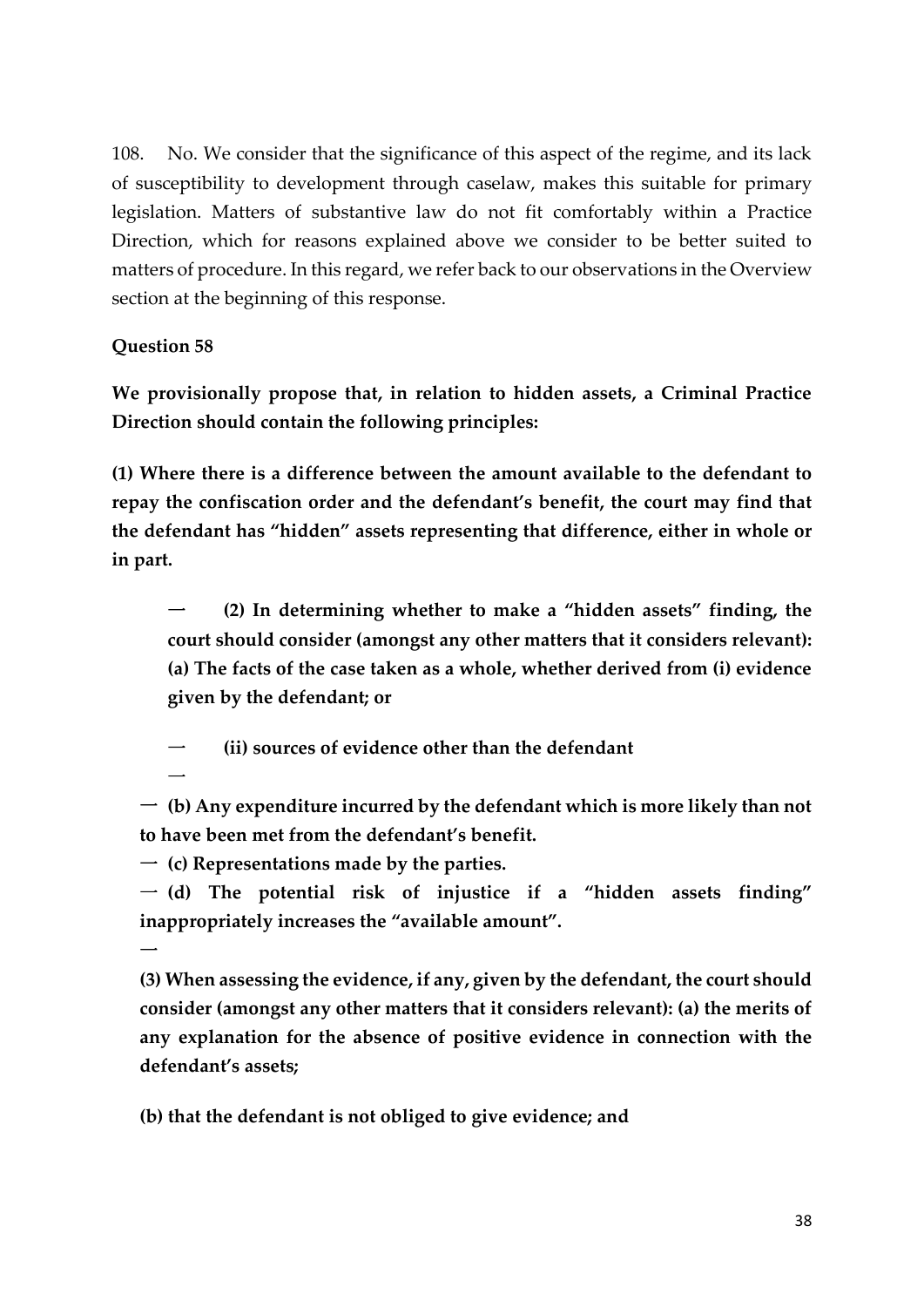108. No. We consider that the significance of this aspect of the regime, and its lack of susceptibility to development through caselaw, makes this suitable for primary legislation. Matters of substantive law do not fit comfortably within a Practice Direction, which for reasons explained above we consider to be better suited to matters of procedure. In this regard, we refer back to our observations in the Overview section at the beginning of this response.

**Question 58**

**We provisionally propose that, in relation to hidden assets, a Criminal Practice Direction should contain the following principles:**

**(1) Where there is a difference between the amount available to the defendant to repay the confiscation order and the defendant's benefit, the court may find that the defendant has "hidden" assets representing that difference, either in whole or in part.**

**(2) In determining whether to make a "hidden assets" finding, the court should consider (amongst any other matters that it considers relevant): (a) The facts of the case taken as a whole, whether derived from (i) evidence given by the defendant; or**

**(ii) sources of evidence other than the defendant**

**(b) Any expenditure incurred by the defendant which is more likely than not to have been met from the defendant's benefit.**

**(c) Representations made by the parties.**

**(d) The potential risk of injustice if a "hidden assets finding" inappropriately increases the "available amount".**

**(3) When assessing the evidence, if any, given by the defendant, the court should consider (amongst any other matters that it considers relevant): (a) the merits of any explanation for the absence of positive evidence in connection with the defendant's assets;**

**(b) that the defendant is not obliged to give evidence; and**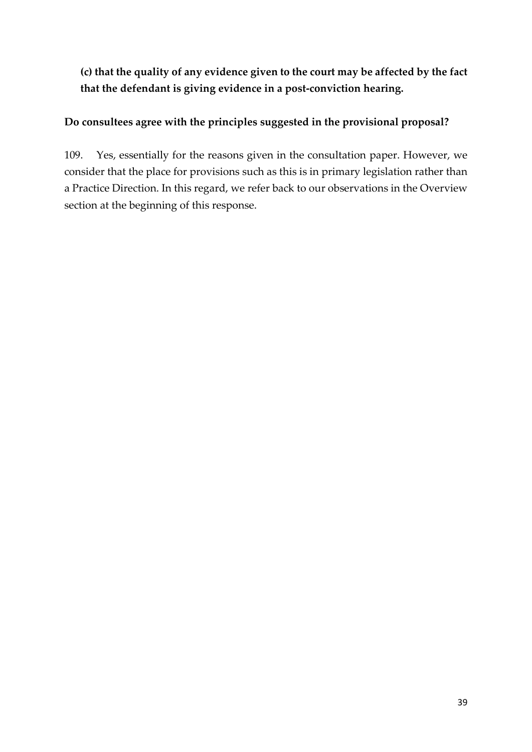**(c) that the quality of any evidence given to the court may be affected by the fact that the defendant is giving evidence in a post-conviction hearing.**

**Do consultees agree with the principles suggested in the provisional proposal?**

109. Yes, essentially for the reasons given in the consultation paper. However, we consider that the place for provisions such as this is in primary legislation rather than a Practice Direction. In this regard, we refer back to our observations in the Overview section at the beginning of this response.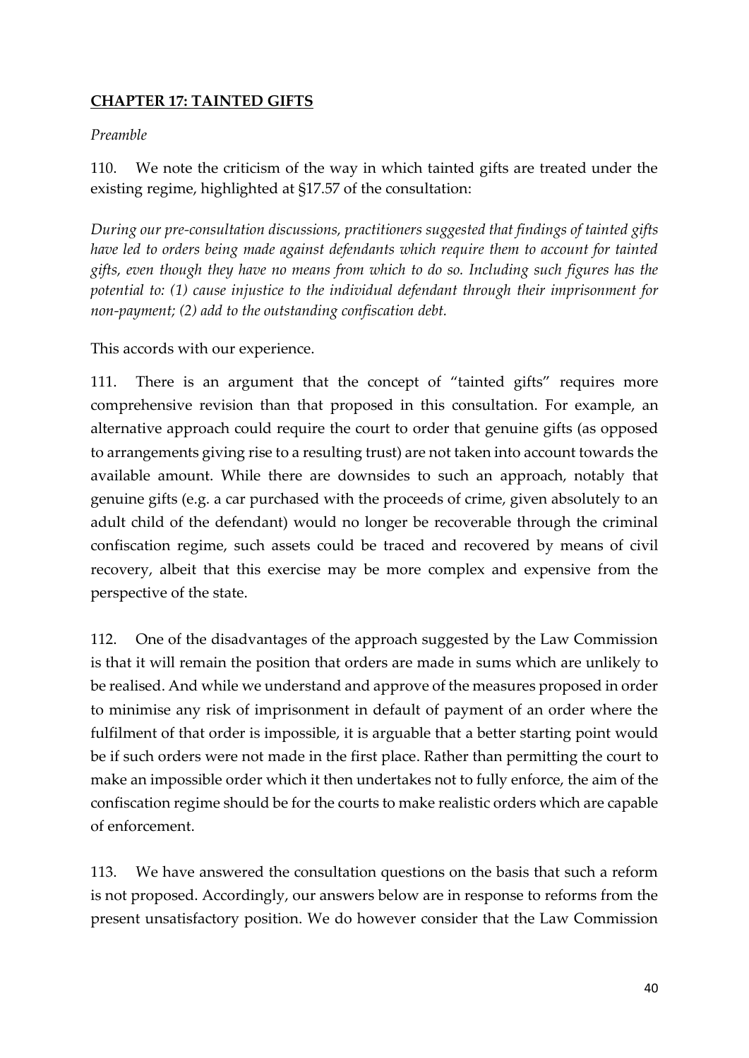## **CHAPTER 17: TAINTED GIFTS**

*Preamble*

110. We note the criticism of the way in which tainted gifts are treated under the existing regime, highlighted at §17.57 of the consultation:

*During our pre-consultation discussions, practitioners suggested that findings of tainted gifts have led to orders being made against defendants which require them to account for tainted gifts, even though they have no means from which to do so. Including such figures has the potential to: (1) cause injustice to the individual defendant through their imprisonment for non-payment; (2) add to the outstanding confiscation debt.*

This accords with our experience.

111. There is an argument that the concept of "tainted gifts" requires more comprehensive revision than that proposed in this consultation. For example, an alternative approach could require the court to order that genuine gifts (as opposed to arrangements giving rise to a resulting trust) are not taken into account towards the available amount. While there are downsides to such an approach, notably that genuine gifts (e.g. a car purchased with the proceeds of crime, given absolutely to an adult child of the defendant) would no longer be recoverable through the criminal confiscation regime, such assets could be traced and recovered by means of civil recovery, albeit that this exercise may be more complex and expensive from the perspective of the state.

112. One of the disadvantages of the approach suggested by the Law Commission is that it will remain the position that orders are made in sums which are unlikely to be realised. And while we understand and approve of the measures proposed in order to minimise any risk of imprisonment in default of payment of an order where the fulfilment of that order is impossible, it is arguable that a better starting point would be if such orders were not made in the first place. Rather than permitting the court to make an impossible order which it then undertakes not to fully enforce, the aim of the confiscation regime should be for the courts to make realistic orders which are capable of enforcement.

113. We have answered the consultation questions on the basis that such a reform is not proposed. Accordingly, our answers below are in response to reforms from the present unsatisfactory position. We do however consider that the Law Commission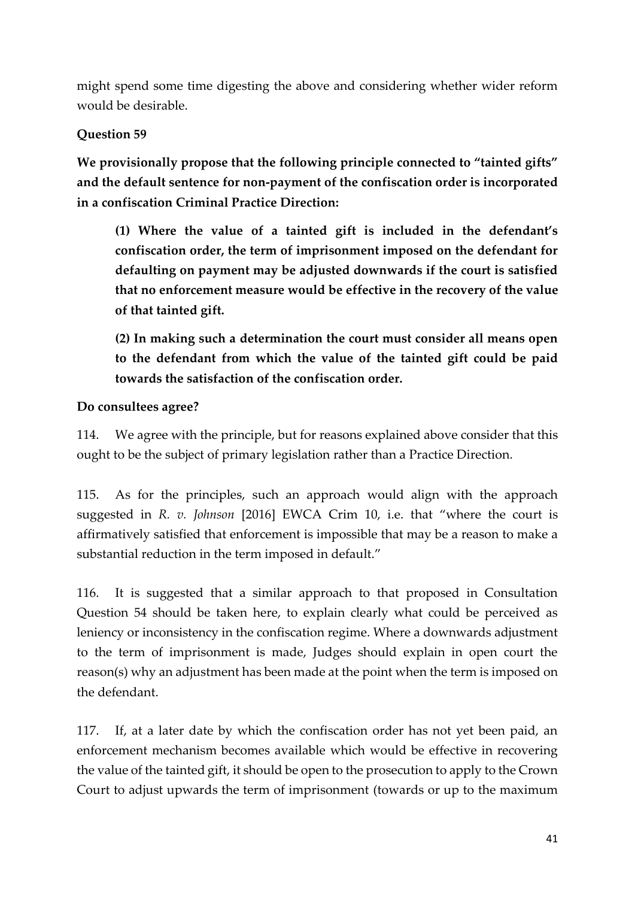might spend some time digesting the above and considering whether wider reform would be desirable.

**Question 59**

**We provisionally propose that the following principle connected to "tainted gifts" and the default sentence for non-payment of the confiscation order is incorporated in a confiscation Criminal Practice Direction:**

> **(1) Where the value of a tainted gift is included in the defendant's confiscation order, the term of imprisonment imposed on the defendant for defaulting on payment may be adjusted downwards if the court is satisfied that no enforcement measure would be effective in the recovery of the value of that tainted gift.**
>
> **(2) In making such a determination the court must consider all means open to the defendant from which the value of the tainted gift could be paid towards the satisfaction of the confiscation order.**

**Do consultees agree?**

114. We agree with the principle, but for reasons explained above consider that this ought to be the subject of primary legislation rather than a Practice Direction.

115. As for the principles, such an approach would align with the approach suggested in *R. v. Johnson* [2016] EWCA Crim 10, i.e. that "where the court is affirmatively satisfied that enforcement is impossible that may be a reason to make a substantial reduction in the term imposed in default."

116. It is suggested that a similar approach to that proposed in Consultation Question 54 should be taken here, to explain clearly what could be perceived as leniency or inconsistency in the confiscation regime. Where a downwards adjustment to the term of imprisonment is made, Judges should explain in open court the reason(s) why an adjustment has been made at the point when the term is imposed on the defendant.

117. If, at a later date by which the confiscation order has not yet been paid, an enforcement mechanism becomes available which would be effective in recovering the value of the tainted gift, it should be open to the prosecution to apply to the Crown Court to adjust upwards the term of imprisonment (towards or up to the maximum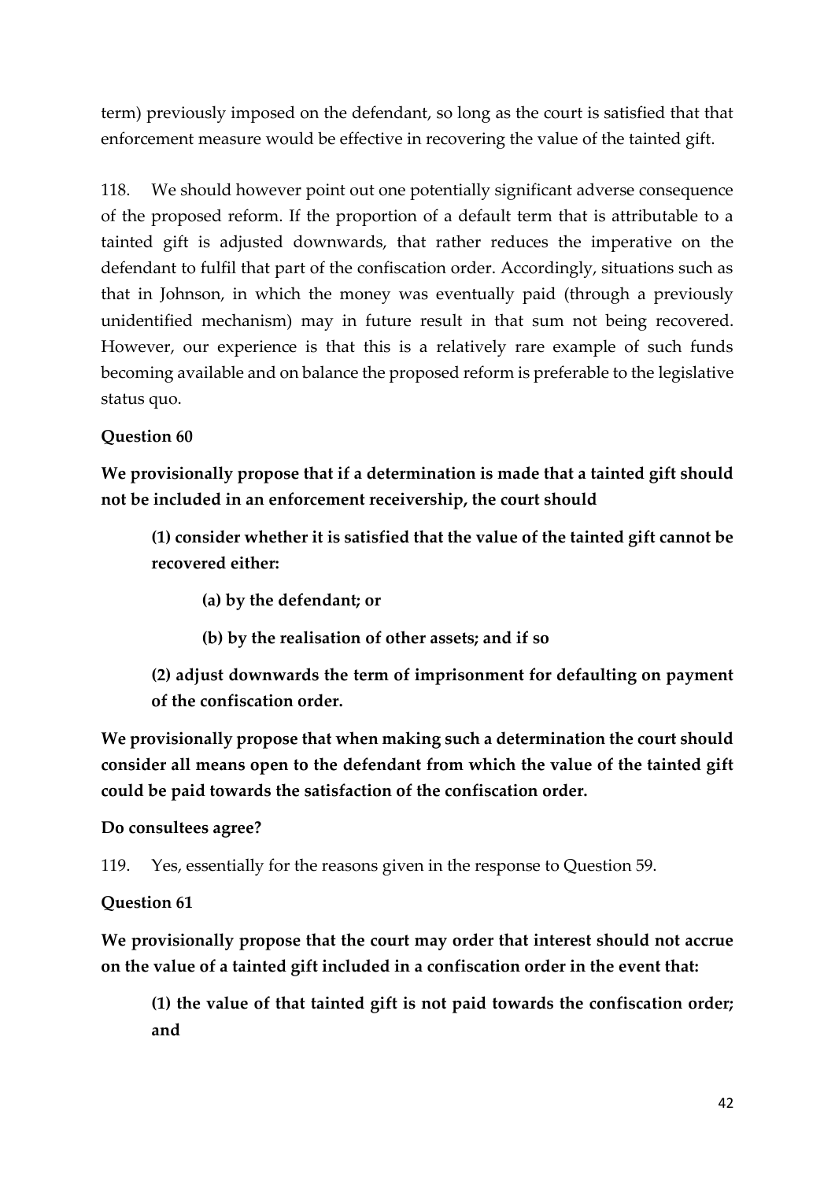term) previously imposed on the defendant, so long as the court is satisfied that that enforcement measure would be effective in recovering the value of the tainted gift.

118. We should however point out one potentially significant adverse consequence of the proposed reform. If the proportion of a default term that is attributable to a tainted gift is adjusted downwards, that rather reduces the imperative on the defendant to fulfil that part of the confiscation order. Accordingly, situations such as that in Johnson, in which the money was eventually paid (through a previously unidentified mechanism) may in future result in that sum not being recovered. However, our experience is that this is a relatively rare example of such funds becoming available and on balance the proposed reform is preferable to the legislative status quo.

**Question 60**

**We provisionally propose that if a determination is made that a tainted gift should not be included in an enforcement receivership, the court should**

> **(1) consider whether it is satisfied that the value of the tainted gift cannot be recovered either:**
>
> > **(a) by the defendant; or**
> >
> > **(b) by the realisation of other assets; and if so**
>
> **(2) adjust downwards the term of imprisonment for defaulting on payment of the confiscation order.**

**We provisionally propose that when making such a determination the court should consider all means open to the defendant from which the value of the tainted gift could be paid towards the satisfaction of the confiscation order.**

**Do consultees agree?**

119. Yes, essentially for the reasons given in the response to Question 59.

**Question 61**

**We provisionally propose that the court may order that interest should not accrue on the value of a tainted gift included in a confiscation order in the event that:**

> **(1) the value of that tainted gift is not paid towards the confiscation order; and**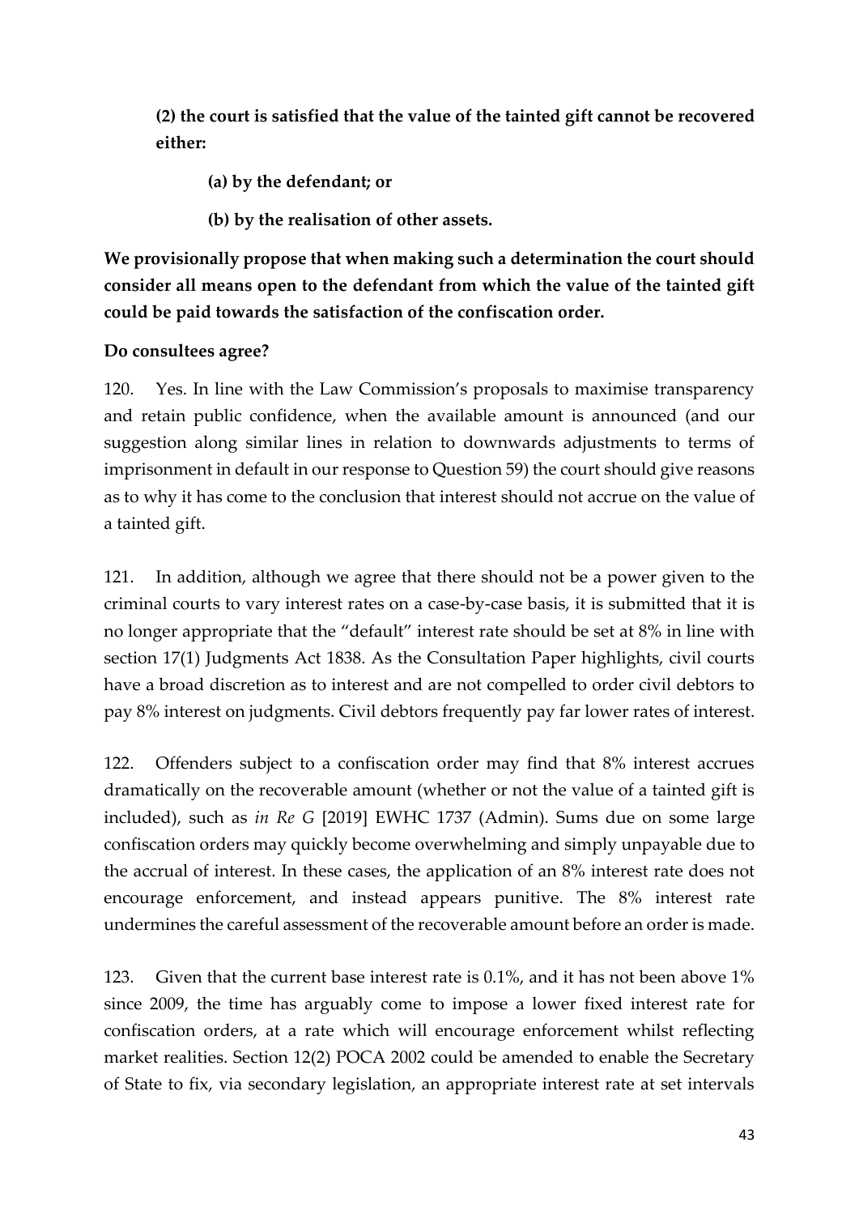**(2) the court is satisfied that the value of the tainted gift cannot be recovered either:**

> **(a) by the defendant; or**
>
> **(b) by the realisation of other assets.**

**We provisionally propose that when making such a determination the court should consider all means open to the defendant from which the value of the tainted gift could be paid towards the satisfaction of the confiscation order.**

**Do consultees agree?**

120. Yes. In line with the Law Commission's proposals to maximise transparency and retain public confidence, when the available amount is announced (and our suggestion along similar lines in relation to downwards adjustments to terms of imprisonment in default in our response to Question 59) the court should give reasons as to why it has come to the conclusion that interest should not accrue on the value of a tainted gift.

121. In addition, although we agree that there should not be a power given to the criminal courts to vary interest rates on a case-by-case basis, it is submitted that it is no longer appropriate that the "default" interest rate should be set at 8% in line with section 17(1) Judgments Act 1838. As the Consultation Paper highlights, civil courts have a broad discretion as to interest and are not compelled to order civil debtors to pay 8% interest on judgments. Civil debtors frequently pay far lower rates of interest.

122. Offenders subject to a confiscation order may find that 8% interest accrues dramatically on the recoverable amount (whether or not the value of a tainted gift is included), such as *in Re G* [2019] EWHC 1737 (Admin). Sums due on some large confiscation orders may quickly become overwhelming and simply unpayable due to the accrual of interest. In these cases, the application of an 8% interest rate does not encourage enforcement, and instead appears punitive. The 8% interest rate undermines the careful assessment of the recoverable amount before an order is made.

123. Given that the current base interest rate is 0.1%, and it has not been above 1% since 2009, the time has arguably come to impose a lower fixed interest rate for confiscation orders, at a rate which will encourage enforcement whilst reflecting market realities. Section 12(2) POCA 2002 could be amended to enable the Secretary of State to fix, via secondary legislation, an appropriate interest rate at set intervals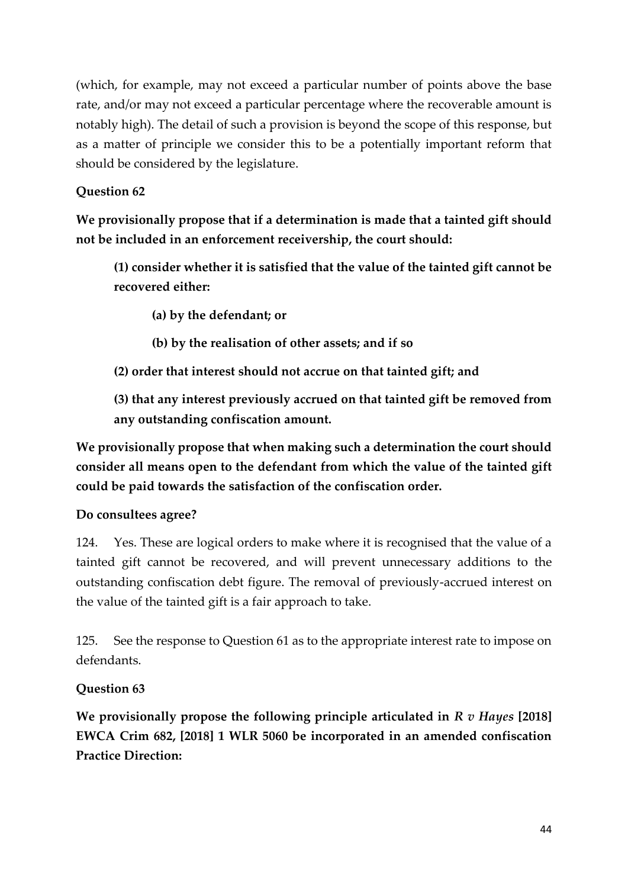(which, for example, may not exceed a particular number of points above the base rate, and/or may not exceed a particular percentage where the recoverable amount is notably high). The detail of such a provision is beyond the scope of this response, but as a matter of principle we consider this to be a potentially important reform that should be considered by the legislature.

**Question 62**

**We provisionally propose that if a determination is made that a tainted gift should not be included in an enforcement receivership, the court should:**

> **(1) consider whether it is satisfied that the value of the tainted gift cannot be recovered either:**
>
> > **(a) by the defendant; or**
> >
> > **(b) by the realisation of other assets; and if so**
>
> **(2) order that interest should not accrue on that tainted gift; and**
>
> **(3) that any interest previously accrued on that tainted gift be removed from any outstanding confiscation amount.**

**We provisionally propose that when making such a determination the court should consider all means open to the defendant from which the value of the tainted gift could be paid towards the satisfaction of the confiscation order.**

**Do consultees agree?**

124. Yes. These are logical orders to make where it is recognised that the value of a tainted gift cannot be recovered, and will prevent unnecessary additions to the outstanding confiscation debt figure. The removal of previously-accrued interest on the value of the tainted gift is a fair approach to take.

125. See the response to Question 61 as to the appropriate interest rate to impose on defendants.

**Question 63**

**We provisionally propose the following principle articulated in *R v Hayes* [2018] EWCA Crim 682, [2018] 1 WLR 5060 be incorporated in an amended confiscation Practice Direction:**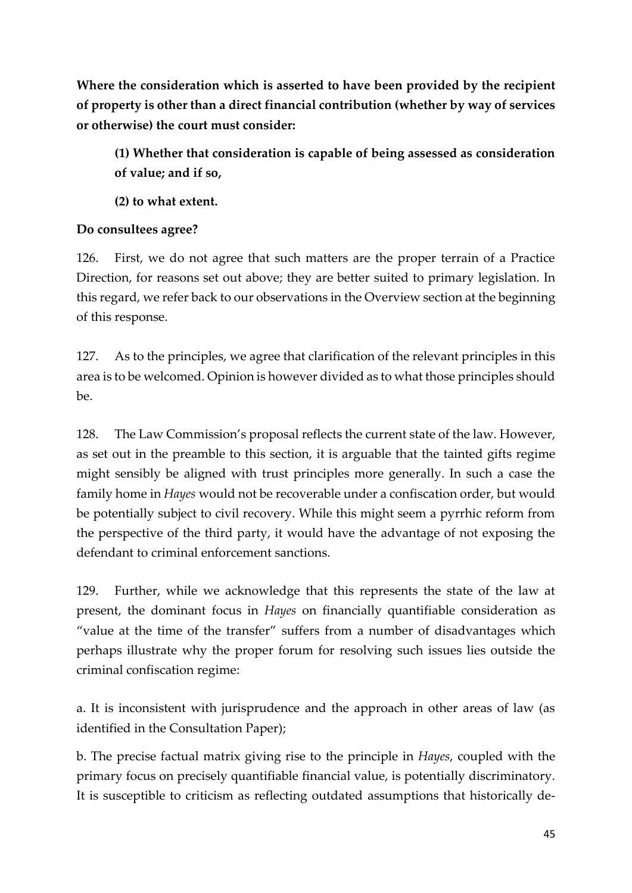**Where the consideration which is asserted to have been provided by the recipient of property is other than a direct financial contribution (whether by way of services or otherwise) the court must consider:**

> **(1) Whether that consideration is capable of being assessed as consideration of value; and if so,**
>
> **(2) to what extent.**

**Do consultees agree?**

126. First, we do not agree that such matters are the proper terrain of a Practice Direction, for reasons set out above; they are better suited to primary legislation. In this regard, we refer back to our observations in the Overview section at the beginning of this response.

127. As to the principles, we agree that clarification of the relevant principles in this area is to be welcomed. Opinion is however divided as to what those principles should be.

128. The Law Commission's proposal reflects the current state of the law. However, as set out in the preamble to this section, it is arguable that the tainted gifts regime might sensibly be aligned with trust principles more generally. In such a case the family home in *Hayes* would not be recoverable under a confiscation order, but would be potentially subject to civil recovery. While this might seem a pyrrhic reform from the perspective of the third party, it would have the advantage of not exposing the defendant to criminal enforcement sanctions.

129. Further, while we acknowledge that this represents the state of the law at present, the dominant focus in *Hayes* on financially quantifiable consideration as "value at the time of the transfer" suffers from a number of disadvantages which perhaps illustrate why the proper forum for resolving such issues lies outside the criminal confiscation regime:

a. It is inconsistent with jurisprudence and the approach in other areas of law (as identified in the Consultation Paper);

b. The precise factual matrix giving rise to the principle in *Hayes*, coupled with the primary focus on precisely quantifiable financial value, is potentially discriminatory. It is susceptible to criticism as reflecting outdated assumptions that historically de-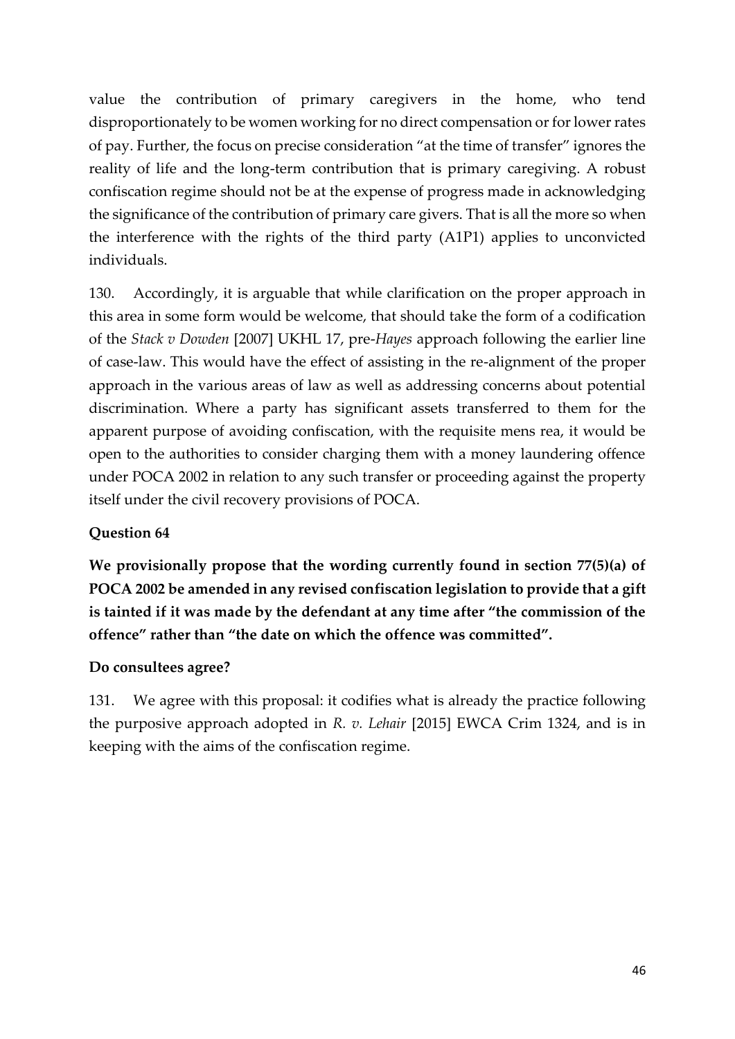value the contribution of primary caregivers in the home, who tend disproportionately to be women working for no direct compensation or for lower rates of pay. Further, the focus on precise consideration "at the time of transfer" ignores the reality of life and the long-term contribution that is primary caregiving. A robust confiscation regime should not be at the expense of progress made in acknowledging the significance of the contribution of primary care givers. That is all the more so when the interference with the rights of the third party (A1P1) applies to unconvicted individuals.

130. Accordingly, it is arguable that while clarification on the proper approach in this area in some form would be welcome, that should take the form of a codification of the *Stack v Dowden* [2007] UKHL 17, pre-*Hayes* approach following the earlier line of case-law. This would have the effect of assisting in the re-alignment of the proper approach in the various areas of law as well as addressing concerns about potential discrimination. Where a party has significant assets transferred to them for the apparent purpose of avoiding confiscation, with the requisite mens rea, it would be open to the authorities to consider charging them with a money laundering offence under POCA 2002 in relation to any such transfer or proceeding against the property itself under the civil recovery provisions of POCA.

### Question 64

**We provisionally propose that the wording currently found in section 77(5)(a) of POCA 2002 be amended in any revised confiscation legislation to provide that a gift is tainted if it was made by the defendant at any time after "the commission of the offence" rather than "the date on which the offence was committed".**

**Do consultees agree?**

131. We agree with this proposal: it codifies what is already the practice following the purposive approach adopted in *R. v. Lehair* [2015] EWCA Crim 1324, and is in keeping with the aims of the confiscation regime.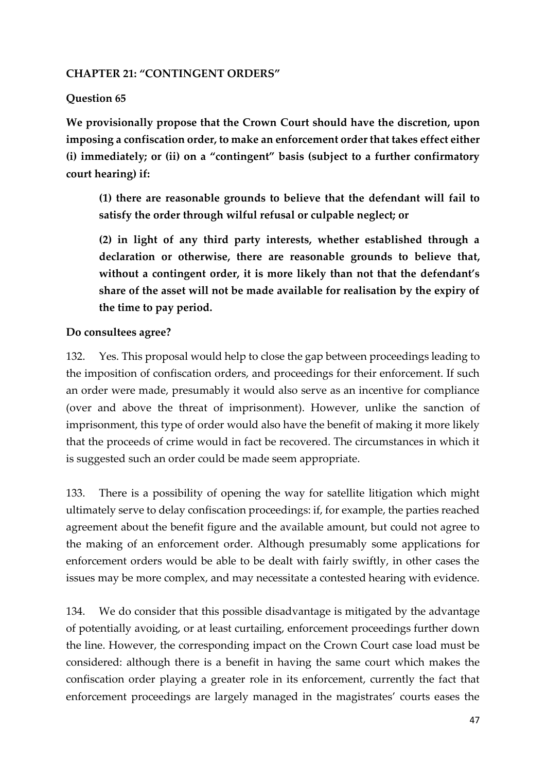**CHAPTER 21: "CONTINGENT ORDERS"**

**Question 65**

**We provisionally propose that the Crown Court should have the discretion, upon imposing a confiscation order, to make an enforcement order that takes effect either (i) immediately; or (ii) on a "contingent" basis (subject to a further confirmatory court hearing) if:**

> **(1) there are reasonable grounds to believe that the defendant will fail to satisfy the order through wilful refusal or culpable neglect; or**
>
> **(2) in light of any third party interests, whether established through a declaration or otherwise, there are reasonable grounds to believe that, without a contingent order, it is more likely than not that the defendant's share of the asset will not be made available for realisation by the expiry of the time to pay period.**

**Do consultees agree?**

132. Yes. This proposal would help to close the gap between proceedings leading to the imposition of confiscation orders, and proceedings for their enforcement. If such an order were made, presumably it would also serve as an incentive for compliance (over and above the threat of imprisonment). However, unlike the sanction of imprisonment, this type of order would also have the benefit of making it more likely that the proceeds of crime would in fact be recovered. The circumstances in which it is suggested such an order could be made seem appropriate.

133. There is a possibility of opening the way for satellite litigation which might ultimately serve to delay confiscation proceedings: if, for example, the parties reached agreement about the benefit figure and the available amount, but could not agree to the making of an enforcement order. Although presumably some applications for enforcement orders would be able to be dealt with fairly swiftly, in other cases the issues may be more complex, and may necessitate a contested hearing with evidence.

134. We do consider that this possible disadvantage is mitigated by the advantage of potentially avoiding, or at least curtailing, enforcement proceedings further down the line. However, the corresponding impact on the Crown Court case load must be considered: although there is a benefit in having the same court which makes the confiscation order playing a greater role in its enforcement, currently the fact that enforcement proceedings are largely managed in the magistrates' courts eases the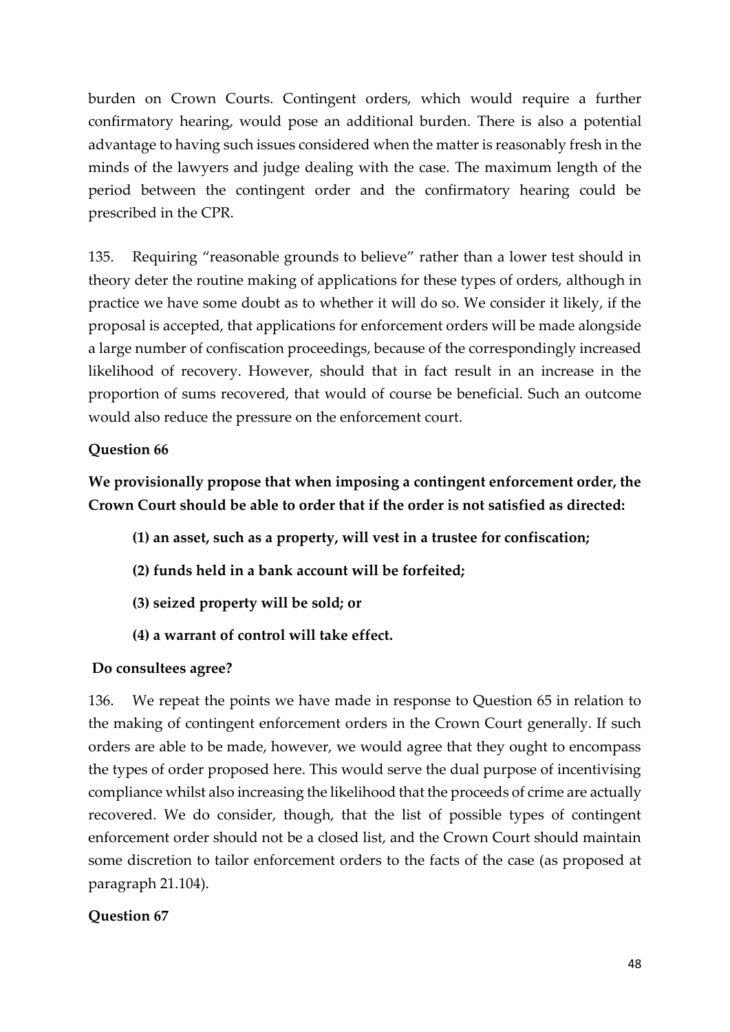burden on Crown Courts. Contingent orders, which would require a further confirmatory hearing, would pose an additional burden. There is also a potential advantage to having such issues considered when the matter is reasonably fresh in the minds of the lawyers and judge dealing with the case. The maximum length of the period between the contingent order and the confirmatory hearing could be prescribed in the CPR.

135. Requiring "reasonable grounds to believe" rather than a lower test should in theory deter the routine making of applications for these types of orders, although in practice we have some doubt as to whether it will do so. We consider it likely, if the proposal is accepted, that applications for enforcement orders will be made alongside a large number of confiscation proceedings, because of the correspondingly increased likelihood of recovery. However, should that in fact result in an increase in the proportion of sums recovered, that would of course be beneficial. Such an outcome would also reduce the pressure on the enforcement court.

**Question 66**

**We provisionally propose that when imposing a contingent enforcement order, the Crown Court should be able to order that if the order is not satisfied as directed:**

**(1) an asset, such as a property, will vest in a trustee for confiscation;**

**(2) funds held in a bank account will be forfeited;**

**(3) seized property will be sold; or**

**(4) a warrant of control will take effect.**

**Do consultees agree?**

136. We repeat the points we have made in response to Question 65 in relation to the making of contingent enforcement orders in the Crown Court generally. If such orders are able to be made, however, we would agree that they ought to encompass the types of order proposed here. This would serve the dual purpose of incentivising compliance whilst also increasing the likelihood that the proceeds of crime are actually recovered. We do consider, though, that the list of possible types of contingent enforcement order should not be a closed list, and the Crown Court should maintain some discretion to tailor enforcement orders to the facts of the case (as proposed at paragraph 21.104).

**Question 67**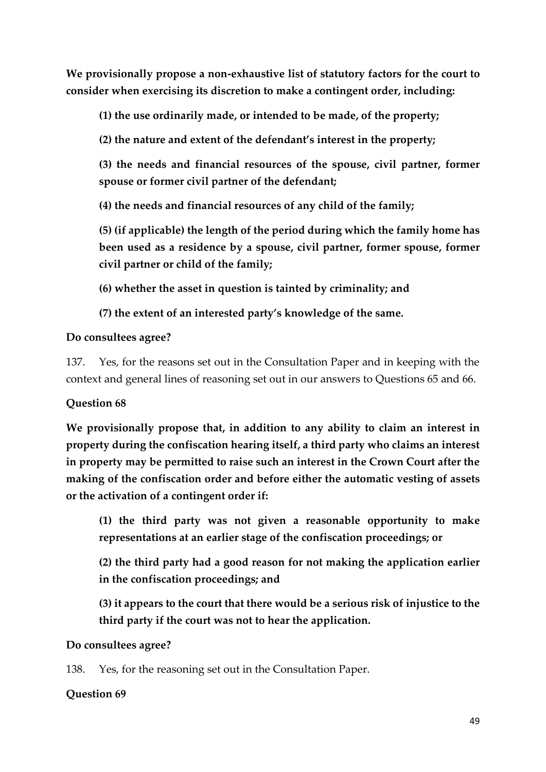**We provisionally propose a non-exhaustive list of statutory factors for the court to consider when exercising its discretion to make a contingent order, including:**

> **(1) the use ordinarily made, or intended to be made, of the property;**
>
> **(2) the nature and extent of the defendant's interest in the property;**
>
> **(3) the needs and financial resources of the spouse, civil partner, former spouse or former civil partner of the defendant;**
>
> **(4) the needs and financial resources of any child of the family;**
>
> **(5) (if applicable) the length of the period during which the family home has been used as a residence by a spouse, civil partner, former spouse, former civil partner or child of the family;**
>
> **(6) whether the asset in question is tainted by criminality; and**
>
> **(7) the extent of an interested party's knowledge of the same.**

**Do consultees agree?**

137. Yes, for the reasons set out in the Consultation Paper and in keeping with the context and general lines of reasoning set out in our answers to Questions 65 and 66.

**Question 68**

**We provisionally propose that, in addition to any ability to claim an interest in property during the confiscation hearing itself, a third party who claims an interest in property may be permitted to raise such an interest in the Crown Court after the making of the confiscation order and before either the automatic vesting of assets or the activation of a contingent order if:**

> **(1) the third party was not given a reasonable opportunity to make representations at an earlier stage of the confiscation proceedings; or**
>
> **(2) the third party had a good reason for not making the application earlier in the confiscation proceedings; and**
>
> **(3) it appears to the court that there would be a serious risk of injustice to the third party if the court was not to hear the application.**

**Do consultees agree?**

138. Yes, for the reasoning set out in the Consultation Paper.

**Question 69**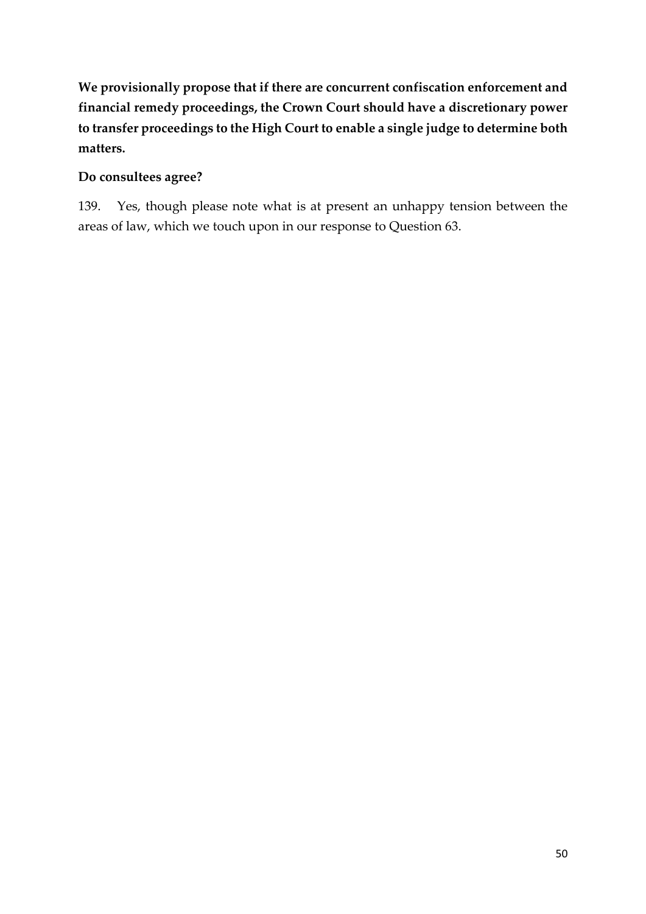**We provisionally propose that if there are concurrent confiscation enforcement and financial remedy proceedings, the Crown Court should have a discretionary power to transfer proceedings to the High Court to enable a single judge to determine both matters.**

**Do consultees agree?**

139. Yes, though please note what is at present an unhappy tension between the areas of law, which we touch upon in our response to Question 63.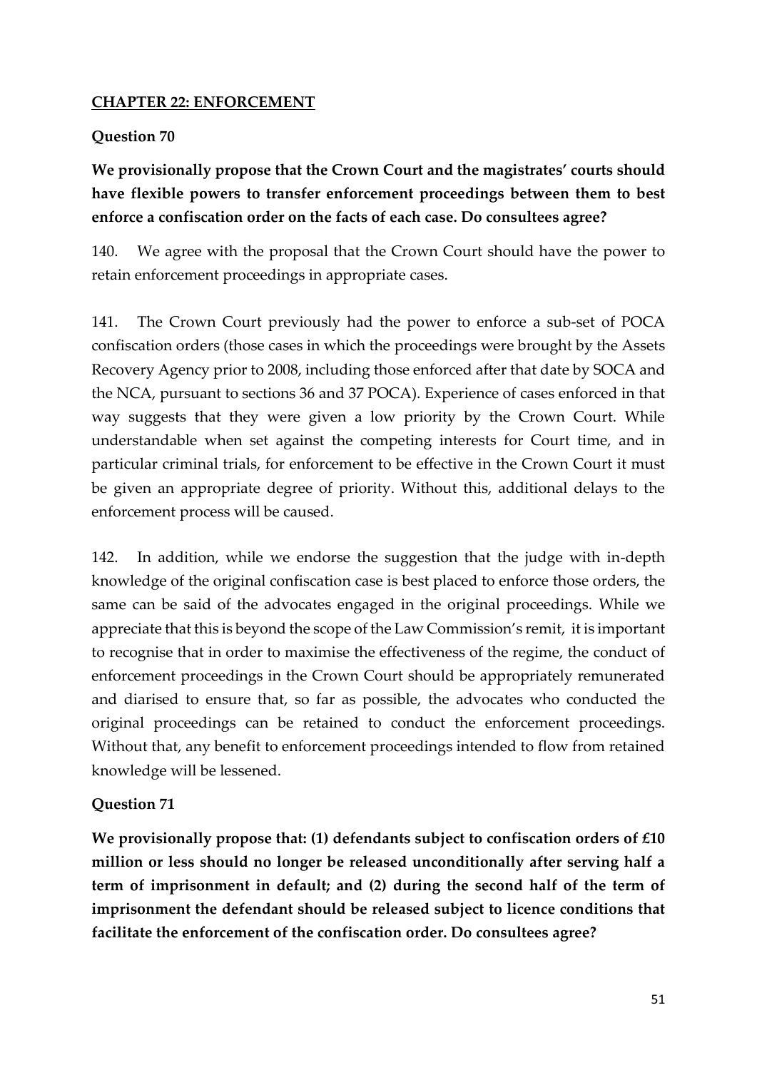## CHAPTER 22: ENFORCEMENT

### Question 70

**We provisionally propose that the Crown Court and the magistrates' courts should have flexible powers to transfer enforcement proceedings between them to best enforce a confiscation order on the facts of each case. Do consultees agree?**

140. We agree with the proposal that the Crown Court should have the power to retain enforcement proceedings in appropriate cases.

141. The Crown Court previously had the power to enforce a sub-set of POCA confiscation orders (those cases in which the proceedings were brought by the Assets Recovery Agency prior to 2008, including those enforced after that date by SOCA and the NCA, pursuant to sections 36 and 37 POCA). Experience of cases enforced in that way suggests that they were given a low priority by the Crown Court. While understandable when set against the competing interests for Court time, and in particular criminal trials, for enforcement to be effective in the Crown Court it must be given an appropriate degree of priority. Without this, additional delays to the enforcement process will be caused.

142. In addition, while we endorse the suggestion that the judge with in-depth knowledge of the original confiscation case is best placed to enforce those orders, the same can be said of the advocates engaged in the original proceedings. While we appreciate that this is beyond the scope of the Law Commission's remit, it is important to recognise that in order to maximise the effectiveness of the regime, the conduct of enforcement proceedings in the Crown Court should be appropriately remunerated and diarised to ensure that, so far as possible, the advocates who conducted the original proceedings can be retained to conduct the enforcement proceedings. Without that, any benefit to enforcement proceedings intended to flow from retained knowledge will be lessened.

### Question 71

**We provisionally propose that: (1) defendants subject to confiscation orders of £10 million or less should no longer be released unconditionally after serving half a term of imprisonment in default; and (2) during the second half of the term of imprisonment the defendant should be released subject to licence conditions that facilitate the enforcement of the confiscation order. Do consultees agree?**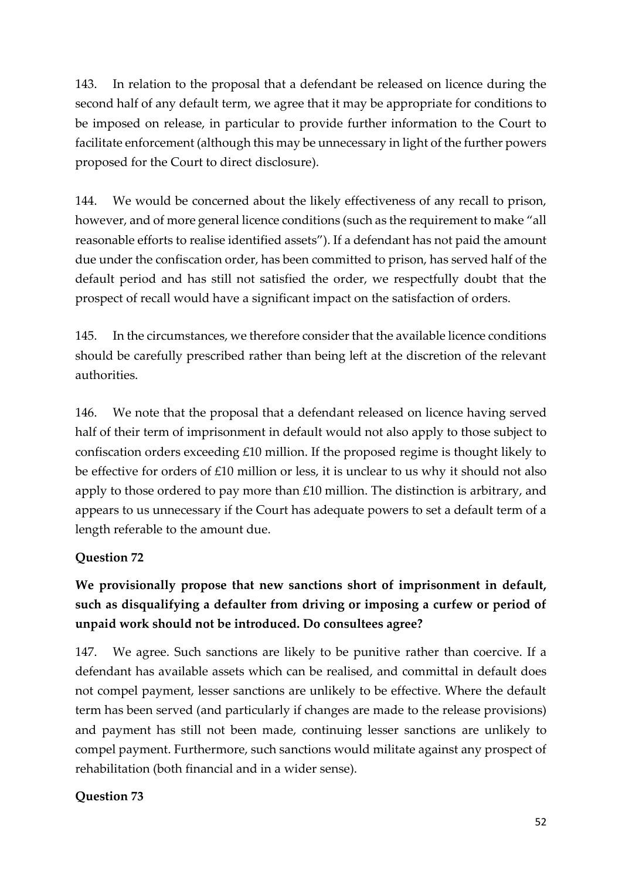143. In relation to the proposal that a defendant be released on licence during the second half of any default term, we agree that it may be appropriate for conditions to be imposed on release, in particular to provide further information to the Court to facilitate enforcement (although this may be unnecessary in light of the further powers proposed for the Court to direct disclosure).

144. We would be concerned about the likely effectiveness of any recall to prison, however, and of more general licence conditions (such as the requirement to make "all reasonable efforts to realise identified assets"). If a defendant has not paid the amount due under the confiscation order, has been committed to prison, has served half of the default period and has still not satisfied the order, we respectfully doubt that the prospect of recall would have a significant impact on the satisfaction of orders.

145. In the circumstances, we therefore consider that the available licence conditions should be carefully prescribed rather than being left at the discretion of the relevant authorities.

146. We note that the proposal that a defendant released on licence having served half of their term of imprisonment in default would not also apply to those subject to confiscation orders exceeding £10 million. If the proposed regime is thought likely to be effective for orders of £10 million or less, it is unclear to us why it should not also apply to those ordered to pay more than £10 million. The distinction is arbitrary, and appears to us unnecessary if the Court has adequate powers to set a default term of a length referable to the amount due.

**Question 72**

**We provisionally propose that new sanctions short of imprisonment in default, such as disqualifying a defaulter from driving or imposing a curfew or period of unpaid work should not be introduced. Do consultees agree?**

147. We agree. Such sanctions are likely to be punitive rather than coercive. If a defendant has available assets which can be realised, and committal in default does not compel payment, lesser sanctions are unlikely to be effective. Where the default term has been served (and particularly if changes are made to the release provisions) and payment has still not been made, continuing lesser sanctions are unlikely to compel payment. Furthermore, such sanctions would militate against any prospect of rehabilitation (both financial and in a wider sense).

**Question 73**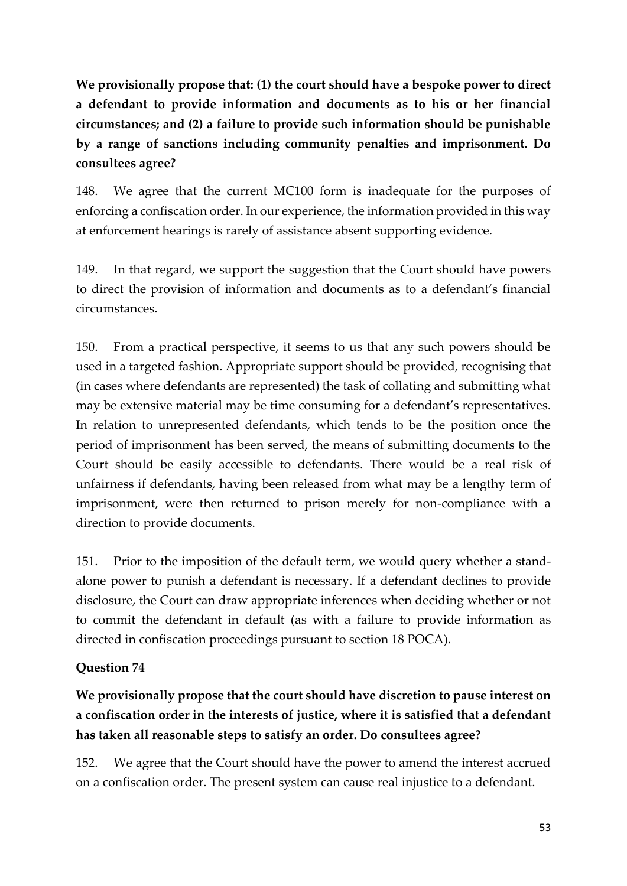**We provisionally propose that: (1) the court should have a bespoke power to direct a defendant to provide information and documents as to his or her financial circumstances; and (2) a failure to provide such information should be punishable by a range of sanctions including community penalties and imprisonment. Do consultees agree?**

148. We agree that the current MC100 form is inadequate for the purposes of enforcing a confiscation order. In our experience, the information provided in this way at enforcement hearings is rarely of assistance absent supporting evidence.

149. In that regard, we support the suggestion that the Court should have powers to direct the provision of information and documents as to a defendant's financial circumstances.

150. From a practical perspective, it seems to us that any such powers should be used in a targeted fashion. Appropriate support should be provided, recognising that (in cases where defendants are represented) the task of collating and submitting what may be extensive material may be time consuming for a defendant's representatives. In relation to unrepresented defendants, which tends to be the position once the period of imprisonment has been served, the means of submitting documents to the Court should be easily accessible to defendants. There would be a real risk of unfairness if defendants, having been released from what may be a lengthy term of imprisonment, were then returned to prison merely for non-compliance with a direction to provide documents.

151. Prior to the imposition of the default term, we would query whether a stand-alone power to punish a defendant is necessary. If a defendant declines to provide disclosure, the Court can draw appropriate inferences when deciding whether or not to commit the defendant in default (as with a failure to provide information as directed in confiscation proceedings pursuant to section 18 POCA).

## Question 74

**We provisionally propose that the court should have discretion to pause interest on a confiscation order in the interests of justice, where it is satisfied that a defendant has taken all reasonable steps to satisfy an order. Do consultees agree?**

152. We agree that the Court should have the power to amend the interest accrued on a confiscation order. The present system can cause real injustice to a defendant.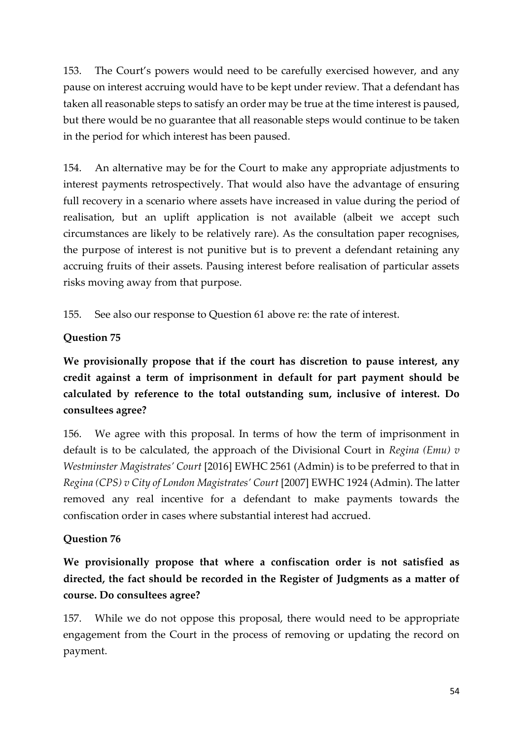153. The Court's powers would need to be carefully exercised however, and any pause on interest accruing would have to be kept under review. That a defendant has taken all reasonable steps to satisfy an order may be true at the time interest is paused, but there would be no guarantee that all reasonable steps would continue to be taken in the period for which interest has been paused.

154. An alternative may be for the Court to make any appropriate adjustments to interest payments retrospectively. That would also have the advantage of ensuring full recovery in a scenario where assets have increased in value during the period of realisation, but an uplift application is not available (albeit we accept such circumstances are likely to be relatively rare). As the consultation paper recognises, the purpose of interest is not punitive but is to prevent a defendant retaining any accruing fruits of their assets. Pausing interest before realisation of particular assets risks moving away from that purpose.

155. See also our response to Question 61 above re: the rate of interest.

**Question 75**

**We provisionally propose that if the court has discretion to pause interest, any credit against a term of imprisonment in default for part payment should be calculated by reference to the total outstanding sum, inclusive of interest. Do consultees agree?**

156. We agree with this proposal. In terms of how the term of imprisonment in default is to be calculated, the approach of the Divisional Court in *Regina (Emu) v Westminster Magistrates' Court* [2016] EWHC 2561 (Admin) is to be preferred to that in *Regina (CPS) v City of London Magistrates' Court* [2007] EWHC 1924 (Admin). The latter removed any real incentive for a defendant to make payments towards the confiscation order in cases where substantial interest had accrued.

**Question 76**

**We provisionally propose that where a confiscation order is not satisfied as directed, the fact should be recorded in the Register of Judgments as a matter of course. Do consultees agree?**

157. While we do not oppose this proposal, there would need to be appropriate engagement from the Court in the process of removing or updating the record on payment.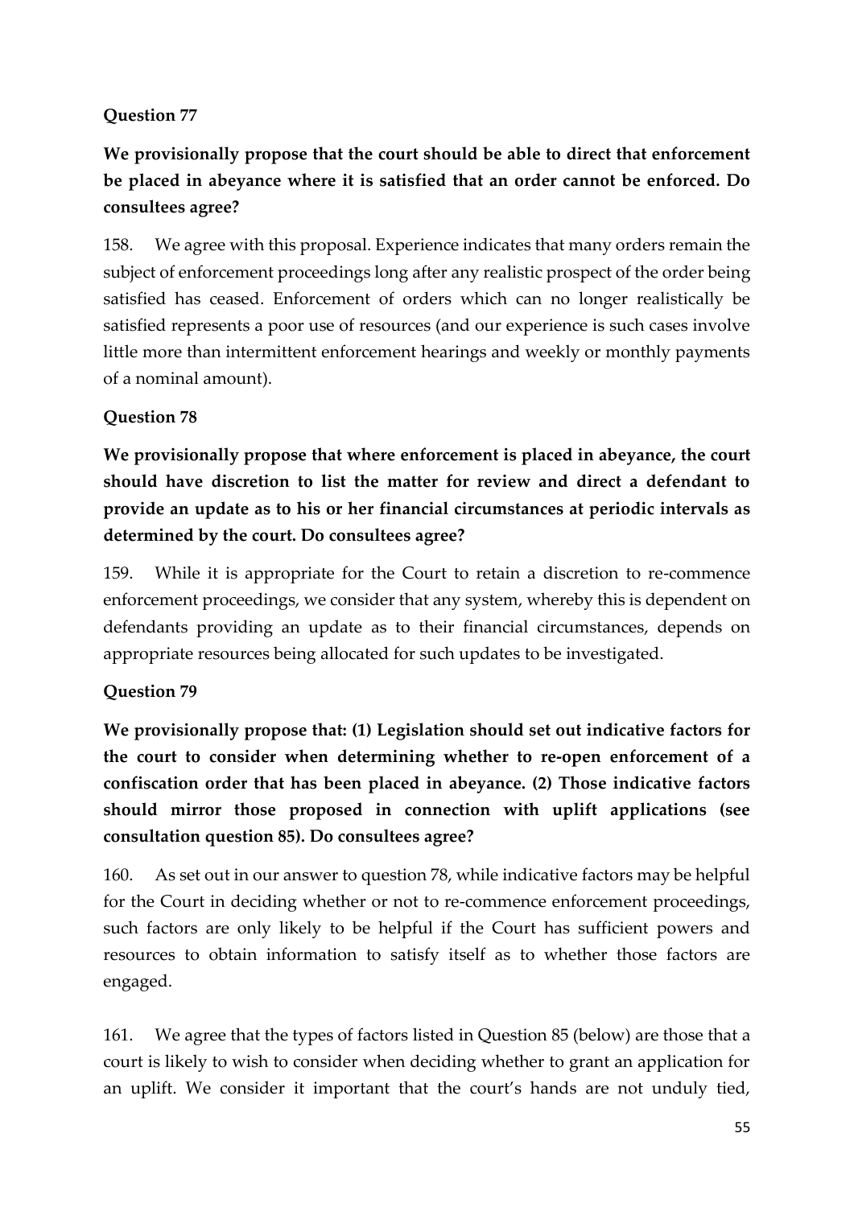**Question 77**

**We provisionally propose that the court should be able to direct that enforcement be placed in abeyance where it is satisfied that an order cannot be enforced. Do consultees agree?**

158. We agree with this proposal. Experience indicates that many orders remain the subject of enforcement proceedings long after any realistic prospect of the order being satisfied has ceased. Enforcement of orders which can no longer realistically be satisfied represents a poor use of resources (and our experience is such cases involve little more than intermittent enforcement hearings and weekly or monthly payments of a nominal amount).

**Question 78**

**We provisionally propose that where enforcement is placed in abeyance, the court should have discretion to list the matter for review and direct a defendant to provide an update as to his or her financial circumstances at periodic intervals as determined by the court. Do consultees agree?**

159. While it is appropriate for the Court to retain a discretion to re-commence enforcement proceedings, we consider that any system, whereby this is dependent on defendants providing an update as to their financial circumstances, depends on appropriate resources being allocated for such updates to be investigated.

**Question 79**

**We provisionally propose that: (1) Legislation should set out indicative factors for the court to consider when determining whether to re-open enforcement of a confiscation order that has been placed in abeyance. (2) Those indicative factors should mirror those proposed in connection with uplift applications (see consultation question 85). Do consultees agree?**

160. As set out in our answer to question 78, while indicative factors may be helpful for the Court in deciding whether or not to re-commence enforcement proceedings, such factors are only likely to be helpful if the Court has sufficient powers and resources to obtain information to satisfy itself as to whether those factors are engaged.

161. We agree that the types of factors listed in Question 85 (below) are those that a court is likely to wish to consider when deciding whether to grant an application for an uplift. We consider it important that the court's hands are not unduly tied,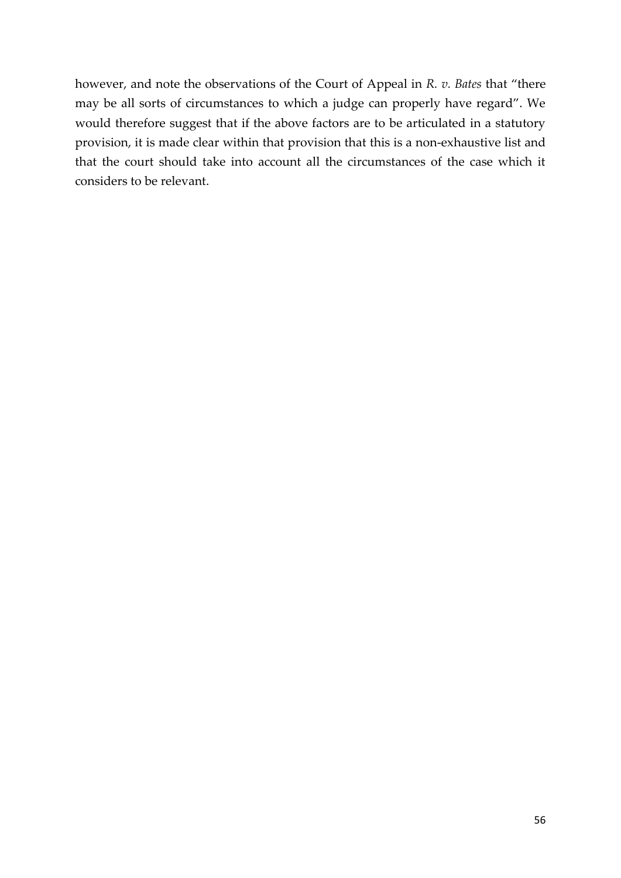however, and note the observations of the Court of Appeal in *R. v. Bates* that "there may be all sorts of circumstances to which a judge can properly have regard". We would therefore suggest that if the above factors are to be articulated in a statutory provision, it is made clear within that provision that this is a non-exhaustive list and that the court should take into account all the circumstances of the case which it considers to be relevant.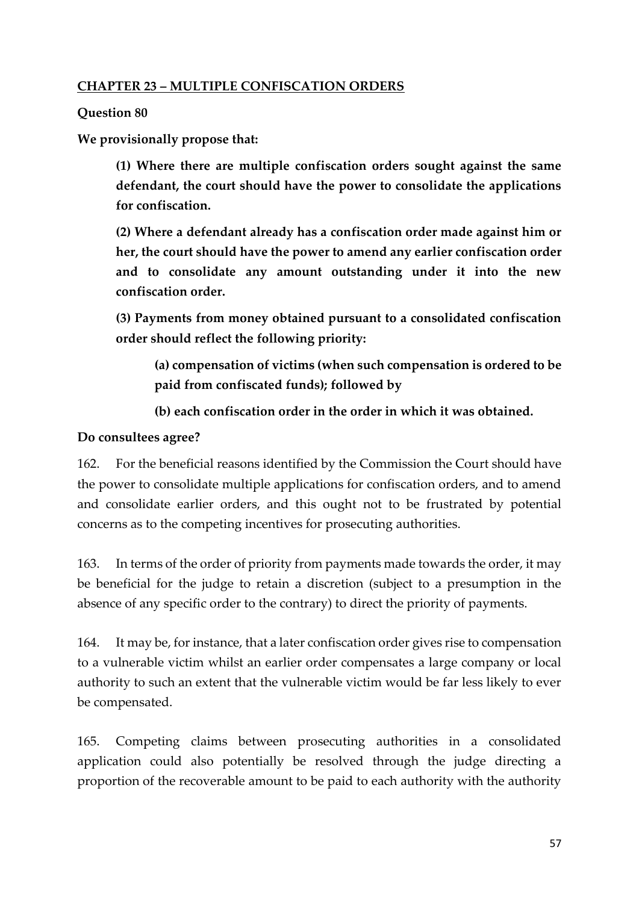## CHAPTER 23 – MULTIPLE CONFISCATION ORDERS

**Question 80**

**We provisionally propose that:**

> **(1) Where there are multiple confiscation orders sought against the same defendant, the court should have the power to consolidate the applications for confiscation.**
>
> **(2) Where a defendant already has a confiscation order made against him or her, the court should have the power to amend any earlier confiscation order and to consolidate any amount outstanding under it into the new confiscation order.**
>
> **(3) Payments from money obtained pursuant to a consolidated confiscation order should reflect the following priority:**
>
> > **(a) compensation of victims (when such compensation is ordered to be paid from confiscated funds); followed by**
> >
> > **(b) each confiscation order in the order in which it was obtained.**

**Do consultees agree?**

162. For the beneficial reasons identified by the Commission the Court should have the power to consolidate multiple applications for confiscation orders, and to amend and consolidate earlier orders, and this ought not to be frustrated by potential concerns as to the competing incentives for prosecuting authorities.

163. In terms of the order of priority from payments made towards the order, it may be beneficial for the judge to retain a discretion (subject to a presumption in the absence of any specific order to the contrary) to direct the priority of payments.

164. It may be, for instance, that a later confiscation order gives rise to compensation to a vulnerable victim whilst an earlier order compensates a large company or local authority to such an extent that the vulnerable victim would be far less likely to ever be compensated.

165. Competing claims between prosecuting authorities in a consolidated application could also potentially be resolved through the judge directing a proportion of the recoverable amount to be paid to each authority with the authority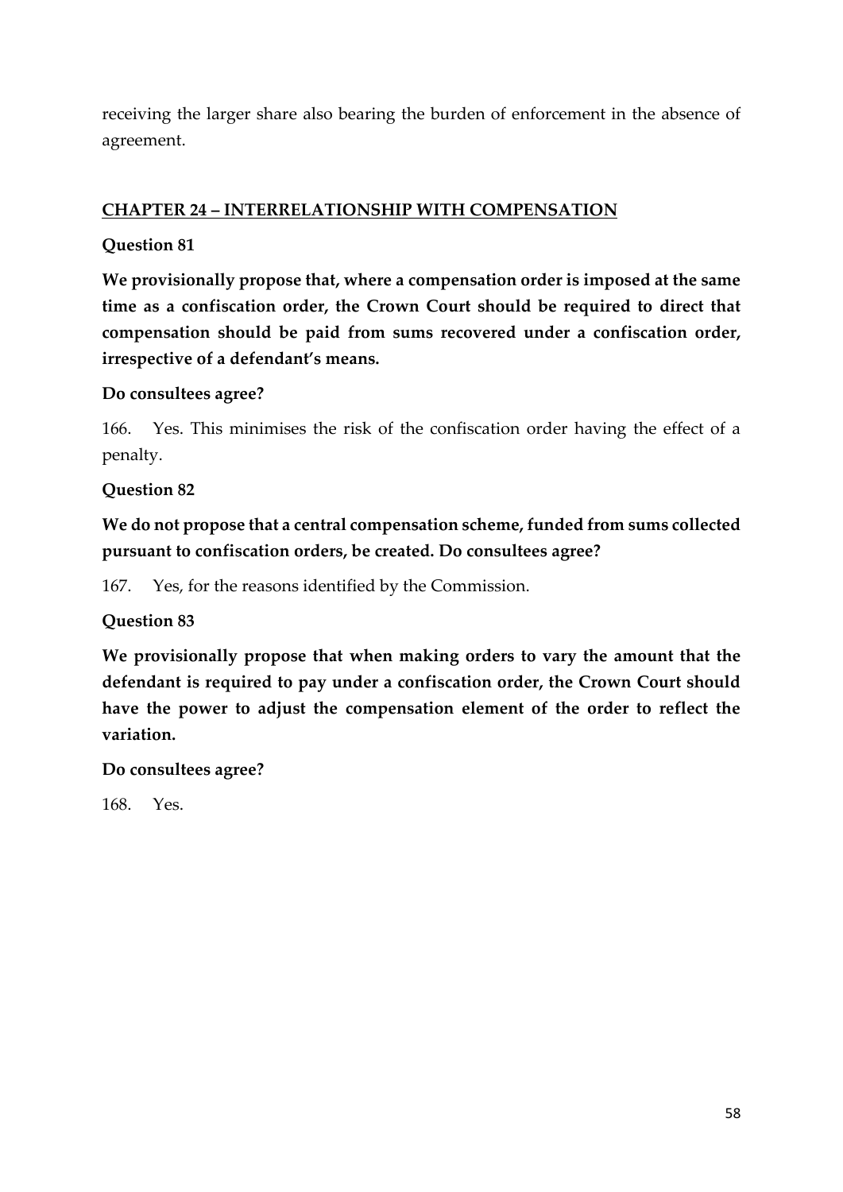receiving the larger share also bearing the burden of enforcement in the absence of agreement.

## CHAPTER 24 – INTERRELATIONSHIP WITH COMPENSATION

### Question 81

**We provisionally propose that, where a compensation order is imposed at the same time as a confiscation order, the Crown Court should be required to direct that compensation should be paid from sums recovered under a confiscation order, irrespective of a defendant's means.**

**Do consultees agree?**

166. Yes. This minimises the risk of the confiscation order having the effect of a penalty.

### Question 82

**We do not propose that a central compensation scheme, funded from sums collected pursuant to confiscation orders, be created. Do consultees agree?**

167. Yes, for the reasons identified by the Commission.

### Question 83

**We provisionally propose that when making orders to vary the amount that the defendant is required to pay under a confiscation order, the Crown Court should have the power to adjust the compensation element of the order to reflect the variation.**

**Do consultees agree?**

168. Yes.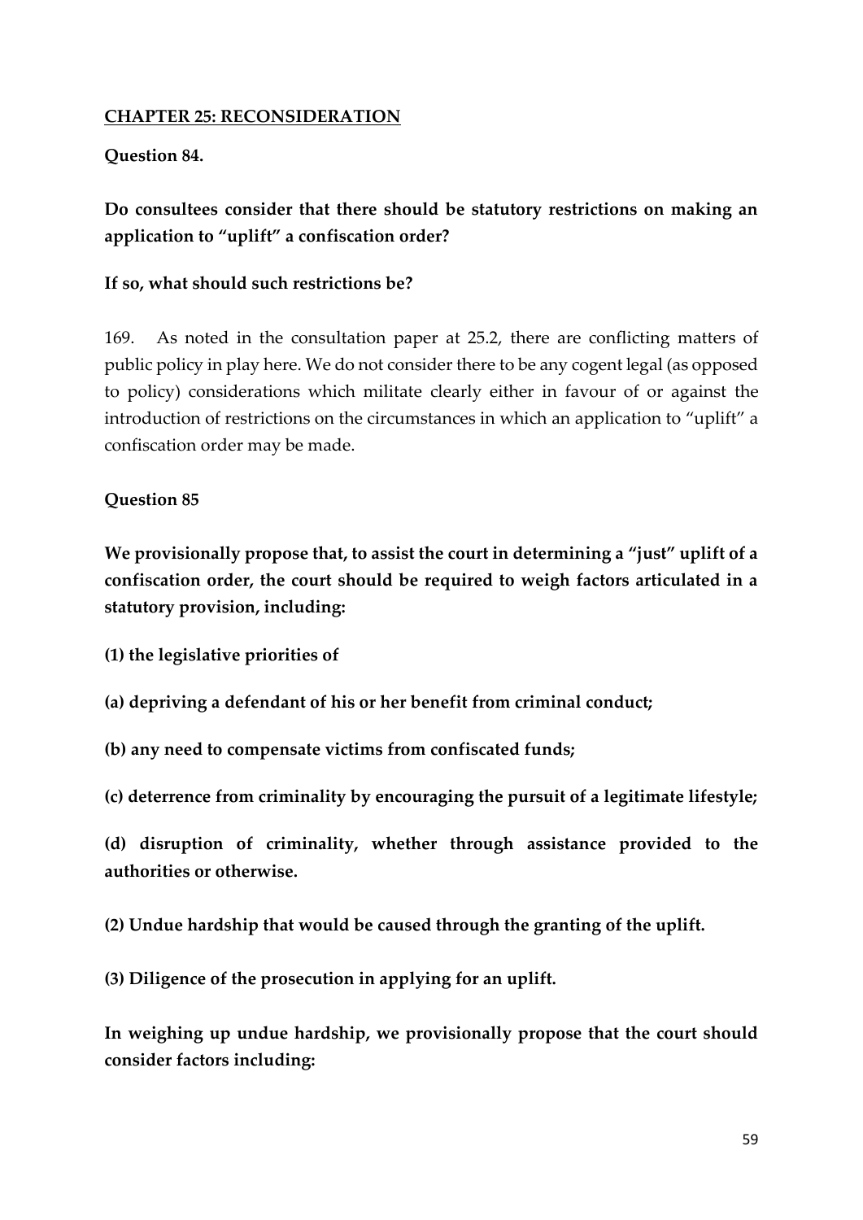## CHAPTER 25: RECONSIDERATION

**Question 84.**

**Do consultees consider that there should be statutory restrictions on making an application to "uplift" a confiscation order?**

**If so, what should such restrictions be?**

169. As noted in the consultation paper at 25.2, there are conflicting matters of public policy in play here. We do not consider there to be any cogent legal (as opposed to policy) considerations which militate clearly either in favour of or against the introduction of restrictions on the circumstances in which an application to "uplift" a confiscation order may be made.

**Question 85**

**We provisionally propose that, to assist the court in determining a "just" uplift of a confiscation order, the court should be required to weigh factors articulated in a statutory provision, including:**

**(1) the legislative priorities of**

**(a) depriving a defendant of his or her benefit from criminal conduct;**

**(b) any need to compensate victims from confiscated funds;**

**(c) deterrence from criminality by encouraging the pursuit of a legitimate lifestyle;**

**(d) disruption of criminality, whether through assistance provided to the authorities or otherwise.**

**(2) Undue hardship that would be caused through the granting of the uplift.**

**(3) Diligence of the prosecution in applying for an uplift.**

**In weighing up undue hardship, we provisionally propose that the court should consider factors including:**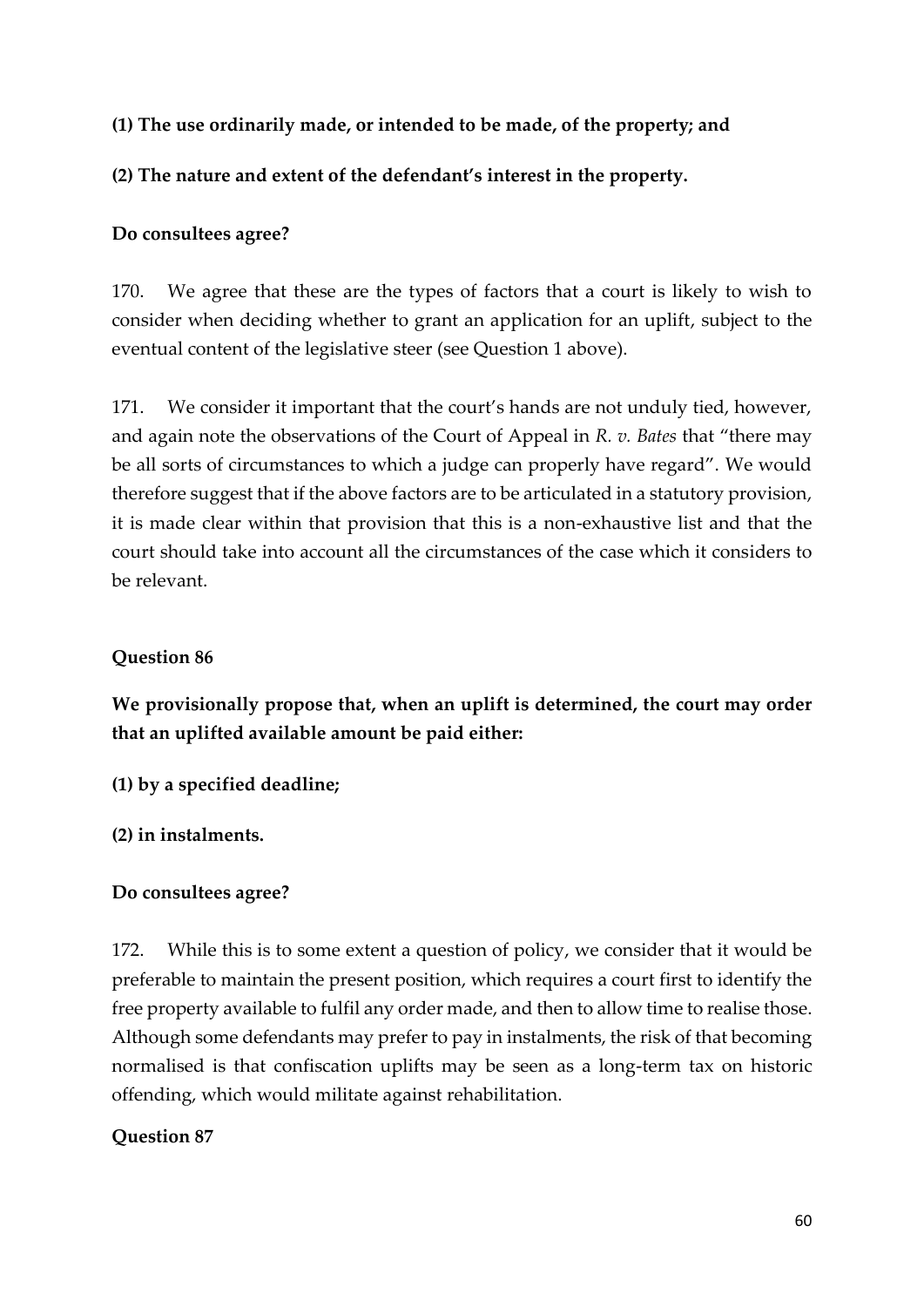**(1) The use ordinarily made, or intended to be made, of the property; and**

**(2) The nature and extent of the defendant's interest in the property.**

**Do consultees agree?**

170. We agree that these are the types of factors that a court is likely to wish to consider when deciding whether to grant an application for an uplift, subject to the eventual content of the legislative steer (see Question 1 above).

171. We consider it important that the court's hands are not unduly tied, however, and again note the observations of the Court of Appeal in *R. v. Bates* that "there may be all sorts of circumstances to which a judge can properly have regard". We would therefore suggest that if the above factors are to be articulated in a statutory provision, it is made clear within that provision that this is a non-exhaustive list and that the court should take into account all the circumstances of the case which it considers to be relevant.

**Question 86**

**We provisionally propose that, when an uplift is determined, the court may order that an uplifted available amount be paid either:**

**(1) by a specified deadline;**

**(2) in instalments.**

**Do consultees agree?**

172. While this is to some extent a question of policy, we consider that it would be preferable to maintain the present position, which requires a court first to identify the free property available to fulfil any order made, and then to allow time to realise those. Although some defendants may prefer to pay in instalments, the risk of that becoming normalised is that confiscation uplifts may be seen as a long-term tax on historic offending, which would militate against rehabilitation.

**Question 87**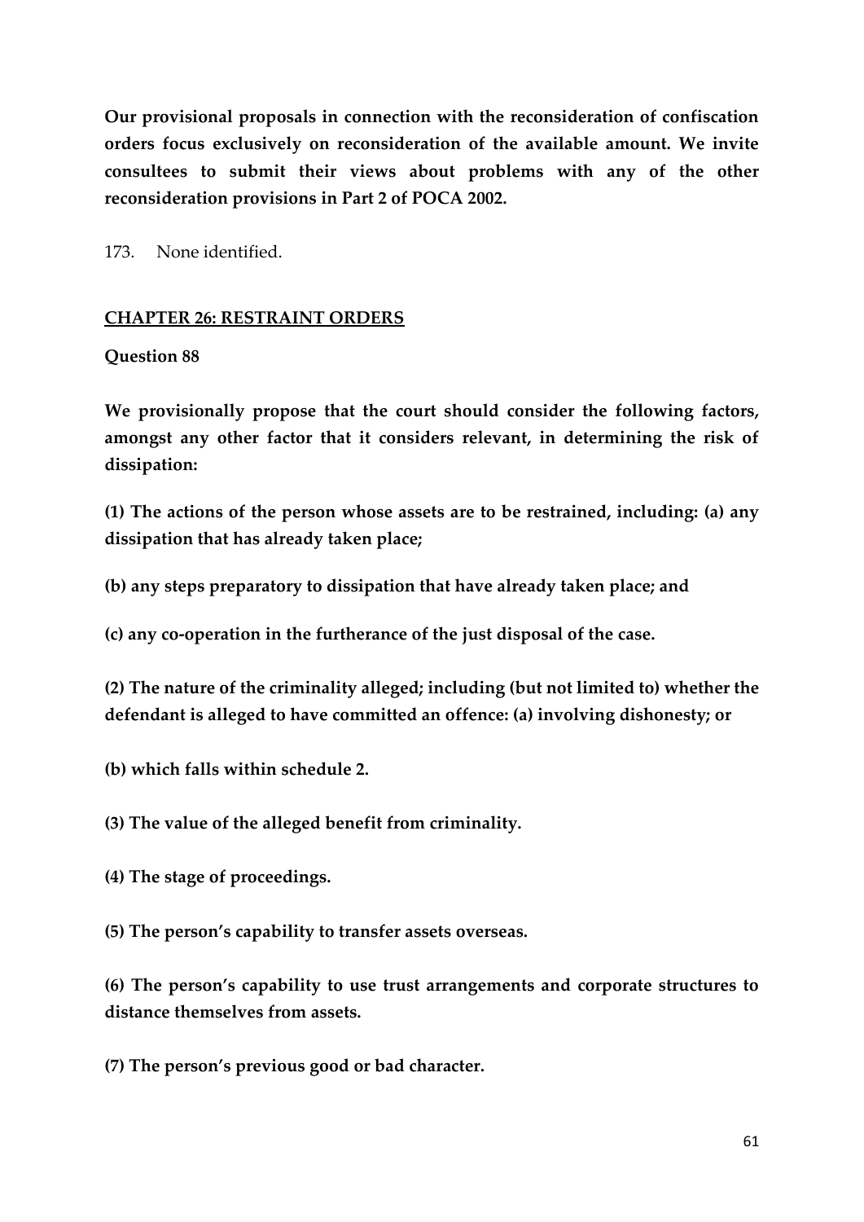**Our provisional proposals in connection with the reconsideration of confiscation orders focus exclusively on reconsideration of the available amount. We invite consultees to submit their views about problems with any of the other reconsideration provisions in Part 2 of POCA 2002.**

173. None identified.

## CHAPTER 26: RESTRAINT ORDERS

**Question 88**

**We provisionally propose that the court should consider the following factors, amongst any other factor that it considers relevant, in determining the risk of dissipation:**

**(1) The actions of the person whose assets are to be restrained, including: (a) any dissipation that has already taken place;**

**(b) any steps preparatory to dissipation that have already taken place; and**

**(c) any co-operation in the furtherance of the just disposal of the case.**

**(2) The nature of the criminality alleged; including (but not limited to) whether the defendant is alleged to have committed an offence: (a) involving dishonesty; or**

**(b) which falls within schedule 2.**

**(3) The value of the alleged benefit from criminality.**

**(4) The stage of proceedings.**

**(5) The person's capability to transfer assets overseas.**

**(6) The person's capability to use trust arrangements and corporate structures to distance themselves from assets.**

**(7) The person's previous good or bad character.**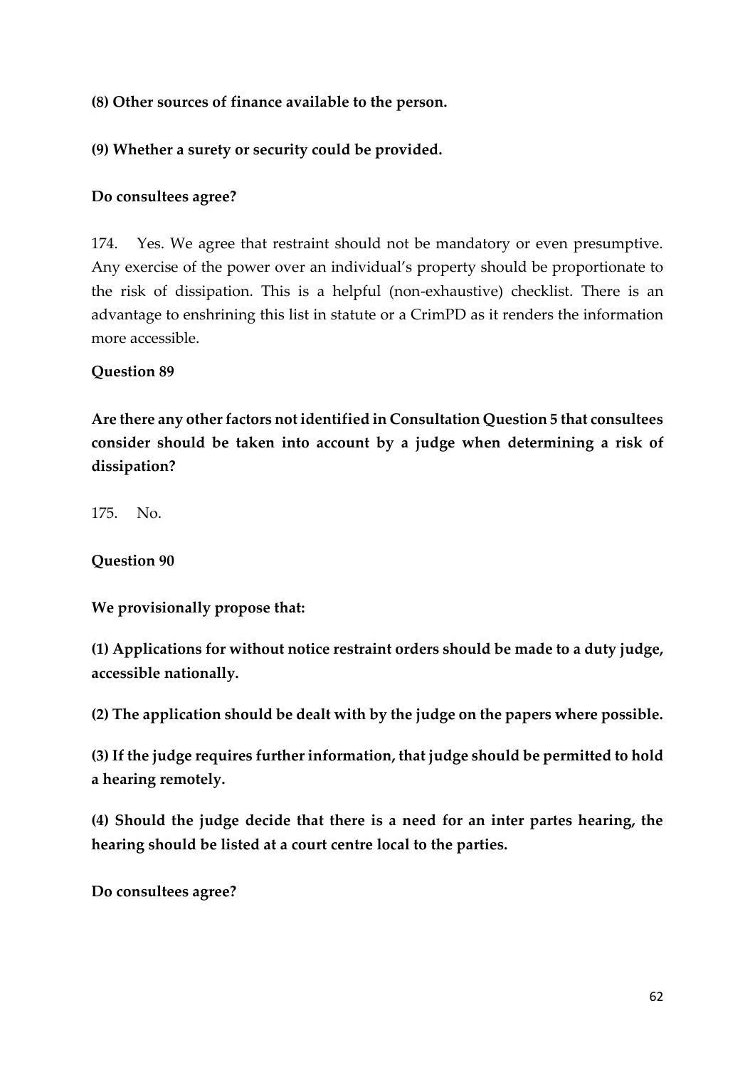**(8) Other sources of finance available to the person.**

**(9) Whether a surety or security could be provided.**

**Do consultees agree?**

174. Yes. We agree that restraint should not be mandatory or even presumptive. Any exercise of the power over an individual's property should be proportionate to the risk of dissipation. This is a helpful (non-exhaustive) checklist. There is an advantage to enshrining this list in statute or a CrimPD as it renders the information more accessible.

**Question 89**

**Are there any other factors not identified in Consultation Question 5 that consultees consider should be taken into account by a judge when determining a risk of dissipation?**

175. No.

**Question 90**

**We provisionally propose that:**

**(1) Applications for without notice restraint orders should be made to a duty judge, accessible nationally.**

**(2) The application should be dealt with by the judge on the papers where possible.**

**(3) If the judge requires further information, that judge should be permitted to hold a hearing remotely.**

**(4) Should the judge decide that there is a need for an inter partes hearing, the hearing should be listed at a court centre local to the parties.**

**Do consultees agree?**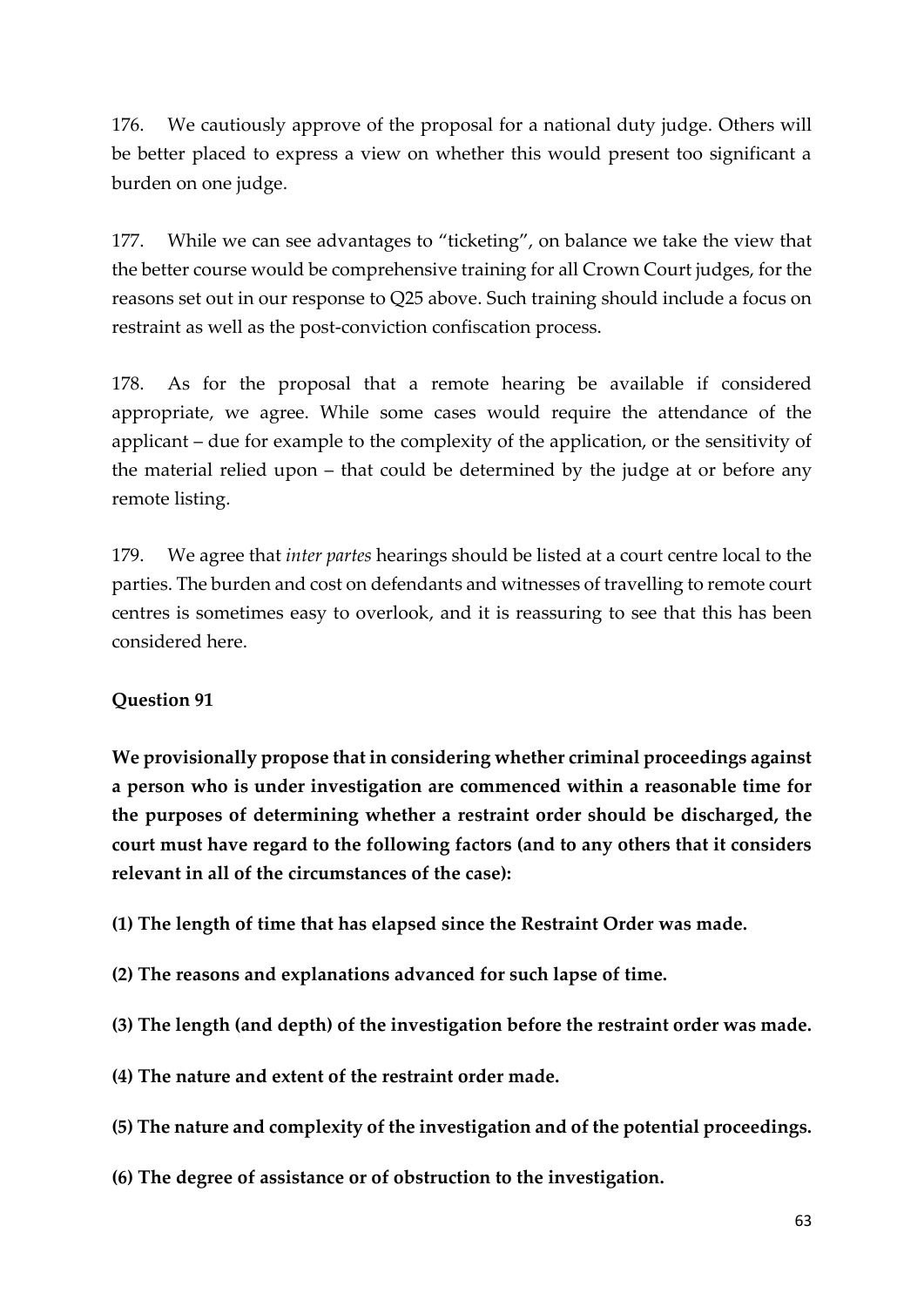176. We cautiously approve of the proposal for a national duty judge. Others will be better placed to express a view on whether this would present too significant a burden on one judge.

177. While we can see advantages to "ticketing", on balance we take the view that the better course would be comprehensive training for all Crown Court judges, for the reasons set out in our response to Q25 above. Such training should include a focus on restraint as well as the post-conviction confiscation process.

178. As for the proposal that a remote hearing be available if considered appropriate, we agree. While some cases would require the attendance of the applicant – due for example to the complexity of the application, or the sensitivity of the material relied upon – that could be determined by the judge at or before any remote listing.

179. We agree that *inter partes* hearings should be listed at a court centre local to the parties. The burden and cost on defendants and witnesses of travelling to remote court centres is sometimes easy to overlook, and it is reassuring to see that this has been considered here.

**Question 91**

**We provisionally propose that in considering whether criminal proceedings against a person who is under investigation are commenced within a reasonable time for the purposes of determining whether a restraint order should be discharged, the court must have regard to the following factors (and to any others that it considers relevant in all of the circumstances of the case):**

**(1) The length of time that has elapsed since the Restraint Order was made.**

**(2) The reasons and explanations advanced for such lapse of time.**

**(3) The length (and depth) of the investigation before the restraint order was made.**

**(4) The nature and extent of the restraint order made.**

**(5) The nature and complexity of the investigation and of the potential proceedings.**

**(6) The degree of assistance or of obstruction to the investigation.**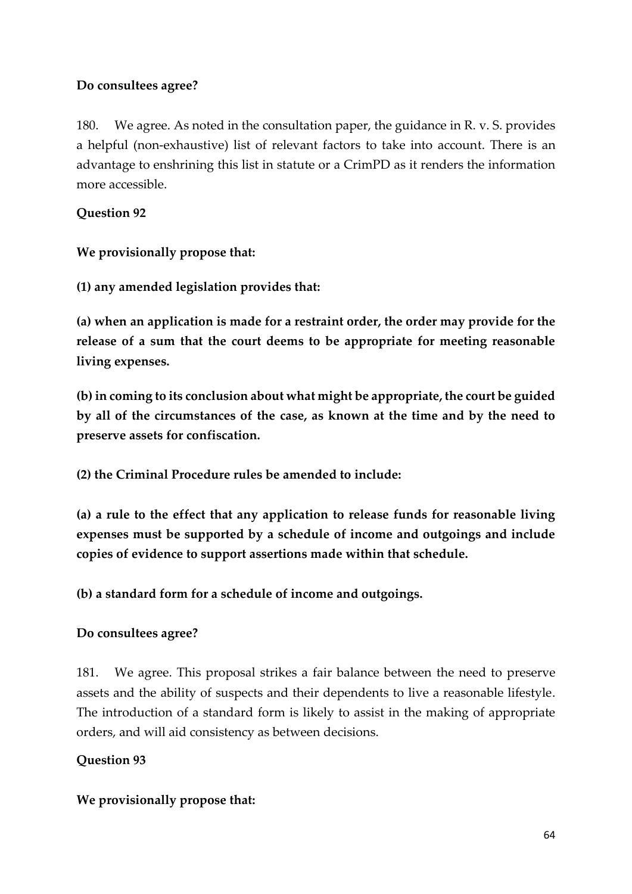**Do consultees agree?**

180. We agree. As noted in the consultation paper, the guidance in R. v. S. provides a helpful (non-exhaustive) list of relevant factors to take into account. There is an advantage to enshrining this list in statute or a CrimPD as it renders the information more accessible.

**Question 92**

**We provisionally propose that:**

**(1) any amended legislation provides that:**

**(a) when an application is made for a restraint order, the order may provide for the release of a sum that the court deems to be appropriate for meeting reasonable living expenses.**

**(b) in coming to its conclusion about what might be appropriate, the court be guided by all of the circumstances of the case, as known at the time and by the need to preserve assets for confiscation.**

**(2) the Criminal Procedure rules be amended to include:**

**(a) a rule to the effect that any application to release funds for reasonable living expenses must be supported by a schedule of income and outgoings and include copies of evidence to support assertions made within that schedule.**

**(b) a standard form for a schedule of income and outgoings.**

**Do consultees agree?**

181. We agree. This proposal strikes a fair balance between the need to preserve assets and the ability of suspects and their dependents to live a reasonable lifestyle. The introduction of a standard form is likely to assist in the making of appropriate orders, and will aid consistency as between decisions.

**Question 93**

**We provisionally propose that:**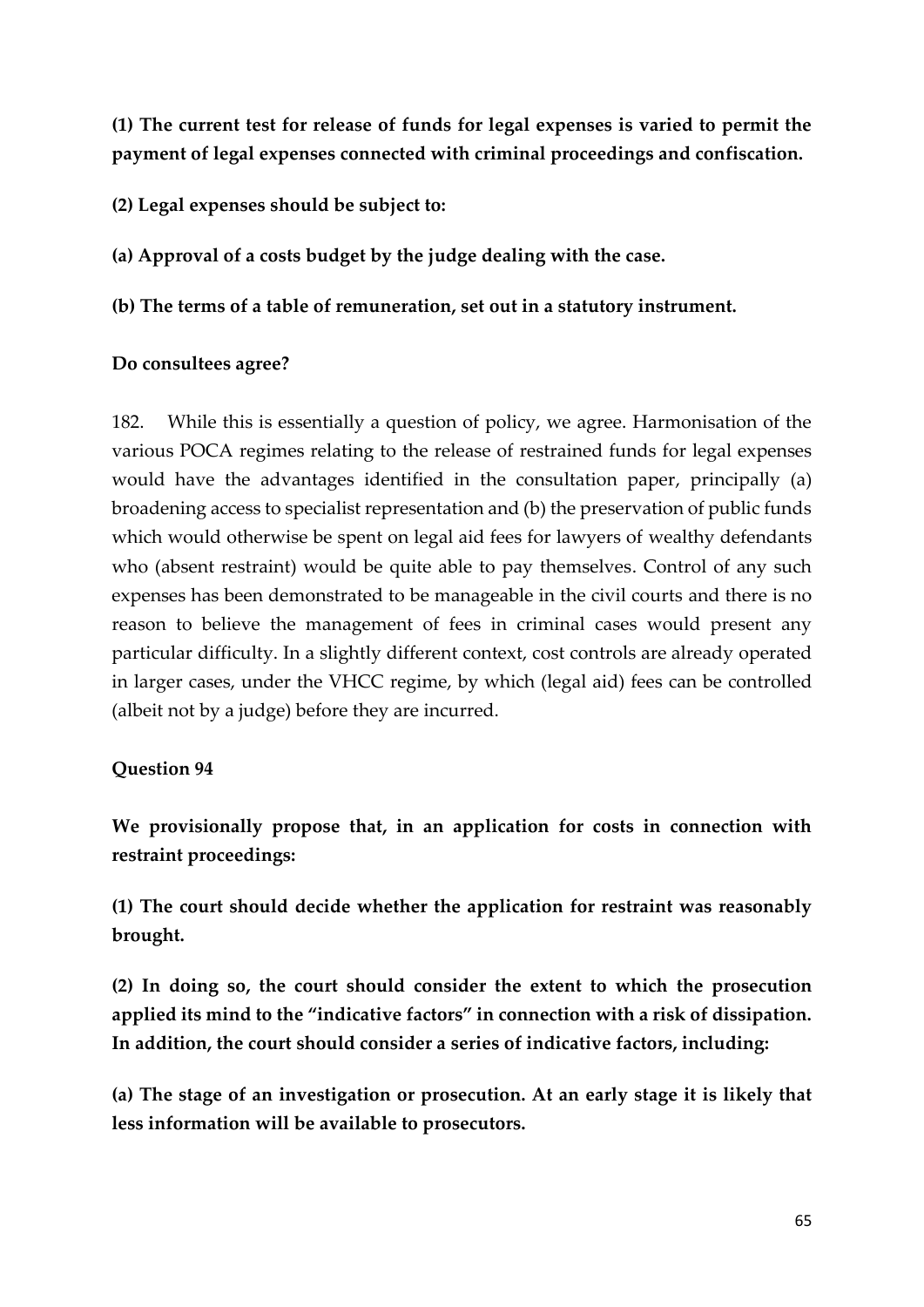**(1) The current test for release of funds for legal expenses is varied to permit the payment of legal expenses connected with criminal proceedings and confiscation.**

**(2) Legal expenses should be subject to:**

**(a) Approval of a costs budget by the judge dealing with the case.**

**(b) The terms of a table of remuneration, set out in a statutory instrument.**

**Do consultees agree?**

182. While this is essentially a question of policy, we agree. Harmonisation of the various POCA regimes relating to the release of restrained funds for legal expenses would have the advantages identified in the consultation paper, principally (a) broadening access to specialist representation and (b) the preservation of public funds which would otherwise be spent on legal aid fees for lawyers of wealthy defendants who (absent restraint) would be quite able to pay themselves. Control of any such expenses has been demonstrated to be manageable in the civil courts and there is no reason to believe the management of fees in criminal cases would present any particular difficulty. In a slightly different context, cost controls are already operated in larger cases, under the VHCC regime, by which (legal aid) fees can be controlled (albeit not by a judge) before they are incurred.

**Question 94**

**We provisionally propose that, in an application for costs in connection with restraint proceedings:**

**(1) The court should decide whether the application for restraint was reasonably brought.**

**(2) In doing so, the court should consider the extent to which the prosecution applied its mind to the "indicative factors" in connection with a risk of dissipation. In addition, the court should consider a series of indicative factors, including:**

**(a) The stage of an investigation or prosecution. At an early stage it is likely that less information will be available to prosecutors.**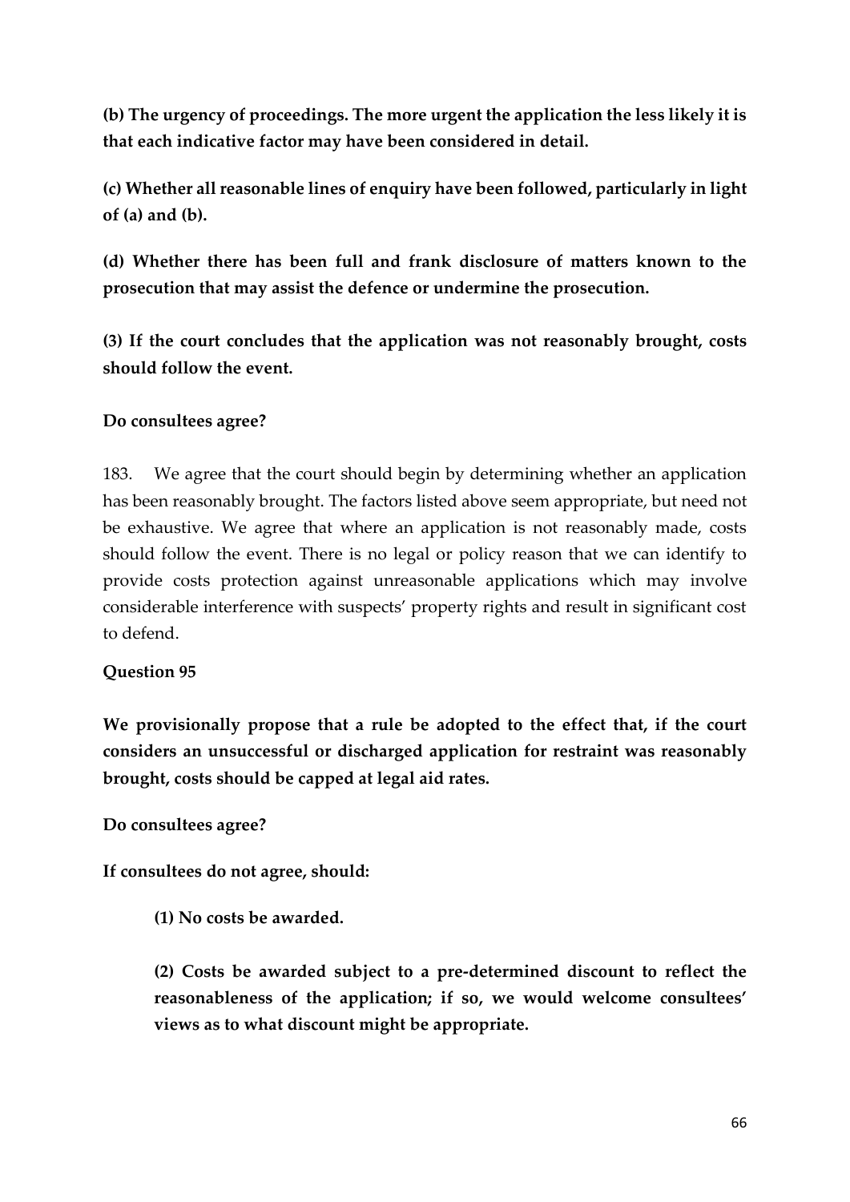**(b) The urgency of proceedings. The more urgent the application the less likely it is that each indicative factor may have been considered in detail.**

**(c) Whether all reasonable lines of enquiry have been followed, particularly in light of (a) and (b).**

**(d) Whether there has been full and frank disclosure of matters known to the prosecution that may assist the defence or undermine the prosecution.**

**(3) If the court concludes that the application was not reasonably brought, costs should follow the event.**

**Do consultees agree?**

183. We agree that the court should begin by determining whether an application has been reasonably brought. The factors listed above seem appropriate, but need not be exhaustive. We agree that where an application is not reasonably made, costs should follow the event. There is no legal or policy reason that we can identify to provide costs protection against unreasonable applications which may involve considerable interference with suspects' property rights and result in significant cost to defend.

**Question 95**

**We provisionally propose that a rule be adopted to the effect that, if the court considers an unsuccessful or discharged application for restraint was reasonably brought, costs should be capped at legal aid rates.**

**Do consultees agree?**

**If consultees do not agree, should:**

**(1) No costs be awarded.**

**(2) Costs be awarded subject to a pre-determined discount to reflect the reasonableness of the application; if so, we would welcome consultees' views as to what discount might be appropriate.**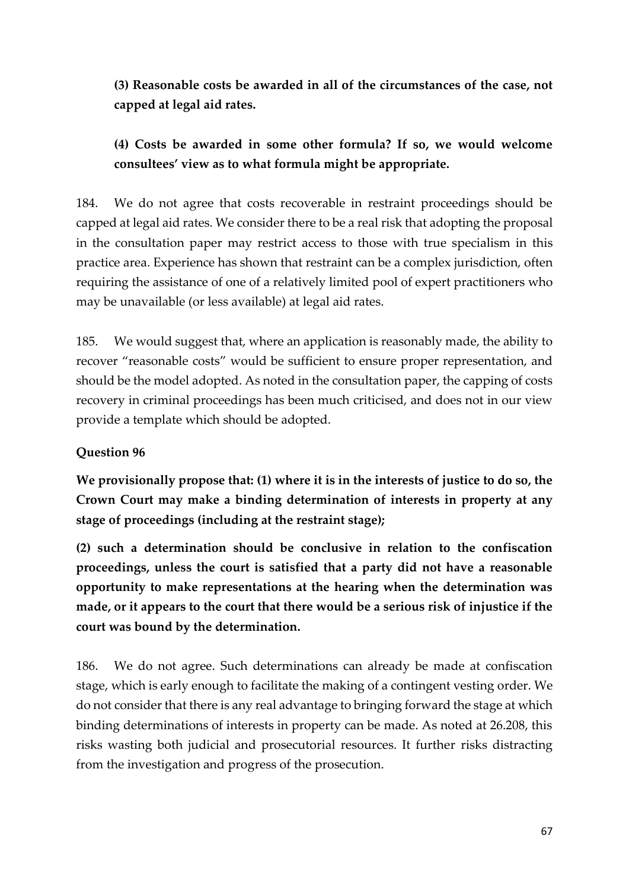**(3) Reasonable costs be awarded in all of the circumstances of the case, not capped at legal aid rates.**

**(4) Costs be awarded in some other formula? If so, we would welcome consultees' view as to what formula might be appropriate.**

184. We do not agree that costs recoverable in restraint proceedings should be capped at legal aid rates. We consider there to be a real risk that adopting the proposal in the consultation paper may restrict access to those with true specialism in this practice area. Experience has shown that restraint can be a complex jurisdiction, often requiring the assistance of one of a relatively limited pool of expert practitioners who may be unavailable (or less available) at legal aid rates.

185. We would suggest that, where an application is reasonably made, the ability to recover "reasonable costs" would be sufficient to ensure proper representation, and should be the model adopted. As noted in the consultation paper, the capping of costs recovery in criminal proceedings has been much criticised, and does not in our view provide a template which should be adopted.

**Question 96**

**We provisionally propose that: (1) where it is in the interests of justice to do so, the Crown Court may make a binding determination of interests in property at any stage of proceedings (including at the restraint stage);**

**(2) such a determination should be conclusive in relation to the confiscation proceedings, unless the court is satisfied that a party did not have a reasonable opportunity to make representations at the hearing when the determination was made, or it appears to the court that there would be a serious risk of injustice if the court was bound by the determination.**

186. We do not agree. Such determinations can already be made at confiscation stage, which is early enough to facilitate the making of a contingent vesting order. We do not consider that there is any real advantage to bringing forward the stage at which binding determinations of interests in property can be made. As noted at 26.208, this risks wasting both judicial and prosecutorial resources. It further risks distracting from the investigation and progress of the prosecution.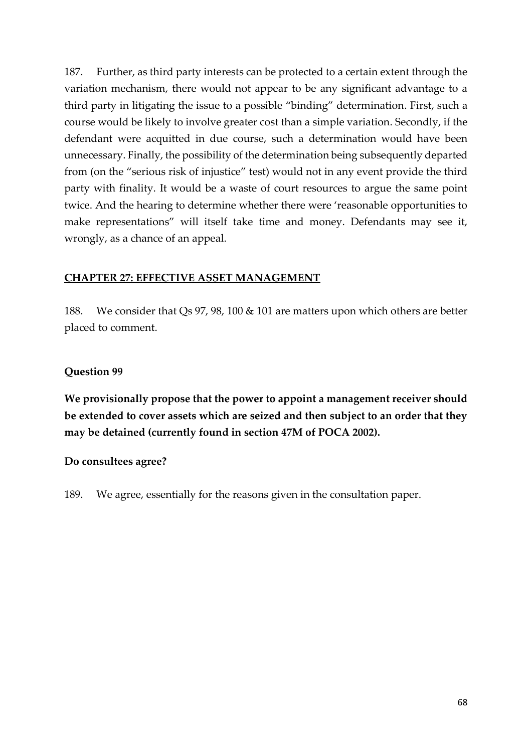187. Further, as third party interests can be protected to a certain extent through the variation mechanism, there would not appear to be any significant advantage to a third party in litigating the issue to a possible "binding" determination. First, such a course would be likely to involve greater cost than a simple variation. Secondly, if the defendant were acquitted in due course, such a determination would have been unnecessary. Finally, the possibility of the determination being subsequently departed from (on the "serious risk of injustice" test) would not in any event provide the third party with finality. It would be a waste of court resources to argue the same point twice. And the hearing to determine whether there were 'reasonable opportunities to make representations" will itself take time and money. Defendants may see it, wrongly, as a chance of an appeal.

## CHAPTER 27: EFFECTIVE ASSET MANAGEMENT

188. We consider that Qs 97, 98, 100 & 101 are matters upon which others are better placed to comment.

### Question 99

**We provisionally propose that the power to appoint a management receiver should be extended to cover assets which are seized and then subject to an order that they may be detained (currently found in section 47M of POCA 2002).**

**Do consultees agree?**

189. We agree, essentially for the reasons given in the consultation paper.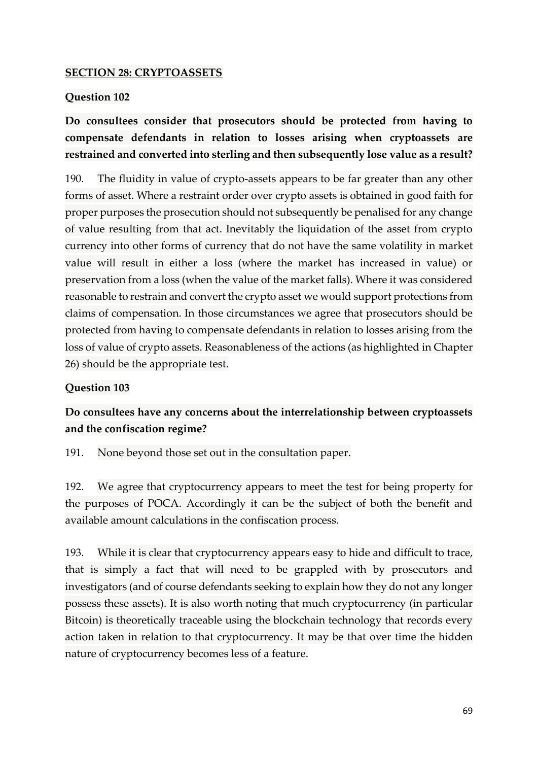## SECTION 28: CRYPTOASSETS

### Question 102

**Do consultees consider that prosecutors should be protected from having to compensate defendants in relation to losses arising when cryptoassets are restrained and converted into sterling and then subsequently lose value as a result?**

190. The fluidity in value of crypto-assets appears to be far greater than any other forms of asset. Where a restraint order over crypto assets is obtained in good faith for proper purposes the prosecution should not subsequently be penalised for any change of value resulting from that act. Inevitably the liquidation of the asset from crypto currency into other forms of currency that do not have the same volatility in market value will result in either a loss (where the market has increased in value) or preservation from a loss (when the value of the market falls). Where it was considered reasonable to restrain and convert the crypto asset we would support protections from claims of compensation. In those circumstances we agree that prosecutors should be protected from having to compensate defendants in relation to losses arising from the loss of value of crypto assets. Reasonableness of the actions (as highlighted in Chapter 26) should be the appropriate test.

### Question 103

**Do consultees have any concerns about the interrelationship between cryptoassets and the confiscation regime?**

191. None beyond those set out in the consultation paper.

192. We agree that cryptocurrency appears to meet the test for being property for the purposes of POCA. Accordingly it can be the subject of both the benefit and available amount calculations in the confiscation process.

193. While it is clear that cryptocurrency appears easy to hide and difficult to trace, that is simply a fact that will need to be grappled with by prosecutors and investigators (and of course defendants seeking to explain how they do not any longer possess these assets). It is also worth noting that much cryptocurrency (in particular Bitcoin) is theoretically traceable using the blockchain technology that records every action taken in relation to that cryptocurrency. It may be that over time the hidden nature of cryptocurrency becomes less of a feature.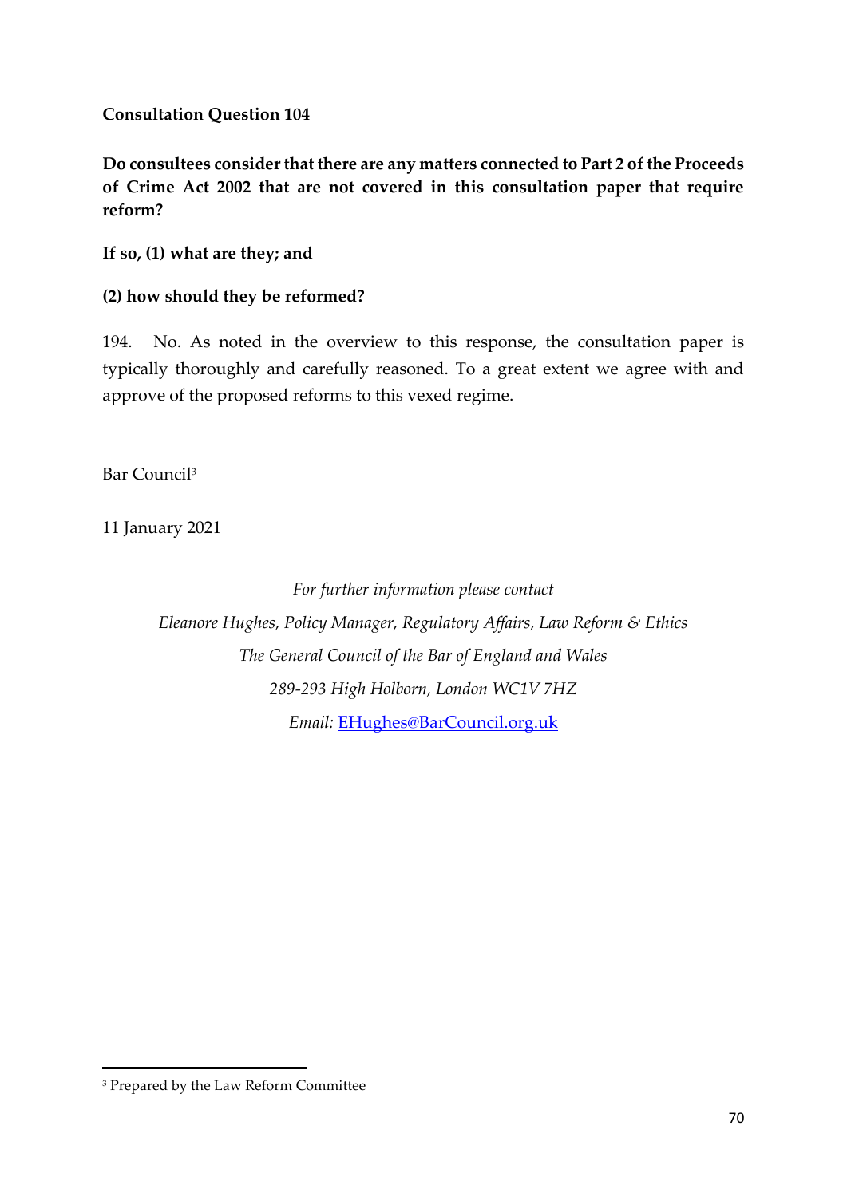**Consultation Question 104**

**Do consultees consider that there are any matters connected to Part 2 of the Proceeds of Crime Act 2002 that are not covered in this consultation paper that require reform?**

**If so, (1) what are they; and**

**(2) how should they be reformed?**

194. No. As noted in the overview to this response, the consultation paper is typically thoroughly and carefully reasoned. To a great extent we agree with and approve of the proposed reforms to this vexed regime.

Bar Council[3]

11 January 2021

*For further information please contact*

*Eleanore Hughes, Policy Manager, Regulatory Affairs, Law Reform & Ethics*

*The General Council of the Bar of England and Wales*

*289-293 High Holborn, London WC1V 7HZ*

*Email:* [EHughes@BarCouncil.org.uk](mailto:EHughes@BarCouncil.org.uk)

---

[3] Prepared by the Law Reform Committee